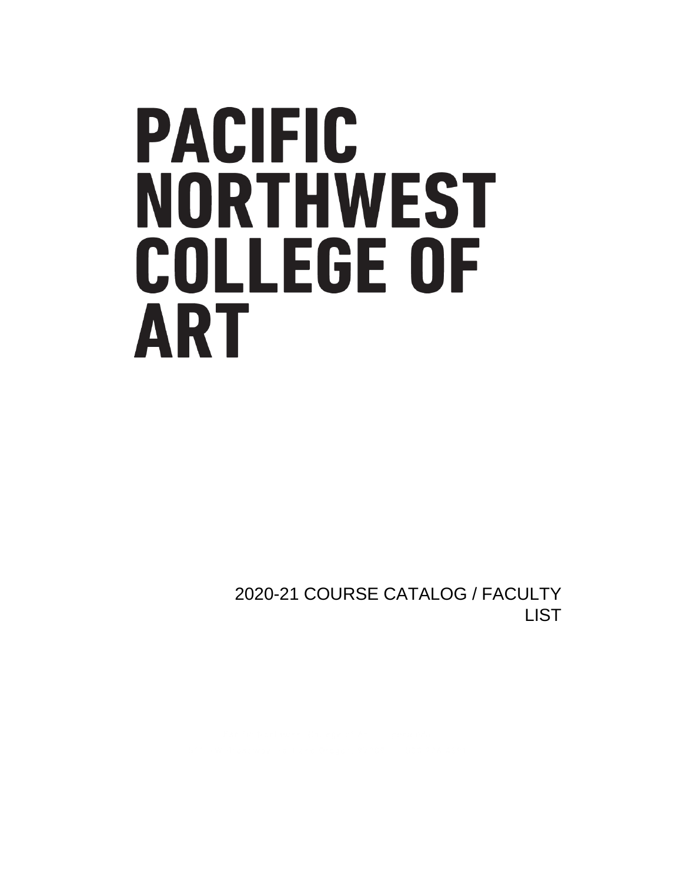# PACIFIC NORTHWEST COLLEGE OF ART

2020-21 COURSE CATALOG / FACULTY LIST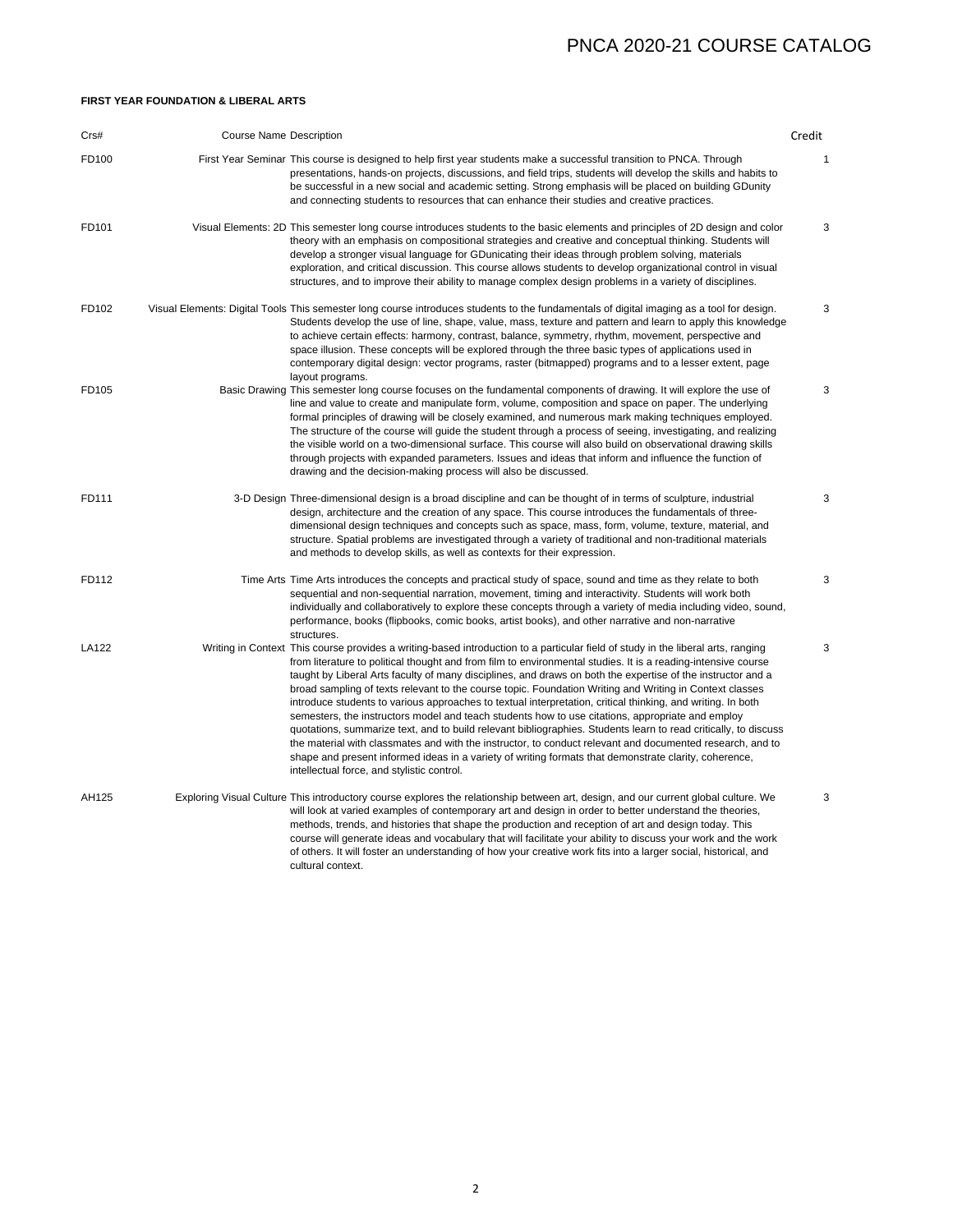**FIRST YEAR FOUNDATION & LIBERAL ARTS**

| Crs# | Course Name | Description | Credit |
| --- | --- | --- | --- |
| FD100 | First Year Seminar | This course is designed to help first year students make a successful transition to PNCA. Through presentations, hands-on projects, discussions, and field trips, students will develop the skills and habits to be successful in a new social and academic setting. Strong emphasis will be placed on building GDunity and connecting students to resources that can enhance their studies and creative practices. | 1 |
| FD101 | Visual Elements: 2D | This semester long course introduces students to the basic elements and principles of 2D design and color theory with an emphasis on compositional strategies and creative and conceptual thinking. Students will develop a stronger visual language for GDunicating their ideas through problem solving, materials exploration, and critical discussion. This course allows students to develop organizational control in visual structures, and to improve their ability to manage complex design problems in a variety of disciplines. | 3 |
| FD102 | Visual Elements: Digital Tools | This semester long course introduces students to the fundamentals of digital imaging as a tool for design. Students develop the use of line, shape, value, mass, texture and pattern and learn to apply this knowledge to achieve certain effects: harmony, contrast, balance, symmetry, rhythm, movement, perspective and space illusion. These concepts will be explored through the three basic types of applications used in contemporary digital design: vector programs, raster (bitmapped) programs and to a lesser extent, page layout programs. | 3 |
| FD105 | Basic Drawing | This semester long course focuses on the fundamental components of drawing. It will explore the use of line and value to create and manipulate form, volume, composition and space on paper. The underlying formal principles of drawing will be closely examined, and numerous mark making techniques employed. The structure of the course will guide the student through a process of seeing, investigating, and realizing the visible world on a two-dimensional surface. This course will also build on observational drawing skills through projects with expanded parameters. Issues and ideas that inform and influence the function of drawing and the decision-making process will also be discussed. | 3 |
| FD111 | 3-D Design | Three-dimensional design is a broad discipline and can be thought of in terms of sculpture, industrial design, architecture and the creation of any space. This course introduces the fundamentals of three-dimensional design techniques and concepts such as space, mass, form, volume, texture, material, and structure. Spatial problems are investigated through a variety of traditional and non-traditional materials and methods to develop skills, as well as contexts for their expression. | 3 |
| FD112 | Time Arts | Time Arts introduces the concepts and practical study of space, sound and time as they relate to both sequential and non-sequential narration, movement, timing and interactivity. Students will work both individually and collaboratively to explore these concepts through a variety of media including video, sound, performance, books (flipbooks, comic books, artist books), and other narrative and non-narrative structures. | 3 |
| LA122 | Writing in Context | This course provides a writing-based introduction to a particular field of study in the liberal arts, ranging from literature to political thought and from film to environmental studies. It is a reading-intensive course taught by Liberal Arts faculty of many disciplines, and draws on both the expertise of the instructor and a broad sampling of texts relevant to the course topic. Foundation Writing and Writing in Context classes introduce students to various approaches to textual interpretation, critical thinking, and writing. In both semesters, the instructors model and teach students how to use citations, appropriate and employ quotations, summarize text, and to build relevant bibliographies. Students learn to read critically, to discuss the material with classmates and with the instructor, to conduct relevant and documented research, and to shape and present informed ideas in a variety of writing formats that demonstrate clarity, coherence, intellectual force, and stylistic control. | 3 |
| AH125 | Exploring Visual Culture | This introductory course explores the relationship between art, design, and our current global culture. We will look at varied examples of contemporary art and design in order to better understand the theories, methods, trends, and histories that shape the production and reception of art and design today. This course will generate ideas and vocabulary that will facilitate your ability to discuss your work and the work of others. It will foster an understanding of how your creative work fits into a larger social, historical, and cultural context. | 3 |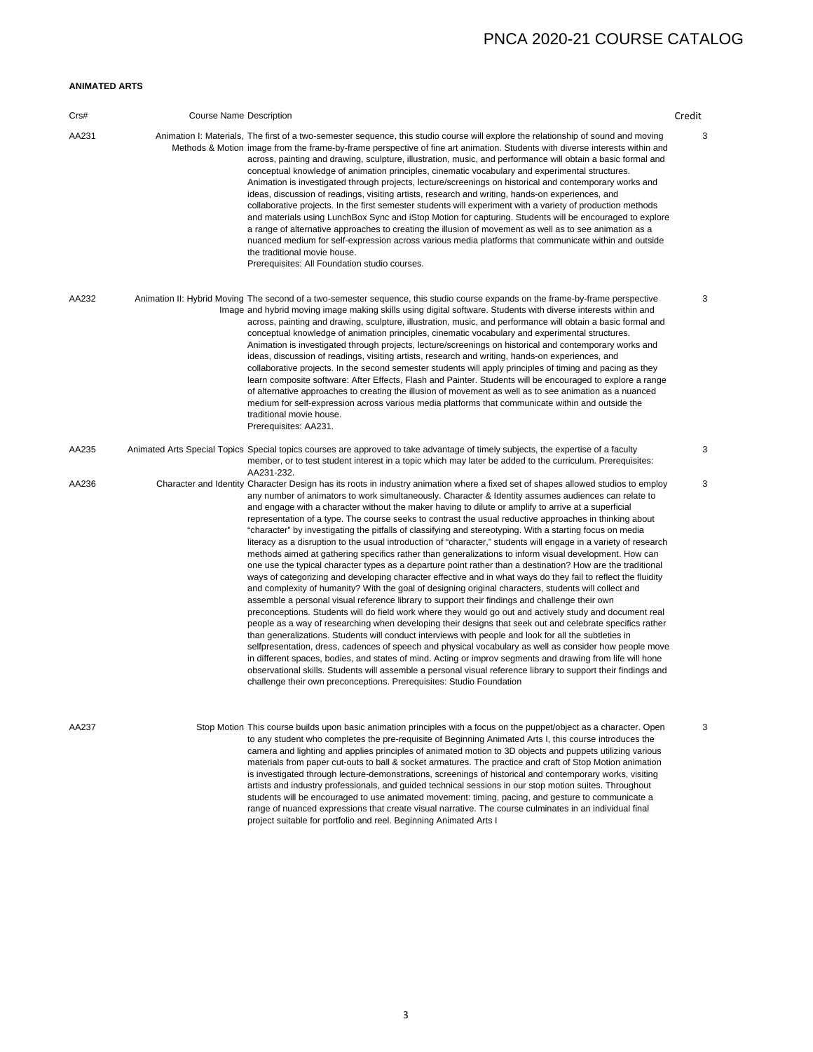**ANIMATED ARTS**

| Crs# | Course Name | Description | Credit |
|---|---|---|---|
| AA231 | Animation I: Materials, Methods & Motion | The first of a two-semester sequence, this studio course will explore the relationship of sound and moving image from the frame-by-frame perspective of fine art animation. Students with diverse interests within and across, painting and drawing, sculpture, illustration, music, and performance will obtain a basic formal and conceptual knowledge of animation principles, cinematic vocabulary and experimental structures. Animation is investigated through projects, lecture/screenings on historical and contemporary works and ideas, discussion of readings, visiting artists, research and writing, hands-on experiences, and collaborative projects. In the first semester students will experiment with a variety of production methods and materials using LunchBox Sync and iStop Motion for capturing. Students will be encouraged to explore a range of alternative approaches to creating the illusion of movement as well as to see animation as a nuanced medium for self-expression across various media platforms that communicate within and outside the traditional movie house. Prerequisites: All Foundation studio courses. | 3 |
| AA232 | Animation II: Hybrid Moving Image | The second of a two-semester sequence, this studio course expands on the frame-by-frame perspective and hybrid moving image making skills using digital software. Students with diverse interests within and across, painting and drawing, sculpture, illustration, music, and performance will obtain a basic formal and conceptual knowledge of animation principles, cinematic vocabulary and experimental structures. Animation is investigated through projects, lecture/screenings on historical and contemporary works and ideas, discussion of readings, visiting artists, research and writing, hands-on experiences, and collaborative projects. In the second semester students will apply principles of timing and pacing as they learn composite software: After Effects, Flash and Painter. Students will be encouraged to explore a range of alternative approaches to creating the illusion of movement as well as to see animation as a nuanced medium for self-expression across various media platforms that communicate within and outside the traditional movie house. Prerequisites: AA231. | 3 |
| AA235 | Animated Arts Special Topics | Special topics courses are approved to take advantage of timely subjects, the expertise of a faculty member, or to test student interest in a topic which may later be added to the curriculum. Prerequisites: AA231-232. | 3 |
| AA236 | Character and Identity | Character Design has its roots in industry animation where a fixed set of shapes allowed studios to employ any number of animators to work simultaneously. Character & Identity assumes audiences can relate to and engage with a character without the maker having to dilute or amplify to arrive at a superficial representation of a type. The course seeks to contrast the usual reductive approaches in thinking about "character" by investigating the pitfalls of classifying and stereotyping. With a starting focus on media literacy as a disruption to the usual introduction of "character," students will engage in a variety of research methods aimed at gathering specifics rather than generalizations to inform visual development. How can one use the typical character types as a departure point rather than a destination? How are the traditional ways of categorizing and developing character effective and in what ways do they fail to reflect the fluidity and complexity of humanity? With the goal of designing original characters, students will collect and assemble a personal visual reference library to support their findings and challenge their own preconceptions. Students will do field work where they would go out and actively study and document real people as a way of researching when developing their designs that seek out and celebrate specifics rather than generalizations. Students will conduct interviews with people and look for all the subtleties in selfpresentation, dress, cadences of speech and physical vocabulary as well as consider how people move in different spaces, bodies, and states of mind. Acting or improv segments and drawing from life will hone observational skills. Students will assemble a personal visual reference library to support their findings and challenge their own preconceptions. Prerequisites: Studio Foundation | 3 |
| AA237 | Stop Motion | This course builds upon basic animation principles with a focus on the puppet/object as a character. Open to any student who completes the pre-requisite of Beginning Animated Arts I, this course introduces the camera and lighting and applies principles of animated motion to 3D objects and puppets utilizing various materials from paper cut-outs to ball & socket armatures. The practice and craft of Stop Motion animation is investigated through lecture-demonstrations, screenings of historical and contemporary works, visiting artists and industry professionals, and guided technical sessions in our stop motion suites. Throughout students will be encouraged to use animated movement: timing, pacing, and gesture to communicate a range of nuanced expressions that create visual narrative. The course culminates in an individual final project suitable for portfolio and reel. Beginning Animated Arts I | 3 |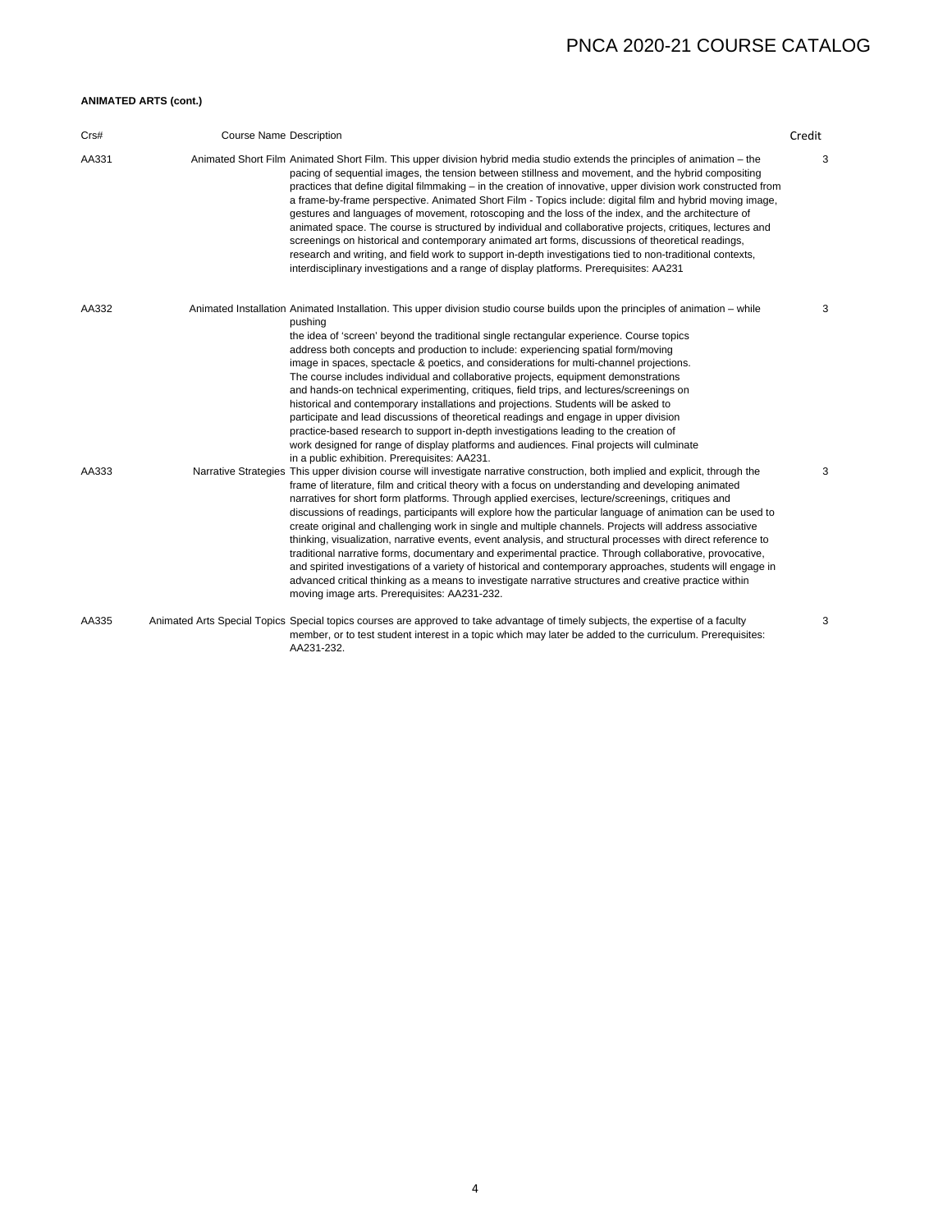**ANIMATED ARTS (cont.)**

| Crs# | Course Name | Description | Credit |
|---|---|---|---|
| AA331 | Animated Short Film | Animated Short Film. This upper division hybrid media studio extends the principles of animation – the pacing of sequential images, the tension between stillness and movement, and the hybrid compositing practices that define digital filmmaking – in the creation of innovative, upper division work constructed from a frame-by-frame perspective. Animated Short Film - Topics include: digital film and hybrid moving image, gestures and languages of movement, rotoscoping and the loss of the index, and the architecture of animated space. The course is structured by individual and collaborative projects, critiques, lectures and screenings on historical and contemporary animated art forms, discussions of theoretical readings, research and writing, and field work to support in-depth investigations tied to non-traditional contexts, interdisciplinary investigations and a range of display platforms. Prerequisites: AA231 | 3 |
| AA332 | Animated Installation | Animated Installation. This upper division studio course builds upon the principles of animation – while pushing the idea of 'screen' beyond the traditional single rectangular experience. Course topics address both concepts and production to include: experiencing spatial form/moving image in spaces, spectacle & poetics, and considerations for multi-channel projections. The course includes individual and collaborative projects, equipment demonstrations and hands-on technical experimenting, critiques, field trips, and lectures/screenings on historical and contemporary installations and projections. Students will be asked to participate and lead discussions of theoretical readings and engage in upper division practice-based research to support in-depth investigations leading to the creation of work designed for range of display platforms and audiences. Final projects will culminate in a public exhibition. Prerequisites: AA231. | 3 |
| AA333 | Narrative Strategies | This upper division course will investigate narrative construction, both implied and explicit, through the frame of literature, film and critical theory with a focus on understanding and developing animated narratives for short form platforms. Through applied exercises, lecture/screenings, critiques and discussions of readings, participants will explore how the particular language of animation can be used to create original and challenging work in single and multiple channels. Projects will address associative thinking, visualization, narrative events, event analysis, and structural processes with direct reference to traditional narrative forms, documentary and experimental practice. Through collaborative, provocative, and spirited investigations of a variety of historical and contemporary approaches, students will engage in advanced critical thinking as a means to investigate narrative structures and creative practice within moving image arts. Prerequisites: AA231-232. | 3 |
| AA335 | Animated Arts Special Topics | Special topics courses are approved to take advantage of timely subjects, the expertise of a faculty member, or to test student interest in a topic which may later be added to the curriculum. Prerequisites: AA231-232. | 3 |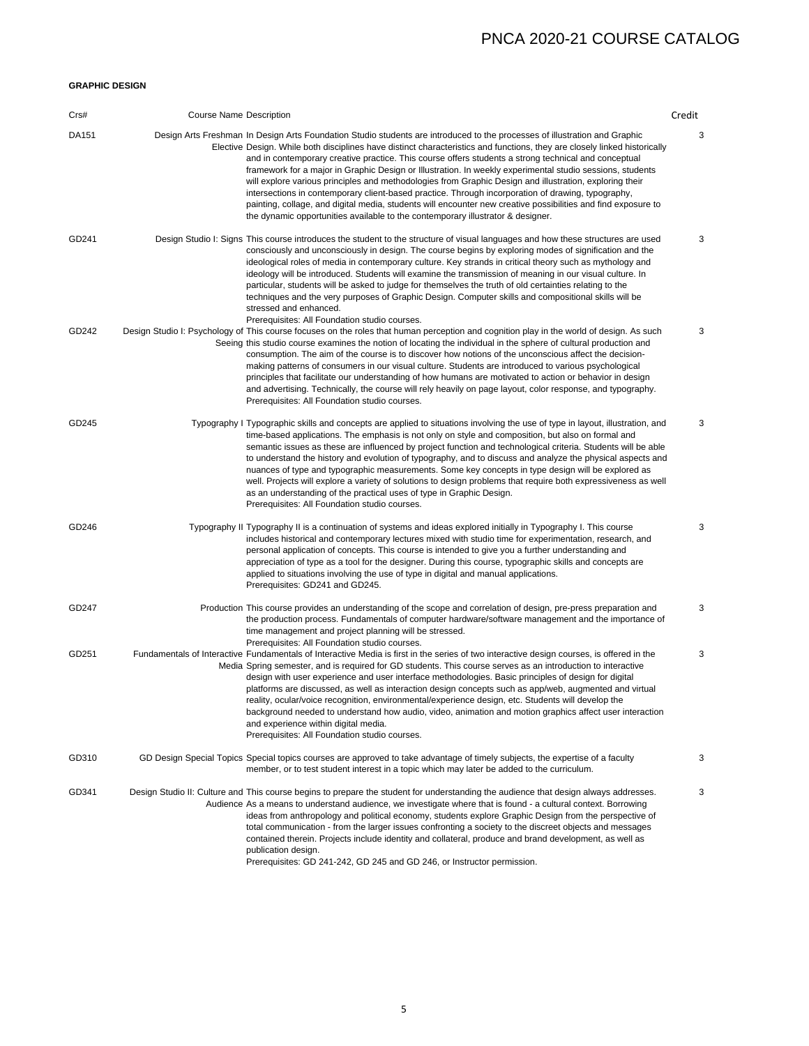**GRAPHIC DESIGN**

| Crs# | Course Name | Description | Credit |
|---|---|---|---|
| DA151 | Design Arts Freshman Elective | In Design Arts Foundation Studio students are introduced to the processes of illustration and Graphic Design. While both disciplines have distinct characteristics and functions, they are closely linked historically and in contemporary creative practice. This course offers students a strong technical and conceptual framework for a major in Graphic Design or Illustration. In weekly experimental studio sessions, students will explore various principles and methodologies from Graphic Design and illustration, exploring their intersections in contemporary client-based practice. Through incorporation of drawing, typography, painting, collage, and digital media, students will encounter new creative possibilities and find exposure to the dynamic opportunities available to the contemporary illustrator & designer. | 3 |
| GD241 | Design Studio I: Signs | This course introduces the student to the structure of visual languages and how these structures are used consciously and unconsciously in design. The course begins by exploring modes of signification and the ideological roles of media in contemporary culture. Key strands in critical theory such as mythology and ideology will be introduced. Students will examine the transmission of meaning in our visual culture. In particular, students will be asked to judge for themselves the truth of old certainties relating to the techniques and the very purposes of Graphic Design. Computer skills and compositional skills will be stressed and enhanced.<br>Prerequisites: All Foundation studio courses. | 3 |
| GD242 | Design Studio I: Psychology of Seeing | This course focuses on the roles that human perception and cognition play in the world of design. As such this studio course examines the notion of locating the individual in the sphere of cultural production and consumption. The aim of the course is to discover how notions of the unconscious affect the decision-making patterns of consumers in our visual culture. Students are introduced to various psychological principles that facilitate our understanding of how humans are motivated to action or behavior in design and advertising. Technically, the course will rely heavily on page layout, color response, and typography.<br>Prerequisites: All Foundation studio courses. | 3 |
| GD245 | Typography I | Typographic skills and concepts are applied to situations involving the use of type in layout, illustration, and time-based applications. The emphasis is not only on style and composition, but also on formal and semantic issues as these are influenced by project function and technological criteria. Students will be able to understand the history and evolution of typography, and to discuss and analyze the physical aspects and nuances of type and typographic measurements. Some key concepts in type design will be explored as well. Projects will explore a variety of solutions to design problems that require both expressiveness as well as an understanding of the practical uses of type in Graphic Design.<br>Prerequisites: All Foundation studio courses. | 3 |
| GD246 | Typography II | Typography II is a continuation of systems and ideas explored initially in Typography I. This course includes historical and contemporary lectures mixed with studio time for experimentation, research, and personal application of concepts. This course is intended to give you a further understanding and appreciation of type as a tool for the designer. During this course, typographic skills and concepts are applied to situations involving the use of type in digital and manual applications.<br>Prerequisites: GD241 and GD245. | 3 |
| GD247 | Production | This course provides an understanding of the scope and correlation of design, pre-press preparation and the production process. Fundamentals of computer hardware/software management and the importance of time management and project planning will be stressed.<br>Prerequisites: All Foundation studio courses. | 3 |
| GD251 | Fundamentals of Interactive Media | Fundamentals of Interactive Media is first in the series of two interactive design courses, is offered in the Spring semester, and is required for GD students. This course serves as an introduction to interactive design with user experience and user interface methodologies. Basic principles of design for digital platforms are discussed, as well as interaction design concepts such as app/web, augmented and virtual reality, ocular/voice recognition, environmental/experience design, etc. Students will develop the background needed to understand how audio, video, animation and motion graphics affect user interaction and experience within digital media.<br>Prerequisites: All Foundation studio courses. | 3 |
| GD310 | GD Design Special Topics | Special topics courses are approved to take advantage of timely subjects, the expertise of a faculty member, or to test student interest in a topic which may later be added to the curriculum. | 3 |
| GD341 | Design Studio II: Culture and Audience | This course begins to prepare the student for understanding the audience that design always addresses. As a means to understand audience, we investigate where that is found - a cultural context. Borrowing ideas from anthropology and political economy, students explore Graphic Design from the perspective of total communication - from the larger issues confronting a society to the discreet objects and messages contained therein. Projects include identity and collateral, produce and brand development, as well as publication design.<br>Prerequisites: GD 241-242, GD 245 and GD 246, or Instructor permission. | 3 |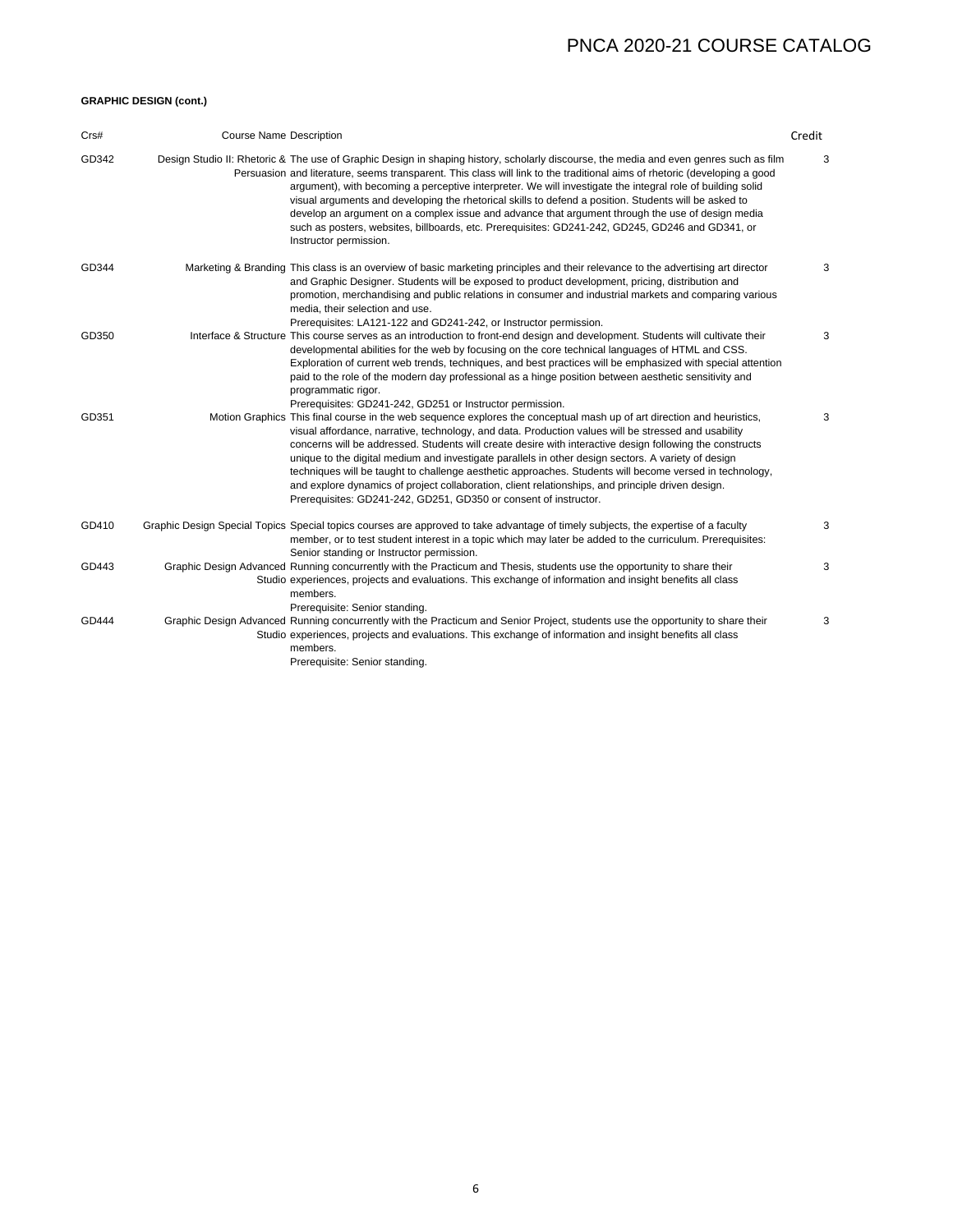**GRAPHIC DESIGN (cont.)**

| Crs# | Course Name | Description | Credit |
|---|---|---|---|
| GD342 | Design Studio II: Rhetoric & Persuasion | The use of Graphic Design in shaping history, scholarly discourse, the media and even genres such as film and literature, seems transparent. This class will link to the traditional aims of rhetoric (developing a good argument), with becoming a perceptive interpreter. We will investigate the integral role of building solid visual arguments and developing the rhetorical skills to defend a position. Students will be asked to develop an argument on a complex issue and advance that argument through the use of design media such as posters, websites, billboards, etc. Prerequisites: GD241-242, GD245, GD246 and GD341, or Instructor permission. | 3 |
| GD344 | Marketing & Branding | This class is an overview of basic marketing principles and their relevance to the advertising art director and Graphic Designer. Students will be exposed to product development, pricing, distribution and promotion, merchandising and public relations in consumer and industrial markets and comparing various media, their selection and use. Prerequisites: LA121-122 and GD241-242, or Instructor permission. | 3 |
| GD350 | Interface & Structure | This course serves as an introduction to front-end design and development. Students will cultivate their developmental abilities for the web by focusing on the core technical languages of HTML and CSS. Exploration of current web trends, techniques, and best practices will be emphasized with special attention paid to the role of the modern day professional as a hinge position between aesthetic sensitivity and programmatic rigor. Prerequisites: GD241-242, GD251 or Instructor permission. | 3 |
| GD351 | Motion Graphics | This final course in the web sequence explores the conceptual mash up of art direction and heuristics, visual affordance, narrative, technology, and data. Production values will be stressed and usability concerns will be addressed. Students will create desire with interactive design following the constructs unique to the digital medium and investigate parallels in other design sectors. A variety of design techniques will be taught to challenge aesthetic approaches. Students will become versed in technology, and explore dynamics of project collaboration, client relationships, and principle driven design. Prerequisites: GD241-242, GD251, GD350 or consent of instructor. | 3 |
| GD410 | Graphic Design Special Topics | Special topics courses are approved to take advantage of timely subjects, the expertise of a faculty member, or to test student interest in a topic which may later be added to the curriculum. Prerequisites: Senior standing or Instructor permission. | 3 |
| GD443 | Graphic Design Advanced Studio | Running concurrently with the Practicum and Thesis, students use the opportunity to share their experiences, projects and evaluations. This exchange of information and insight benefits all class members. Prerequisite: Senior standing. | 3 |
| GD444 | Graphic Design Advanced Studio | Running concurrently with the Practicum and Senior Project, students use the opportunity to share their experiences, projects and evaluations. This exchange of information and insight benefits all class members. Prerequisite: Senior standing. | 3 |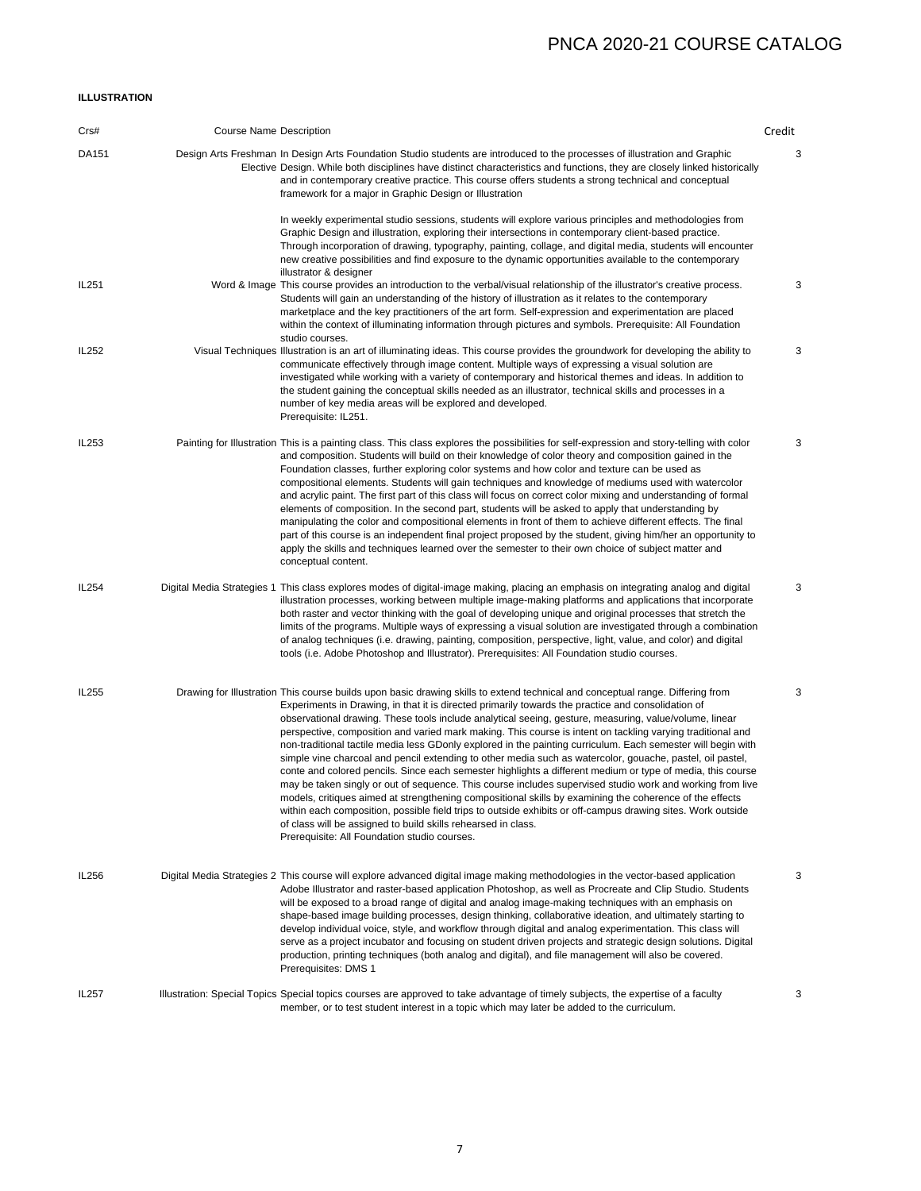**ILLUSTRATION**

| Crs# | Course Name | Description | Credit |
|---|---|---|---|
| DA151 | Design Arts Freshman Elective | In Design Arts Foundation Studio students are introduced to the processes of illustration and Graphic Design. While both disciplines have distinct characteristics and functions, they are closely linked historically and in contemporary creative practice. This course offers students a strong technical and conceptual framework for a major in Graphic Design or Illustration<br><br>In weekly experimental studio sessions, students will explore various principles and methodologies from Graphic Design and illustration, exploring their intersections in contemporary client-based practice. Through incorporation of drawing, typography, painting, collage, and digital media, students will encounter new creative possibilities and find exposure to the dynamic opportunities available to the contemporary illustrator & designer | 3 |
| IL251 | Word & Image | This course provides an introduction to the verbal/visual relationship of the illustrator's creative process. Students will gain an understanding of the history of illustration as it relates to the contemporary marketplace and the key practitioners of the art form. Self-expression and experimentation are placed within the context of illuminating information through pictures and symbols. Prerequisite: All Foundation studio courses. | 3 |
| IL252 | Visual Techniques | Illustration is an art of illuminating ideas. This course provides the groundwork for developing the ability to communicate effectively through image content. Multiple ways of expressing a visual solution are investigated while working with a variety of contemporary and historical themes and ideas. In addition to the student gaining the conceptual skills needed as an illustrator, technical skills and processes in a number of key media areas will be explored and developed.<br>Prerequisite: IL251. | 3 |
| IL253 | Painting for Illustration | This is a painting class. This class explores the possibilities for self-expression and story-telling with color and composition. Students will build on their knowledge of color theory and composition gained in the Foundation classes, further exploring color systems and how color and texture can be used as compositional elements. Students will gain techniques and knowledge of mediums used with watercolor and acrylic paint. The first part of this class will focus on correct color mixing and understanding of formal elements of composition. In the second part, students will be asked to apply that understanding by manipulating the color and compositional elements in front of them to achieve different effects. The final part of this course is an independent final project proposed by the student, giving him/her an opportunity to apply the skills and techniques learned over the semester to their own choice of subject matter and conceptual content. | 3 |
| IL254 | Digital Media Strategies 1 | This class explores modes of digital-image making, placing an emphasis on integrating analog and digital illustration processes, working between multiple image-making platforms and applications that incorporate both raster and vector thinking with the goal of developing unique and original processes that stretch the limits of the programs. Multiple ways of expressing a visual solution are investigated through a combination of analog techniques (i.e. drawing, painting, composition, perspective, light, value, and color) and digital tools (i.e. Adobe Photoshop and Illustrator). Prerequisites: All Foundation studio courses. | 3 |
| IL255 | Drawing for Illustration | This course builds upon basic drawing skills to extend technical and conceptual range. Differing from Experiments in Drawing, in that it is directed primarily towards the practice and consolidation of observational drawing. These tools include analytical seeing, gesture, measuring, value/volume, linear perspective, composition and varied mark making. This course is intent on tackling varying traditional and non-traditional tactile media less GDonly explored in the painting curriculum. Each semester will begin with simple vine charcoal and pencil extending to other media such as watercolor, gouache, pastel, oil pastel, conte and colored pencils. Since each semester highlights a different medium or type of media, this course may be taken singly or out of sequence. This course includes supervised studio work and working from live models, critiques aimed at strengthening compositional skills by examining the coherence of the effects within each composition, possible field trips to outside exhibits or off-campus drawing sites. Work outside of class will be assigned to build skills rehearsed in class.<br>Prerequisite: All Foundation studio courses. | 3 |
| IL256 | Digital Media Strategies 2 | This course will explore advanced digital image making methodologies in the vector-based application Adobe Illustrator and raster-based application Photoshop, as well as Procreate and Clip Studio. Students will be exposed to a broad range of digital and analog image-making techniques with an emphasis on shape-based image building processes, design thinking, collaborative ideation, and ultimately starting to develop individual voice, style, and workflow through digital and analog experimentation. This class will serve as a project incubator and focusing on student driven projects and strategic design solutions. Digital production, printing techniques (both analog and digital), and file management will also be covered.<br>Prerequisites: DMS 1 | 3 |
| IL257 | Illustration: Special Topics | Special topics courses are approved to take advantage of timely subjects, the expertise of a faculty member, or to test student interest in a topic which may later be added to the curriculum. | 3 |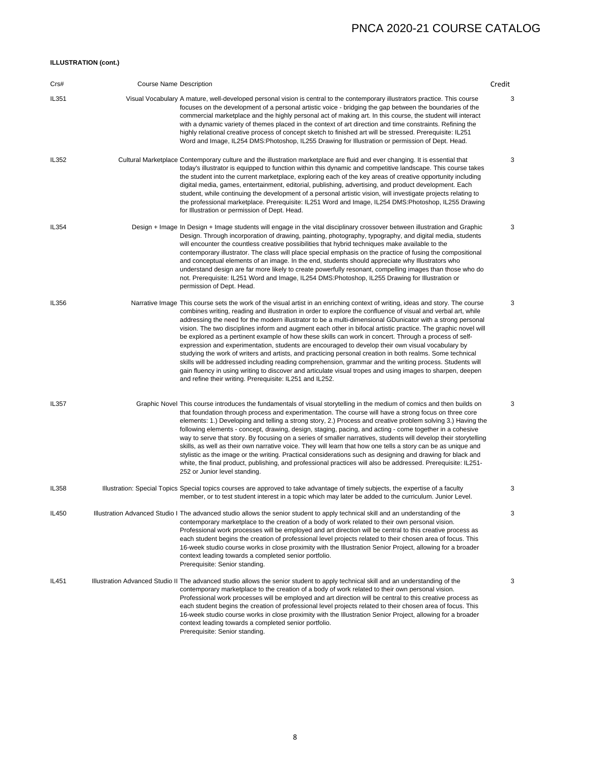**ILLUSTRATION (cont.)**

| Crs# | Course Name | Description | Credit |
|---|---|---|---|
| IL351 | Visual Vocabulary | A mature, well-developed personal vision is central to the contemporary illustrators practice. This course focuses on the development of a personal artistic voice - bridging the gap between the boundaries of the commercial marketplace and the highly personal act of making art. In this course, the student will interact with a dynamic variety of themes placed in the context of art direction and time constraints. Refining the highly relational creative process of concept sketch to finished art will be stressed. Prerequisite: IL251 Word and Image, IL254 DMS:Photoshop, IL255 Drawing for Illustration or permission of Dept. Head. | 3 |
| IL352 | Cultural Marketplace | Contemporary culture and the illustration marketplace are fluid and ever changing. It is essential that today's illustrator is equipped to function within this dynamic and competitive landscape. This course takes the student into the current marketplace, exploring each of the key areas of creative opportunity including digital media, games, entertainment, editorial, publishing, advertising, and product development. Each student, while continuing the development of a personal artistic vision, will investigate projects relating to the professional marketplace. Prerequisite: IL251 Word and Image, IL254 DMS:Photoshop, IL255 Drawing for Illustration or permission of Dept. Head. | 3 |
| IL354 | Design + Image | In Design + Image students will engage in the vital disciplinary crossover between illustration and Graphic Design. Through incorporation of drawing, painting, photography, typography, and digital media, students will encounter the countless creative possibilities that hybrid techniques make available to the contemporary illustrator. The class will place special emphasis on the practice of fusing the compositional and conceptual elements of an image. In the end, students should appreciate why Illustrators who understand design are far more likely to create powerfully resonant, compelling images than those who do not. Prerequisite: IL251 Word and Image, IL254 DMS:Photoshop, IL255 Drawing for Illustration or permission of Dept. Head. | 3 |
| IL356 | Narrative Image | This course sets the work of the visual artist in an enriching context of writing, ideas and story. The course combines writing, reading and illustration in order to explore the confluence of visual and verbal art, while addressing the need for the modern illustrator to be a multi-dimensional GDunicator with a strong personal vision. The two disciplines inform and augment each other in bifocal artistic practice. The graphic novel will be explored as a pertinent example of how these skills can work in concert. Through a process of self-expression and experimentation, students are encouraged to develop their own visual vocabulary by studying the work of writers and artists, and practicing personal creation in both realms. Some technical skills will be addressed including reading comprehension, grammar and the writing process. Students will gain fluency in using writing to discover and articulate visual tropes and using images to sharpen, deepen and refine their writing. Prerequisite: IL251 and IL252. | 3 |
| IL357 | Graphic Novel | This course introduces the fundamentals of visual storytelling in the medium of comics and then builds on that foundation through process and experimentation. The course will have a strong focus on three core elements: 1.) Developing and telling a strong story, 2.) Process and creative problem solving 3.) Having the following elements - concept, drawing, design, staging, pacing, and acting - come together in a cohesive way to serve that story. By focusing on a series of smaller narratives, students will develop their storytelling skills, as well as their own narrative voice. They will learn that how one tells a story can be as unique and stylistic as the image or the writing. Practical considerations such as designing and drawing for black and white, the final product, publishing, and professional practices will also be addressed. Prerequisite: IL251-252 or Junior level standing. | 3 |
| IL358 | Illustration: Special Topics | Special topics courses are approved to take advantage of timely subjects, the expertise of a faculty member, or to test student interest in a topic which may later be added to the curriculum. Junior Level. | 3 |
| IL450 | Illustration Advanced Studio I | The advanced studio allows the senior student to apply technical skill and an understanding of the contemporary marketplace to the creation of a body of work related to their own personal vision. Professional work processes will be employed and art direction will be central to this creative process as each student begins the creation of professional level projects related to their chosen area of focus. This 16-week studio course works in close proximity with the Illustration Senior Project, allowing for a broader context leading towards a completed senior portfolio. Prerequisite: Senior standing. | 3 |
| IL451 | Illustration Advanced Studio II | The advanced studio allows the senior student to apply technical skill and an understanding of the contemporary marketplace to the creation of a body of work related to their own personal vision. Professional work processes will be employed and art direction will be central to this creative process as each student begins the creation of professional level projects related to their chosen area of focus. This 16-week studio course works in close proximity with the Illustration Senior Project, allowing for a broader context leading towards a completed senior portfolio. Prerequisite: Senior standing. | 3 |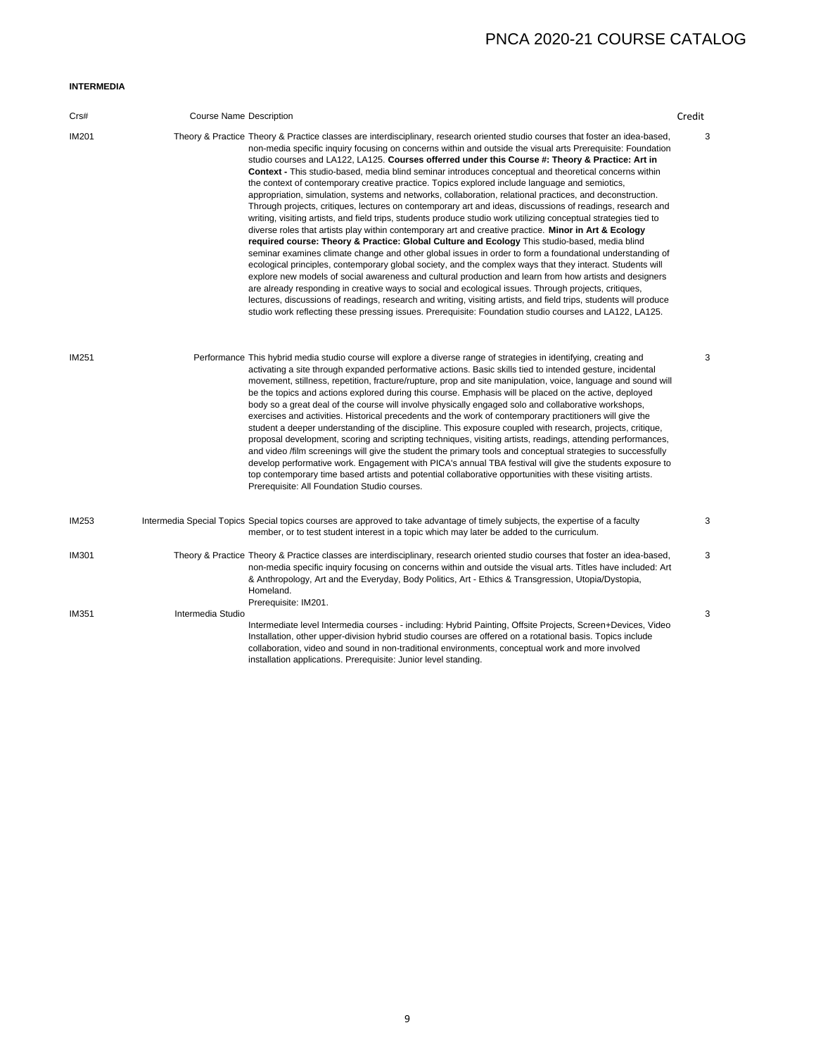**INTERMEDIA**

| Crs# | Course Name | Description | Credit |
|---|---|---|---|
| IM201 | Theory & Practice | Theory & Practice classes are interdisciplinary, research oriented studio courses that foster an idea-based, non-media specific inquiry focusing on concerns within and outside the visual arts Prerequisite: Foundation studio courses and LA122, LA125. **Courses offerred under this Course #: Theory & Practice: Art in Context -** This studio-based, media blind seminar introduces conceptual and theoretical concerns within the context of contemporary creative practice. Topics explored include language and semiotics, appropriation, simulation, systems and networks, collaboration, relational practices, and deconstruction. Through projects, critiques, lectures on contemporary art and ideas, discussions of readings, research and writing, visiting artists, and field trips, students produce studio work utilizing conceptual strategies tied to diverse roles that artists play within contemporary art and creative practice. **Minor in Art & Ecology required course: Theory & Practice: Global Culture and Ecology** This studio-based, media blind seminar examines climate change and other global issues in order to form a foundational understanding of ecological principles, contemporary global society, and the complex ways that they interact. Students will explore new models of social awareness and cultural production and learn from how artists and designers are already responding in creative ways to social and ecological issues. Through projects, critiques, lectures, discussions of readings, research and writing, visiting artists, and field trips, students will produce studio work reflecting these pressing issues. Prerequisite: Foundation studio courses and LA122, LA125. | 3 |
| IM251 | Performance | This hybrid media studio course will explore a diverse range of strategies in identifying, creating and activating a site through expanded performative actions. Basic skills tied to intended gesture, incidental movement, stillness, repetition, fracture/rupture, prop and site manipulation, voice, language and sound will be the topics and actions explored during this course. Emphasis will be placed on the active, deployed body so a great deal of the course will involve physically engaged solo and collaborative workshops, exercises and activities. Historical precedents and the work of contemporary practitioners will give the student a deeper understanding of the discipline. This exposure coupled with research, projects, critique, proposal development, scoring and scripting techniques, visiting artists, readings, attending performances, and video /film screenings will give the student the primary tools and conceptual strategies to successfully develop performative work. Engagement with PICA's annual TBA festival will give the students exposure to top contemporary time based artists and potential collaborative opportunities with these visiting artists. Prerequisite: All Foundation Studio courses. | 3 |
| IM253 | Intermedia Special Topics | Special topics courses are approved to take advantage of timely subjects, the expertise of a faculty member, or to test student interest in a topic which may later be added to the curriculum. | 3 |
| IM301 | Theory & Practice | Theory & Practice classes are interdisciplinary, research oriented studio courses that foster an idea-based, non-media specific inquiry focusing on concerns within and outside the visual arts. Titles have included: Art & Anthropology, Art and the Everyday, Body Politics, Art - Ethics & Transgression, Utopia/Dystopia, Homeland. Prerequisite: IM201. | 3 |
| IM351 | Intermedia Studio | Intermediate level Intermedia courses - including: Hybrid Painting, Offsite Projects, Screen+Devices, Video Installation, other upper-division hybrid studio courses are offered on a rotational basis. Topics include collaboration, video and sound in non-traditional environments, conceptual work and more involved installation applications. Prerequisite: Junior level standing. | 3 |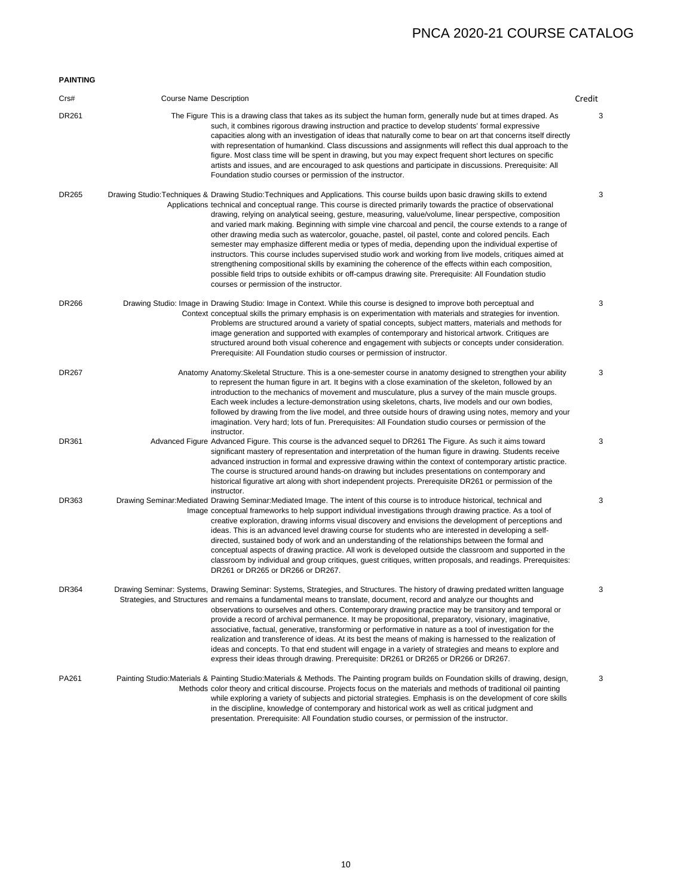**PAINTING**

| Crs# | Course Name | Description | Credit |
|---|---|---|---|
| DR261 | The Figure | This is a drawing class that takes as its subject the human form, generally nude but at times draped. As such, it combines rigorous drawing instruction and practice to develop students' formal expressive capacities along with an investigation of ideas that naturally come to bear on art that concerns itself directly with representation of humankind. Class discussions and assignments will reflect this dual approach to the figure. Most class time will be spent in drawing, but you may expect frequent short lectures on specific artists and issues, and are encouraged to ask questions and participate in discussions. Prerequisite: All Foundation studio courses or permission of the instructor. | 3 |
| DR265 | Drawing Studio:Techniques & Applications | Drawing Studio:Techniques and Applications. This course builds upon basic drawing skills to extend technical and conceptual range. This course is directed primarily towards the practice of observational drawing, relying on analytical seeing, gesture, measuring, value/volume, linear perspective, composition and varied mark making. Beginning with simple vine charcoal and pencil, the course extends to a range of other drawing media such as watercolor, gouache, pastel, oil pastel, conte and colored pencils. Each semester may emphasize different media or types of media, depending upon the individual expertise of instructors. This course includes supervised studio work and working from live models, critiques aimed at strengthening compositional skills by examining the coherence of the effects within each composition, possible field trips to outside exhibits or off-campus drawing site. Prerequisite: All Foundation studio courses or permission of the instructor. | 3 |
| DR266 | Drawing Studio: Image in Context | Drawing Studio: Image in Context. While this course is designed to improve both perceptual and conceptual skills the primary emphasis is on experimentation with materials and strategies for invention. Problems are structured around a variety of spatial concepts, subject matters, materials and methods for image generation and supported with examples of contemporary and historical artwork. Critiques are structured around both visual coherence and engagement with subjects or concepts under consideration. Prerequisite: All Foundation studio courses or permission of instructor. | 3 |
| DR267 | Anatomy | Anatomy:Skeletal Structure. This is a one-semester course in anatomy designed to strengthen your ability to represent the human figure in art. It begins with a close examination of the skeleton, followed by an introduction to the mechanics of movement and musculature, plus a survey of the main muscle groups. Each week includes a lecture-demonstration using skeletons, charts, live models and our own bodies, followed by drawing from the live model, and three outside hours of drawing using notes, memory and your imagination. Very hard; lots of fun. Prerequisites: All Foundation studio courses or permission of the instructor. | 3 |
| DR361 | Advanced Figure | Advanced Figure. This course is the advanced sequel to DR261 The Figure. As such it aims toward significant mastery of representation and interpretation of the human figure in drawing. Students receive advanced instruction in formal and expressive drawing within the context of contemporary artistic practice. The course is structured around hands-on drawing but includes presentations on contemporary and historical figurative art along with short independent projects. Prerequisite DR261 or permission of the instructor. | 3 |
| DR363 | Drawing Seminar:Mediated Image | Drawing Seminar:Mediated Image. The intent of this course is to introduce historical, technical and conceptual frameworks to help support individual investigations through drawing practice. As a tool of creative exploration, drawing informs visual discovery and envisions the development of perceptions and ideas. This is an advanced level drawing course for students who are interested in developing a self-directed, sustained body of work and an understanding of the relationships between the formal and conceptual aspects of drawing practice. All work is developed outside the classroom and supported in the classroom by individual and group critiques, guest critiques, written proposals, and readings. Prerequisites: DR261 or DR265 or DR266 or DR267. | 3 |
| DR364 | Drawing Seminar: Systems, Strategies, and Structures | Drawing Seminar: Systems, Strategies, and Structures. The history of drawing predated written language and remains a fundamental means to translate, document, record and analyze our thoughts and observations to ourselves and others. Contemporary drawing practice may be transitory and temporal or provide a record of archival permanence. It may be propositional, preparatory, visionary, imaginative, associative, factual, generative, transforming or performative in nature as a tool of investigation for the realization and transference of ideas. At its best the means of making is harnessed to the realization of ideas and concepts. To that end student will engage in a variety of strategies and means to explore and express their ideas through drawing. Prerequisite: DR261 or DR265 or DR266 or DR267. | 3 |
| PA261 | Painting Studio:Materials & Methods | Painting Studio:Materials & Methods. The Painting program builds on Foundation skills of drawing, design, color theory and critical discourse. Projects focus on the materials and methods of traditional oil painting while exploring a variety of subjects and pictorial strategies. Emphasis is on the development of core skills in the discipline, knowledge of contemporary and historical work as well as critical judgment and presentation. Prerequisite: All Foundation studio courses, or permission of the instructor. | 3 |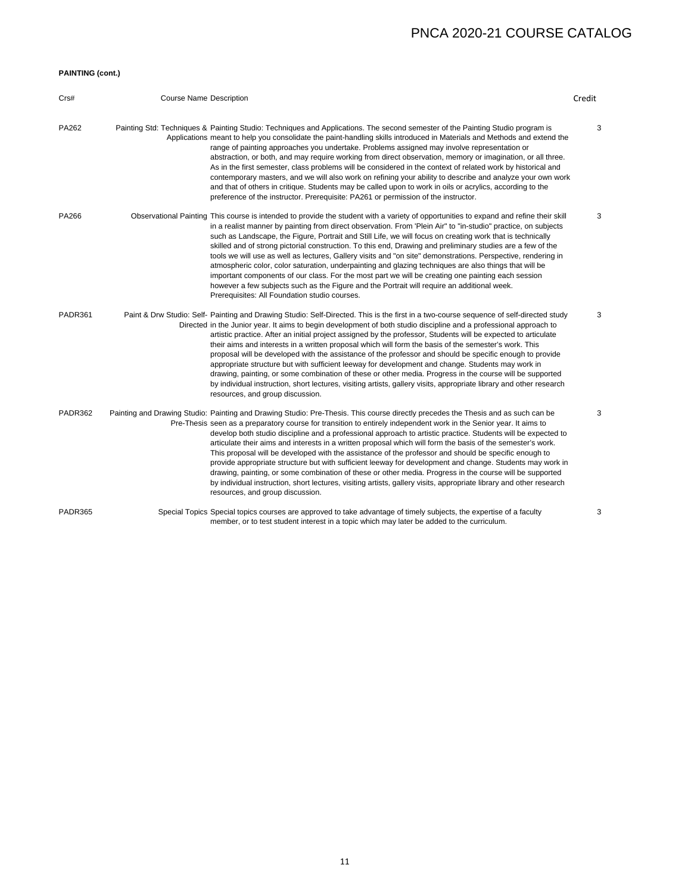**PAINTING (cont.)**

| Crs# | Course Name | Description | Credit |
|---|---|---|---|
| PA262 | Painting Std: Techniques & Applications | Painting Studio: Techniques and Applications. The second semester of the Painting Studio program is meant to help you consolidate the paint-handling skills introduced in Materials and Methods and extend the range of painting approaches you undertake. Problems assigned may involve representation or abstraction, or both, and may require working from direct observation, memory or imagination, or all three. As in the first semester, class problems will be considered in the context of related work by historical and contemporary masters, and we will also work on refining your ability to describe and analyze your own work and that of others in critique. Students may be called upon to work in oils or acrylics, according to the preference of the instructor. Prerequisite: PA261 or permission of the instructor. | 3 |
| PA266 | Observational Painting | This course is intended to provide the student with a variety of opportunities to expand and refine their skill in a realist manner by painting from direct observation. From 'Plein Air" to "in-studio" practice, on subjects such as Landscape, the Figure, Portrait and Still Life, we will focus on creating work that is technically skilled and of strong pictorial construction. To this end, Drawing and preliminary studies are a few of the tools we will use as well as lectures, Gallery visits and "on site" demonstrations. Perspective, rendering in atmospheric color, color saturation, underpainting and glazing techniques are also things that will be important components of our class. For the most part we will be creating one painting each session however a few subjects such as the Figure and the Portrait will require an additional week. Prerequisites: All Foundation studio courses. | 3 |
| PADR361 | Paint & Drw Studio: Self-Directed | Painting and Drawing Studio: Self-Directed. This is the first in a two-course sequence of self-directed study in the Junior year. It aims to begin development of both studio discipline and a professional approach to artistic practice. After an initial project assigned by the professor, Students will be expected to articulate their aims and interests in a written proposal which will form the basis of the semester's work. This proposal will be developed with the assistance of the professor and should be specific enough to provide appropriate structure but with sufficient leeway for development and change. Students may work in drawing, painting, or some combination of these or other media. Progress in the course will be supported by individual instruction, short lectures, visiting artists, gallery visits, appropriate library and other research resources, and group discussion. | 3 |
| PADR362 | Painting and Drawing Studio: Pre-Thesis | Painting and Drawing Studio: Pre-Thesis. This course directly precedes the Thesis and as such can be seen as a preparatory course for transition to entirely independent work in the Senior year. It aims to develop both studio discipline and a professional approach to artistic practice. Students will be expected to articulate their aims and interests in a written proposal which will form the basis of the semester's work. This proposal will be developed with the assistance of the professor and should be specific enough to provide appropriate structure but with sufficient leeway for development and change. Students may work in drawing, painting, or some combination of these or other media. Progress in the course will be supported by individual instruction, short lectures, visiting artists, gallery visits, appropriate library and other research resources, and group discussion. | 3 |
| PADR365 | Special Topics | Special topics courses are approved to take advantage of timely subjects, the expertise of a faculty member, or to test student interest in a topic which may later be added to the curriculum. | 3 |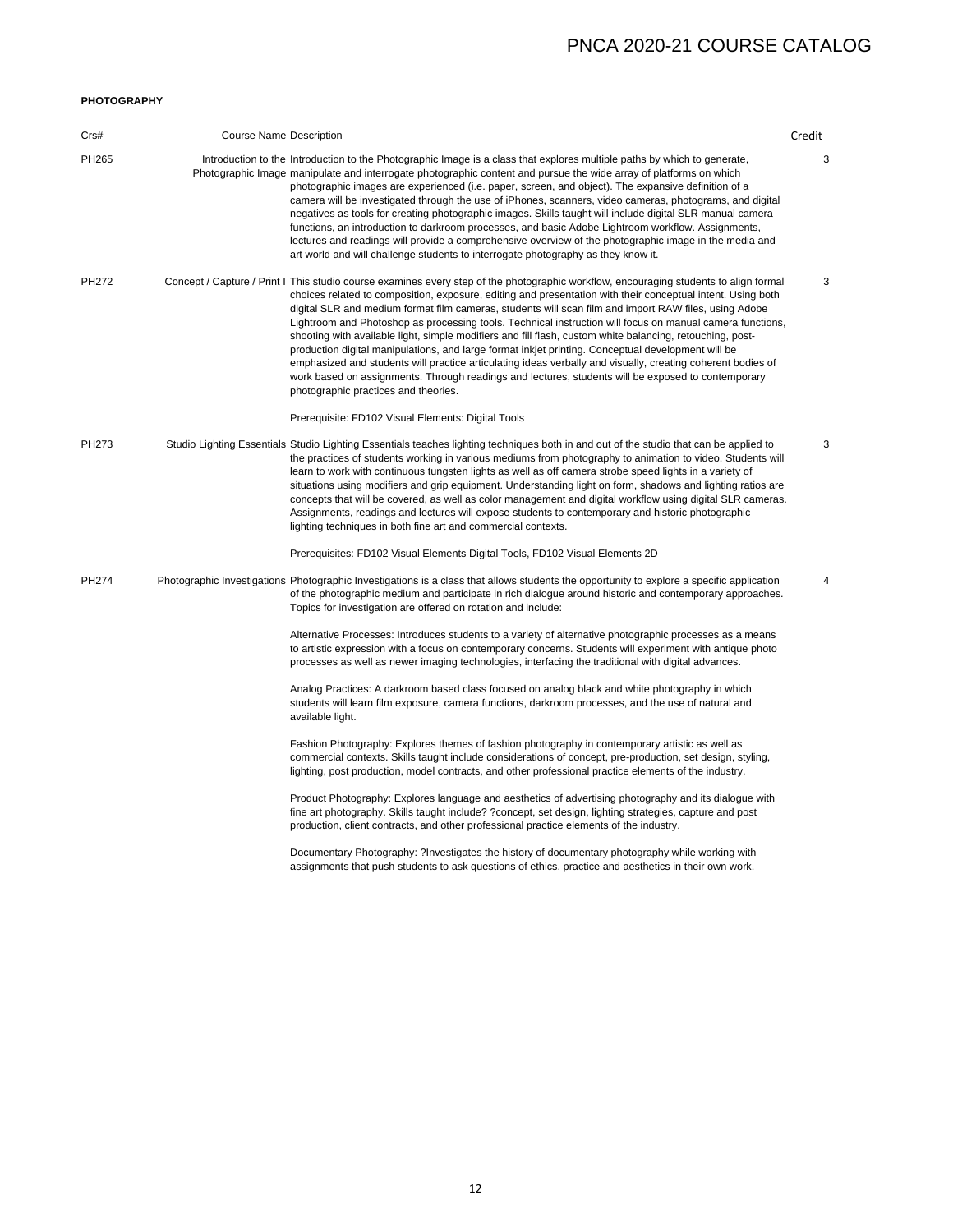**PHOTOGRAPHY**

| Crs# | Course Name | Description | Credit |
|---|---|---|---|
| PH265 | Introduction to the Photographic Image | Introduction to the Photographic Image is a class that explores multiple paths by which to generate, manipulate and interrogate photographic content and pursue the wide array of platforms on which photographic images are experienced (i.e. paper, screen, and object). The expansive definition of a camera will be investigated through the use of iPhones, scanners, video cameras, photograms, and digital negatives as tools for creating photographic images. Skills taught will include digital SLR manual camera functions, an introduction to darkroom processes, and basic Adobe Lightroom workflow. Assignments, lectures and readings will provide a comprehensive overview of the photographic image in the media and art world and will challenge students to interrogate photography as they know it. | 3 |
| PH272 | Concept / Capture / Print I | This studio course examines every step of the photographic workflow, encouraging students to align formal choices related to composition, exposure, editing and presentation with their conceptual intent. Using both digital SLR and medium format film cameras, students will scan film and import RAW files, using Adobe Lightroom and Photoshop as processing tools. Technical instruction will focus on manual camera functions, shooting with available light, simple modifiers and fill flash, custom white balancing, retouching, post-production digital manipulations, and large format inkjet printing. Conceptual development will be emphasized and students will practice articulating ideas verbally and visually, creating coherent bodies of work based on assignments. Through readings and lectures, students will be exposed to contemporary photographic practices and theories.<br><br>Prerequisite: FD102 Visual Elements: Digital Tools | 3 |
| PH273 | Studio Lighting Essentials | Studio Lighting Essentials teaches lighting techniques both in and out of the studio that can be applied to the practices of students working in various mediums from photography to animation to video. Students will learn to work with continuous tungsten lights as well as off camera strobe speed lights in a variety of situations using modifiers and grip equipment. Understanding light on form, shadows and lighting ratios are concepts that will be covered, as well as color management and digital workflow using digital SLR cameras. Assignments, readings and lectures will expose students to contemporary and historic photographic lighting techniques in both fine art and commercial contexts.<br><br>Prerequisites: FD102 Visual Elements Digital Tools, FD102 Visual Elements 2D | 3 |
| PH274 | Photographic Investigations | Photographic Investigations is a class that allows students the opportunity to explore a specific application of the photographic medium and participate in rich dialogue around historic and contemporary approaches. Topics for investigation are offered on rotation and include:<br><br>Alternative Processes: Introduces students to a variety of alternative photographic processes as a means to artistic expression with a focus on contemporary concerns. Students will experiment with antique photo processes as well as newer imaging technologies, interfacing the traditional with digital advances.<br><br>Analog Practices: A darkroom based class focused on analog black and white photography in which students will learn film exposure, camera functions, darkroom processes, and the use of natural and available light.<br><br>Fashion Photography: Explores themes of fashion photography in contemporary artistic as well as commercial contexts. Skills taught include considerations of concept, pre-production, set design, styling, lighting, post production, model contracts, and other professional practice elements of the industry.<br><br>Product Photography: Explores language and aesthetics of advertising photography and its dialogue with fine art photography. Skills taught include? ?concept, set design, lighting strategies, capture and post production, client contracts, and other professional practice elements of the industry.<br><br>Documentary Photography: ?Investigates the history of documentary photography while working with assignments that push students to ask questions of ethics, practice and aesthetics in their own work. | 4 |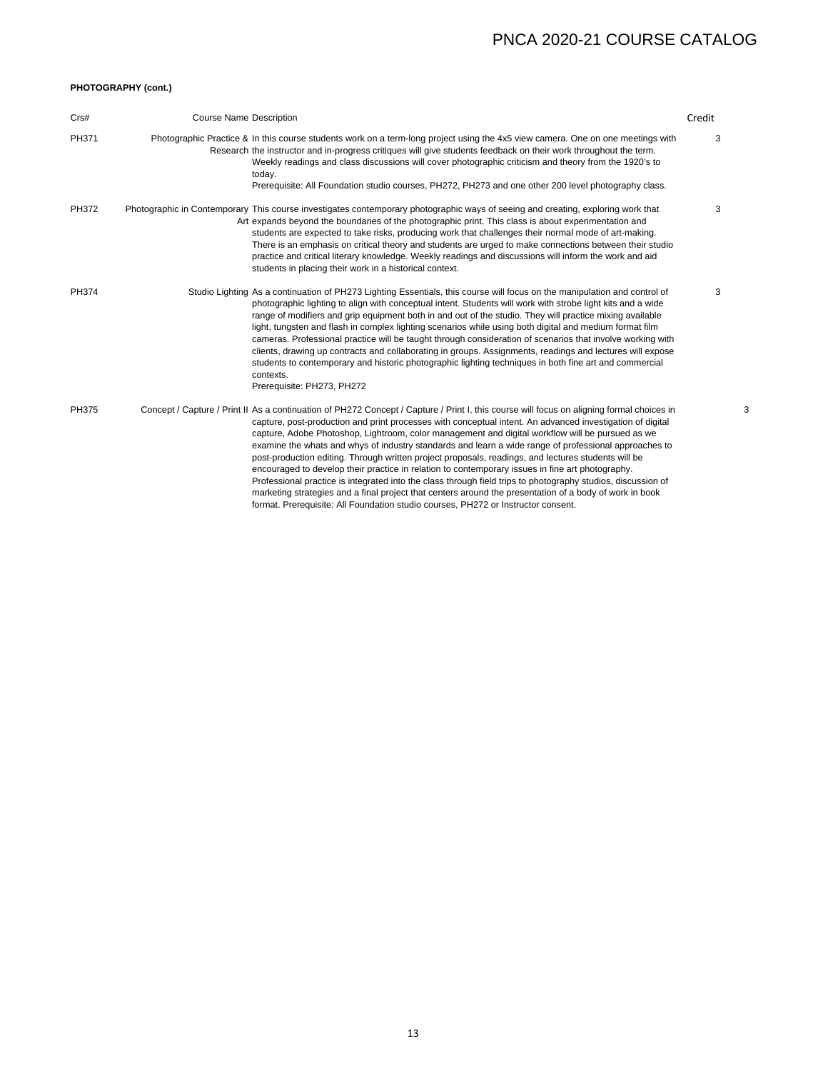**PHOTOGRAPHY (cont.)**

| Crs# | Course Name | Description | Credit |
|---|---|---|---|
| PH371 | Photographic Practice & Research | In this course students work on a term-long project using the 4x5 view camera. One on one meetings with the instructor and in-progress critiques will give students feedback on their work throughout the term. Weekly readings and class discussions will cover photographic criticism and theory from the 1920's to today. Prerequisite: All Foundation studio courses, PH272, PH273 and one other 200 level photography class. | 3 |
| PH372 | Photographic in Contemporary Art | This course investigates contemporary photographic ways of seeing and creating, exploring work that expands beyond the boundaries of the photographic print. This class is about experimentation and students are expected to take risks, producing work that challenges their normal mode of art-making. There is an emphasis on critical theory and students are urged to make connections between their studio practice and critical literary knowledge. Weekly readings and discussions will inform the work and aid students in placing their work in a historical context. | 3 |
| PH374 | Studio Lighting | As a continuation of PH273 Lighting Essentials, this course will focus on the manipulation and control of photographic lighting to align with conceptual intent. Students will work with strobe light kits and a wide range of modifiers and grip equipment both in and out of the studio. They will practice mixing available light, tungsten and flash in complex lighting scenarios while using both digital and medium format film cameras. Professional practice will be taught through consideration of scenarios that involve working with clients, drawing up contracts and collaborating in groups. Assignments, readings and lectures will expose students to contemporary and historic photographic lighting techniques in both fine art and commercial contexts. Prerequisite: PH273, PH272 | 3 |
| PH375 | Concept / Capture / Print II | As a continuation of PH272 Concept / Capture / Print I, this course will focus on aligning formal choices in capture, post-production and print processes with conceptual intent. An advanced investigation of digital capture, Adobe Photoshop, Lightroom, color management and digital workflow will be pursued as we examine the whats and whys of industry standards and learn a wide range of professional approaches to post-production editing. Through written project proposals, readings, and lectures students will be encouraged to develop their practice in relation to contemporary issues in fine art photography. Professional practice is integrated into the class through field trips to photography studios, discussion of marketing strategies and a final project that centers around the presentation of a body of work in book format. Prerequisite: All Foundation studio courses, PH272 or Instructor consent. | 3 |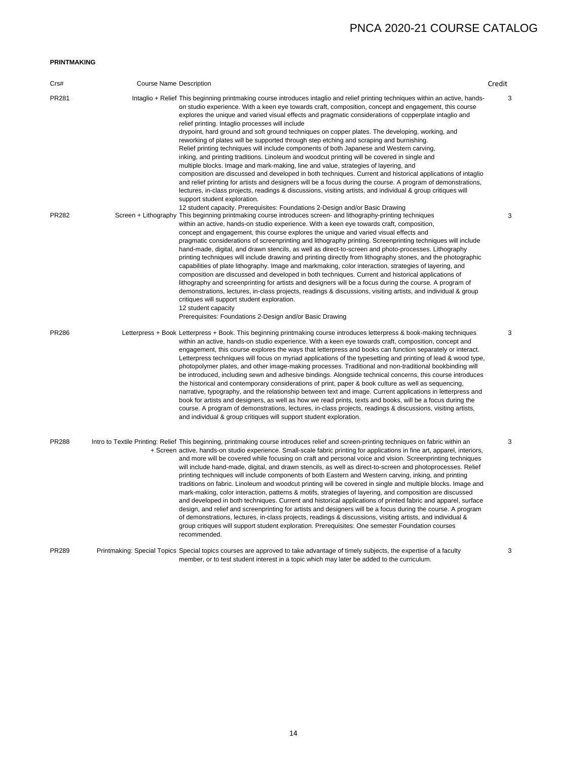**PRINTMAKING**

| Crs# | Course Name | Description | Credit |
|---|---|---|---|
| PR281 | Intaglio + Relief | This beginning printmaking course introduces intaglio and relief printing techniques within an active, hands-on studio experience. With a keen eye towards craft, composition, concept and engagement, this course explores the unique and varied visual effects and pragmatic considerations of copperplate intaglio and relief printing. Intaglio processes will include drypoint, hard ground and soft ground techniques on copper plates. The developing, working, and reworking of plates will be supported through step etching and scraping and burnishing. Relief printing techniques will include components of both Japanese and Western carving, inking, and printing traditions. Linoleum and woodcut printing will be covered in single and multiple blocks. Image and mark-making, line and value, strategies of layering, and composition are discussed and developed in both techniques. Current and historical applications of intaglio and relief printing for artists and designers will be a focus during the course. A program of demonstrations, lectures, in-class projects, readings & discussions, visiting artists, and individual & group critiques will support student exploration. 12 student capacity. Prerequisites: Foundations 2-Design and/or Basic Drawing | 3 |
| PR282 | Screen + Lithography | This beginning printmaking course introduces screen- and lithography-printing techniques within an active, hands-on studio experience. With a keen eye towards craft, composition, concept and engagement, this course explores the unique and varied visual effects and pragmatic considerations of screenprinting and lithography printing. Screenprinting techniques will include hand-made, digital, and drawn stencils, as well as direct-to-screen and photo-processes. Lithography printing techniques will include drawing and printing directly from lithography stones, and the photographic capabilities of plate lithography. Image and markmaking, color interaction, strategies of layering, and composition are discussed and developed in both techniques. Current and historical applications of lithography and screenprinting for artists and designers will be a focus during the course. A program of demonstrations, lectures, in-class projects, readings & discussions, visiting artists, and individual & group critiques will support student exploration. 12 student capacity Prerequisites: Foundations 2-Design and/or Basic Drawing | 3 |
| PR286 | Letterpress + Book | Letterpress + Book. This beginning printmaking course introduces letterpress & book-making techniques within an active, hands-on studio experience. With a keen eye towards craft, composition, concept and engagement, this course explores the ways that letterpress and books can function separately or interact. Letterpress techniques will focus on myriad applications of the typesetting and printing of lead & wood type, photopolymer plates, and other image-making processes. Traditional and non-traditional bookbinding will be introduced, including sewn and adhesive bindings. Alongside technical concerns, this course introduces the historical and contemporary considerations of print, paper & book culture as well as sequencing, narrative, typography, and the relationship between text and image. Current applications in letterpress and book for artists and designers, as well as how we read prints, texts and books, will be a focus during the course. A program of demonstrations, lectures, in-class projects, readings & discussions, visiting artists, and individual & group critiques will support student exploration. | 3 |
| PR288 | Intro to Textile Printing: Relief + Screen | This beginning, printmaking course introduces relief and screen-printing techniques on fabric within an active, hands-on studio experience. Small-scale fabric printing for applications in fine art, apparel, interiors, and more will be covered while focusing on craft and personal voice and vision. Screenprinting techniques will include hand-made, digital, and drawn stencils, as well as direct-to-screen and photoprocesses. Relief printing techniques will include components of both Eastern and Western carving, inking, and printing traditions on fabric. Linoleum and woodcut printing will be covered in single and multiple blocks. Image and mark-making, color interaction, patterns & motifs, strategies of layering, and composition are discussed and developed in both techniques. Current and historical applications of printed fabric and apparel, surface design, and relief and screenprinting for artists and designers will be a focus during the course. A program of demonstrations, lectures, in-class projects, readings & discussions, visiting artists, and individual & group critiques will support student exploration. Prerequisites: One semester Foundation courses recommended. | 3 |
| PR289 | Printmaking: Special Topics | Special topics courses are approved to take advantage of timely subjects, the expertise of a faculty member, or to test student interest in a topic which may later be added to the curriculum. | 3 |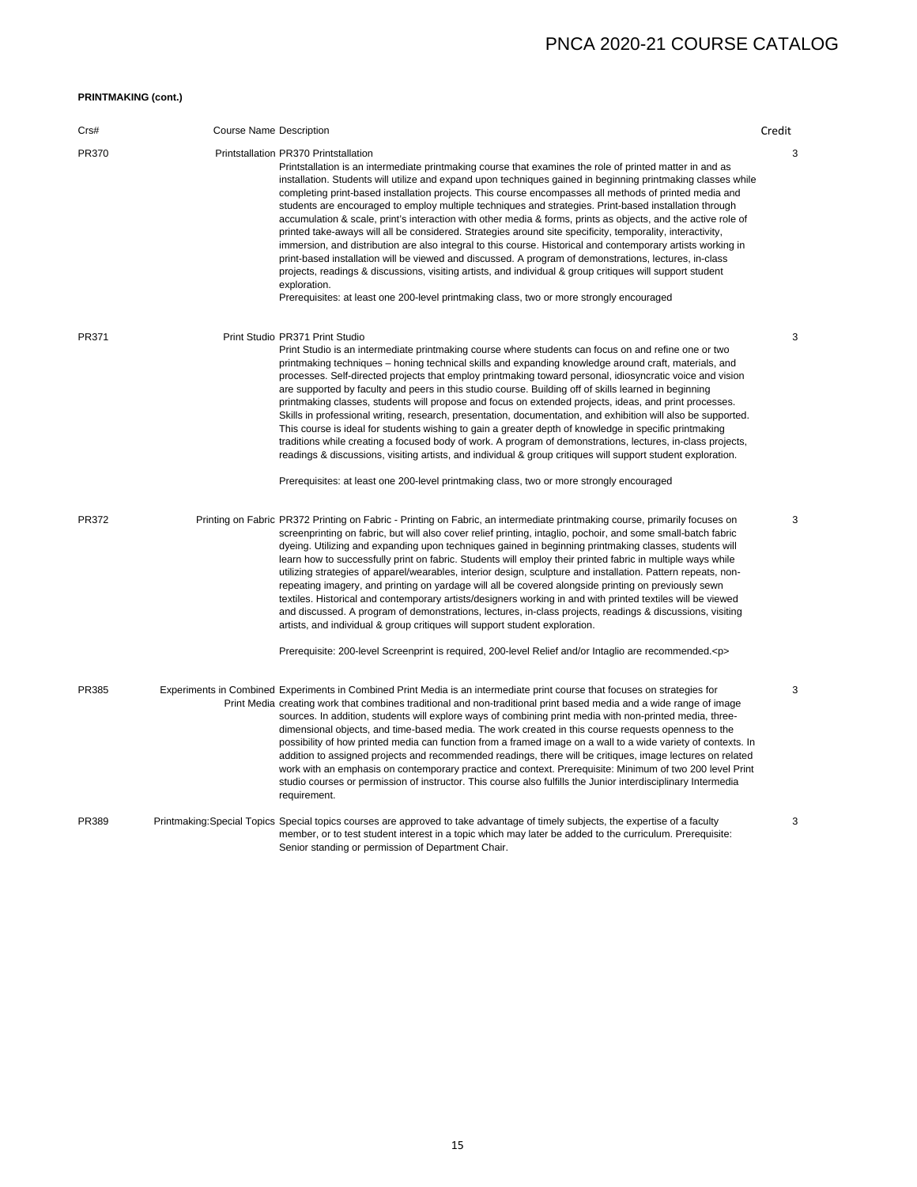**PRINTMAKING (cont.)**

| Crs# | Course Name | Description | Credit |
| --- | --- | --- | --- |
| PR370 | Printstallation | PR370 Printstallation<br>Printstallation is an intermediate printmaking course that examines the role of printed matter in and as installation. Students will utilize and expand upon techniques gained in beginning printmaking classes while completing print-based installation projects. This course encompasses all methods of printed media and students are encouraged to employ multiple techniques and strategies. Print-based installation through accumulation & scale, print's interaction with other media & forms, prints as objects, and the active role of printed take-aways will all be considered. Strategies around site specificity, temporality, interactivity, immersion, and distribution are also integral to this course. Historical and contemporary artists working in print-based installation will be viewed and discussed. A program of demonstrations, lectures, in-class projects, readings & discussions, visiting artists, and individual & group critiques will support student exploration.<br>Prerequisites: at least one 200-level printmaking class, two or more strongly encouraged | 3 |
| PR371 | Print Studio | PR371 Print Studio<br>Print Studio is an intermediate printmaking course where students can focus on and refine one or two printmaking techniques – honing technical skills and expanding knowledge around craft, materials, and processes. Self-directed projects that employ printmaking toward personal, idiosyncratic voice and vision are supported by faculty and peers in this studio course. Building off of skills learned in beginning printmaking classes, students will propose and focus on extended projects, ideas, and print processes. Skills in professional writing, research, presentation, documentation, and exhibition will also be supported. This course is ideal for students wishing to gain a greater depth of knowledge in specific printmaking traditions while creating a focused body of work. A program of demonstrations, lectures, in-class projects, readings & discussions, visiting artists, and individual & group critiques will support student exploration.<br><br>Prerequisites: at least one 200-level printmaking class, two or more strongly encouraged | 3 |
| PR372 | Printing on Fabric | PR372 Printing on Fabric - Printing on Fabric, an intermediate printmaking course, primarily focuses on screenprinting on fabric, but will also cover relief printing, intaglio, pochoir, and some small-batch fabric dyeing. Utilizing and expanding upon techniques gained in beginning printmaking classes, students will learn how to successfully print on fabric. Students will employ their printed fabric in multiple ways while utilizing strategies of apparel/wearables, interior design, sculpture and installation. Pattern repeats, non-repeating imagery, and printing on yardage will all be covered alongside printing on previously sewn textiles. Historical and contemporary artists/designers working in and with printed textiles will be viewed and discussed. A program of demonstrations, lectures, in-class projects, readings & discussions, visiting artists, and individual & group critiques will support student exploration.<br><br>Prerequisite: 200-level Screenprint is required, 200-level Relief and/or Intaglio are recommended.<p> | 3 |
| PR385 | Experiments in Combined Print Media | Experiments in Combined Print Media is an intermediate print course that focuses on strategies for creating work that combines traditional and non-traditional print based media and a wide range of image sources. In addition, students will explore ways of combining print media with non-printed media, three-dimensional objects, and time-based media. The work created in this course requests openness to the possibility of how printed media can function from a framed image on a wall to a wide variety of contexts. In addition to assigned projects and recommended readings, there will be critiques, image lectures on related work with an emphasis on contemporary practice and context. Prerequisite: Minimum of two 200 level Print studio courses or permission of instructor. This course also fulfills the Junior interdisciplinary Intermedia requirement. | 3 |
| PR389 | Printmaking:Special Topics | Special topics courses are approved to take advantage of timely subjects, the expertise of a faculty member, or to test student interest in a topic which may later be added to the curriculum. Prerequisite: Senior standing or permission of Department Chair. | 3 |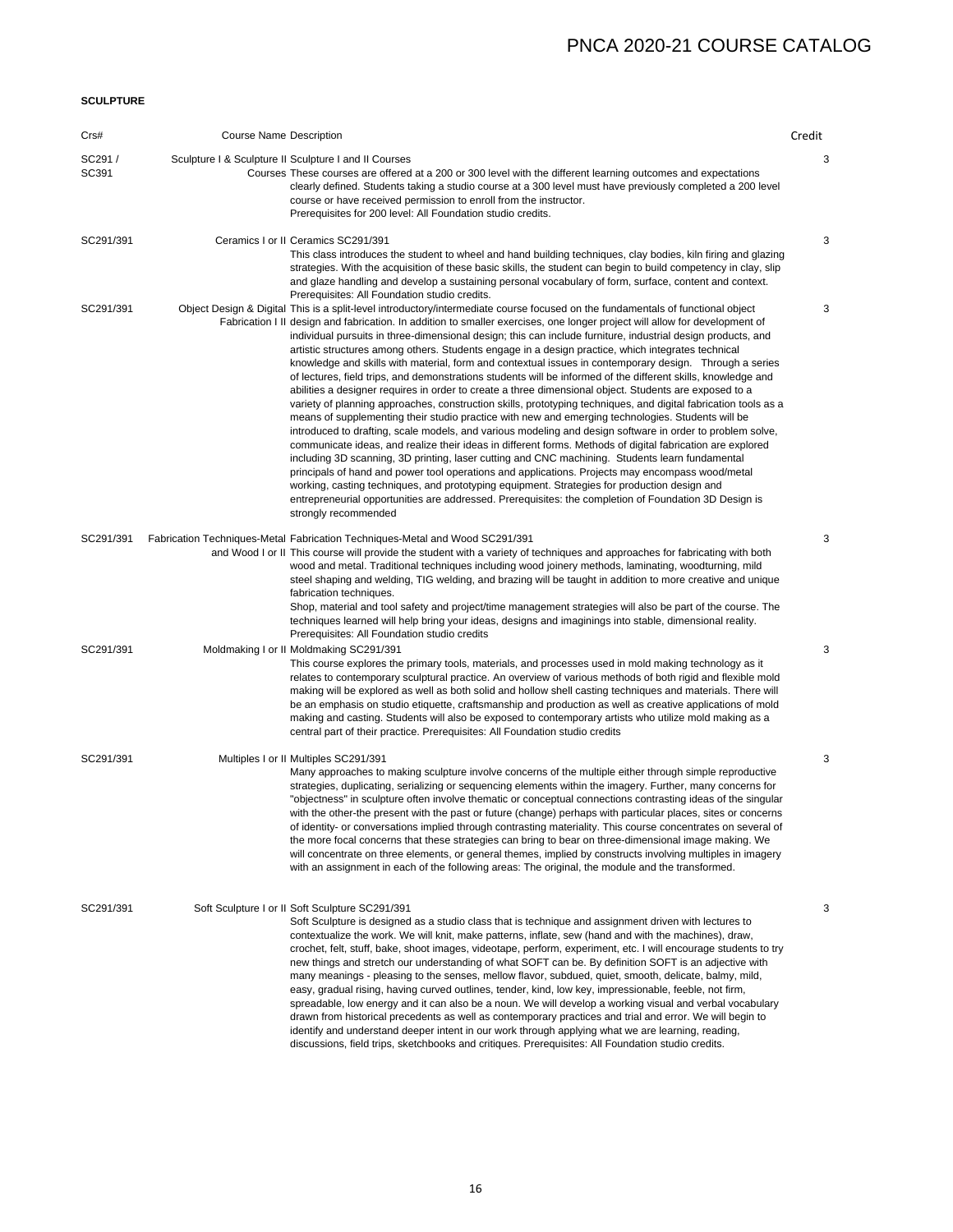**SCULPTURE**

| Crs# | Course Name | Description | Credit |
| --- | --- | --- | --- |
| SC291 / SC391 | Sculpture I & Sculpture II Courses | Sculpture I and II Courses These courses are offered at a 200 or 300 level with the different learning outcomes and expectations clearly defined. Students taking a studio course at a 300 level must have previously completed a 200 level course or have received permission to enroll from the instructor. Prerequisites for 200 level: All Foundation studio credits. | 3 |
| SC291/391 | Ceramics I or II | Ceramics SC291/391 This class introduces the student to wheel and hand building techniques, clay bodies, kiln firing and glazing strategies. With the acquisition of these basic skills, the student can begin to build competency in clay, slip and glaze handling and develop a sustaining personal vocabulary of form, surface, content and context. Prerequisites: All Foundation studio credits. | 3 |
| SC291/391 | Object Design & Digital Fabrication I II | This is a split-level introductory/intermediate course focused on the fundamentals of functional object design and fabrication. In addition to smaller exercises, one longer project will allow for development of individual pursuits in three-dimensional design; this can include furniture, industrial design products, and artistic structures among others. Students engage in a design practice, which integrates technical knowledge and skills with material, form and contextual issues in contemporary design. Through a series of lectures, field trips, and demonstrations students will be informed of the different skills, knowledge and abilities a designer requires in order to create a three dimensional object. Students are exposed to a variety of planning approaches, construction skills, prototyping techniques, and digital fabrication tools as a means of supplementing their studio practice with new and emerging technologies. Students will be introduced to drafting, scale models, and various modeling and design software in order to problem solve, communicate ideas, and realize their ideas in different forms. Methods of digital fabrication are explored including 3D scanning, 3D printing, laser cutting and CNC machining. Students learn fundamental principals of hand and power tool operations and applications. Projects may encompass wood/metal working, casting techniques, and prototyping equipment. Strategies for production design and entrepreneurial opportunities are addressed. Prerequisites: the completion of Foundation 3D Design is strongly recommended | 3 |
| SC291/391 | Fabrication Techniques-Metal and Wood I or II | Fabrication Techniques-Metal and Wood SC291/391 This course will provide the student with a variety of techniques and approaches for fabricating with both wood and metal. Traditional techniques including wood joinery methods, laminating, woodturning, mild steel shaping and welding, TIG welding, and brazing will be taught in addition to more creative and unique fabrication techniques. Shop, material and tool safety and project/time management strategies will also be part of the course. The techniques learned will help bring your ideas, designs and imaginings into stable, dimensional reality. Prerequisites: All Foundation studio credits | 3 |
| SC291/391 | Moldmaking I or II | Moldmaking SC291/391 This course explores the primary tools, materials, and processes used in mold making technology as it relates to contemporary sculptural practice. An overview of various methods of both rigid and flexible mold making will be explored as well as both solid and hollow shell casting techniques and materials. There will be an emphasis on studio etiquette, craftsmanship and production as well as creative applications of mold making and casting. Students will also be exposed to contemporary artists who utilize mold making as a central part of their practice. Prerequisites: All Foundation studio credits | 3 |
| SC291/391 | Multiples I or II | Multiples SC291/391 Many approaches to making sculpture involve concerns of the multiple either through simple reproductive strategies, duplicating, serializing or sequencing elements within the imagery. Further, many concerns for "objectness" in sculpture often involve thematic or conceptual connections contrasting ideas of the singular with the other-the present with the past or future (change) perhaps with particular places, sites or concerns of identity- or conversations implied through contrasting materiality. This course concentrates on several of the more focal concerns that these strategies can bring to bear on three-dimensional image making. We will concentrate on three elements, or general themes, implied by constructs involving multiples in imagery with an assignment in each of the following areas: The original, the module and the transformed. | 3 |
| SC291/391 | Soft Sculpture I or II | Soft Sculpture SC291/391 Soft Sculpture is designed as a studio class that is technique and assignment driven with lectures to contextualize the work. We will knit, make patterns, inflate, sew (hand and with the machines), draw, crochet, felt, stuff, bake, shoot images, videotape, perform, experiment, etc. I will encourage students to try new things and stretch our understanding of what SOFT can be. By definition SOFT is an adjective with many meanings - pleasing to the senses, mellow flavor, subdued, quiet, smooth, delicate, balmy, mild, easy, gradual rising, having curved outlines, tender, kind, low key, impressionable, feeble, not firm, spreadable, low energy and it can also be a noun. We will develop a working visual and verbal vocabulary drawn from historical precedents as well as contemporary practices and trial and error. We will begin to identify and understand deeper intent in our work through applying what we are learning, reading, discussions, field trips, sketchbooks and critiques. Prerequisites: All Foundation studio credits. | 3 |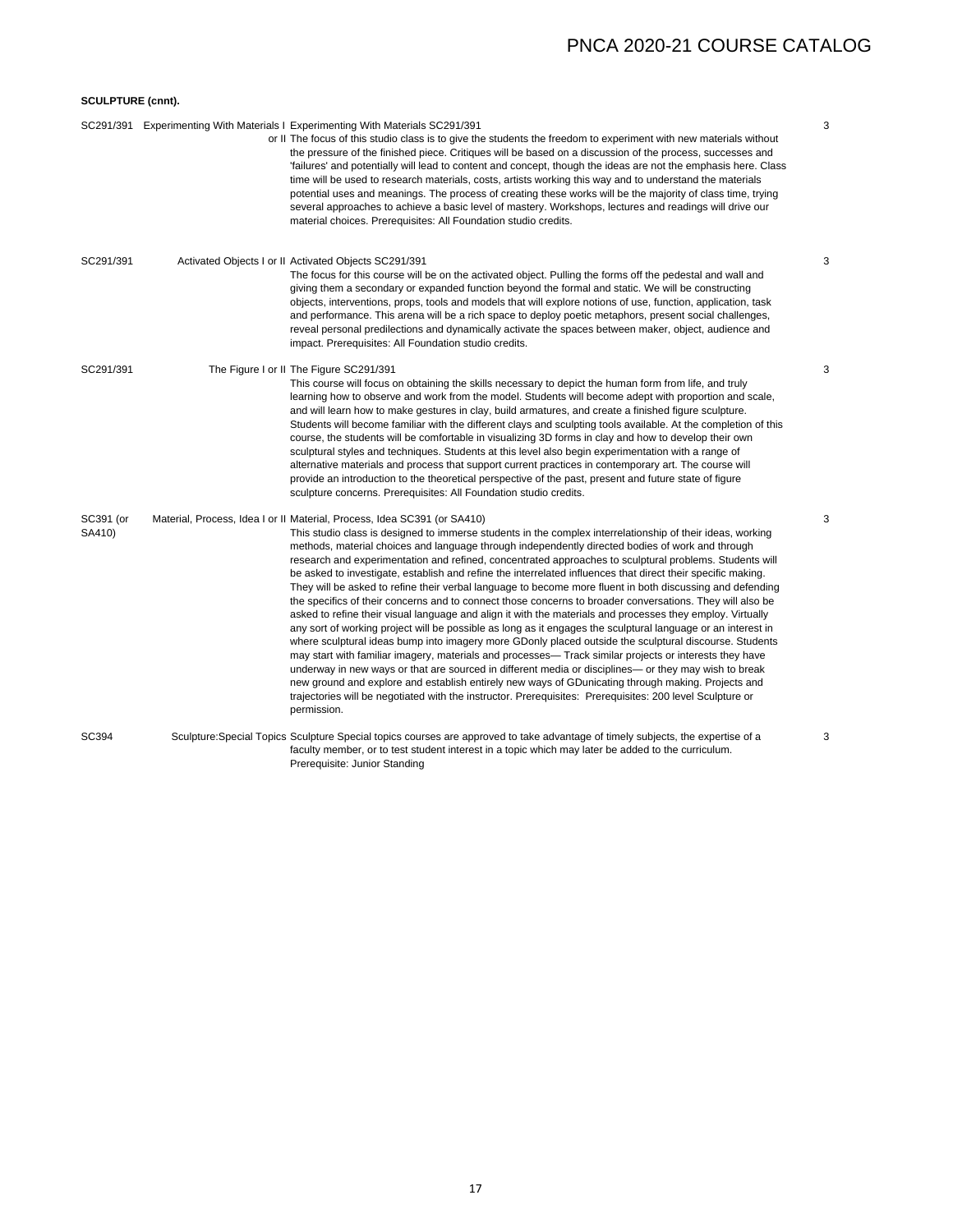**SCULPTURE (cnnt).**

| | | | |
|---|---|---|---|
| SC291/391 | Experimenting With Materials I or II | Experimenting With Materials SC291/391<br>The focus of this studio class is to give the students the freedom to experiment with new materials without the pressure of the finished piece. Critiques will be based on a discussion of the process, successes and 'failures' and potentially will lead to content and concept, though the ideas are not the emphasis here. Class time will be used to research materials, costs, artists working this way and to understand the materials potential uses and meanings. The process of creating these works will be the majority of class time, trying several approaches to achieve a basic level of mastery. Workshops, lectures and readings will drive our material choices. Prerequisites: All Foundation studio credits. | 3 |
| SC291/391 | Activated Objects I or II | Activated Objects SC291/391<br>The focus for this course will be on the activated object. Pulling the forms off the pedestal and wall and giving them a secondary or expanded function beyond the formal and static. We will be constructing objects, interventions, props, tools and models that will explore notions of use, function, application, task and performance. This arena will be a rich space to deploy poetic metaphors, present social challenges, reveal personal predilections and dynamically activate the spaces between maker, object, audience and impact. Prerequisites: All Foundation studio credits. | 3 |
| SC291/391 | The Figure I or II | The Figure SC291/391<br>This course will focus on obtaining the skills necessary to depict the human form from life, and truly learning how to observe and work from the model. Students will become adept with proportion and scale, and will learn how to make gestures in clay, build armatures, and create a finished figure sculpture. Students will become familiar with the different clays and sculpting tools available. At the completion of this course, the students will be comfortable in visualizing 3D forms in clay and how to develop their own sculptural styles and techniques. Students at this level also begin experimentation with a range of alternative materials and process that support current practices in contemporary art. The course will provide an introduction to the theoretical perspective of the past, present and future state of figure sculpture concerns. Prerequisites: All Foundation studio credits. | 3 |
| SC391 (or SA410) | Material, Process, Idea I or II | Material, Process, Idea SC391 (or SA410)<br>This studio class is designed to immerse students in the complex interrelationship of their ideas, working methods, material choices and language through independently directed bodies of work and through research and experimentation and refined, concentrated approaches to sculptural problems. Students will be asked to investigate, establish and refine the interrelated influences that direct their specific making. They will be asked to refine their verbal language to become more fluent in both discussing and defending the specifics of their concerns and to connect those concerns to broader conversations. They will also be asked to refine their visual language and align it with the materials and processes they employ. Virtually any sort of working project will be possible as long as it engages the sculptural language or an interest in where sculptural ideas bump into imagery more GDonly placed outside the sculptural discourse. Students may start with familiar imagery, materials and processes— Track similar projects or interests they have underway in new ways or that are sourced in different media or disciplines— or they may wish to break new ground and explore and establish entirely new ways of GDunicating through making. Projects and trajectories will be negotiated with the instructor. Prerequisites: Prerequisites: 200 level Sculpture or permission. | 3 |
| SC394 | Sculpture:Special Topics | Sculpture Special topics courses are approved to take advantage of timely subjects, the expertise of a faculty member, or to test student interest in a topic which may later be added to the curriculum. Prerequisite: Junior Standing | 3 |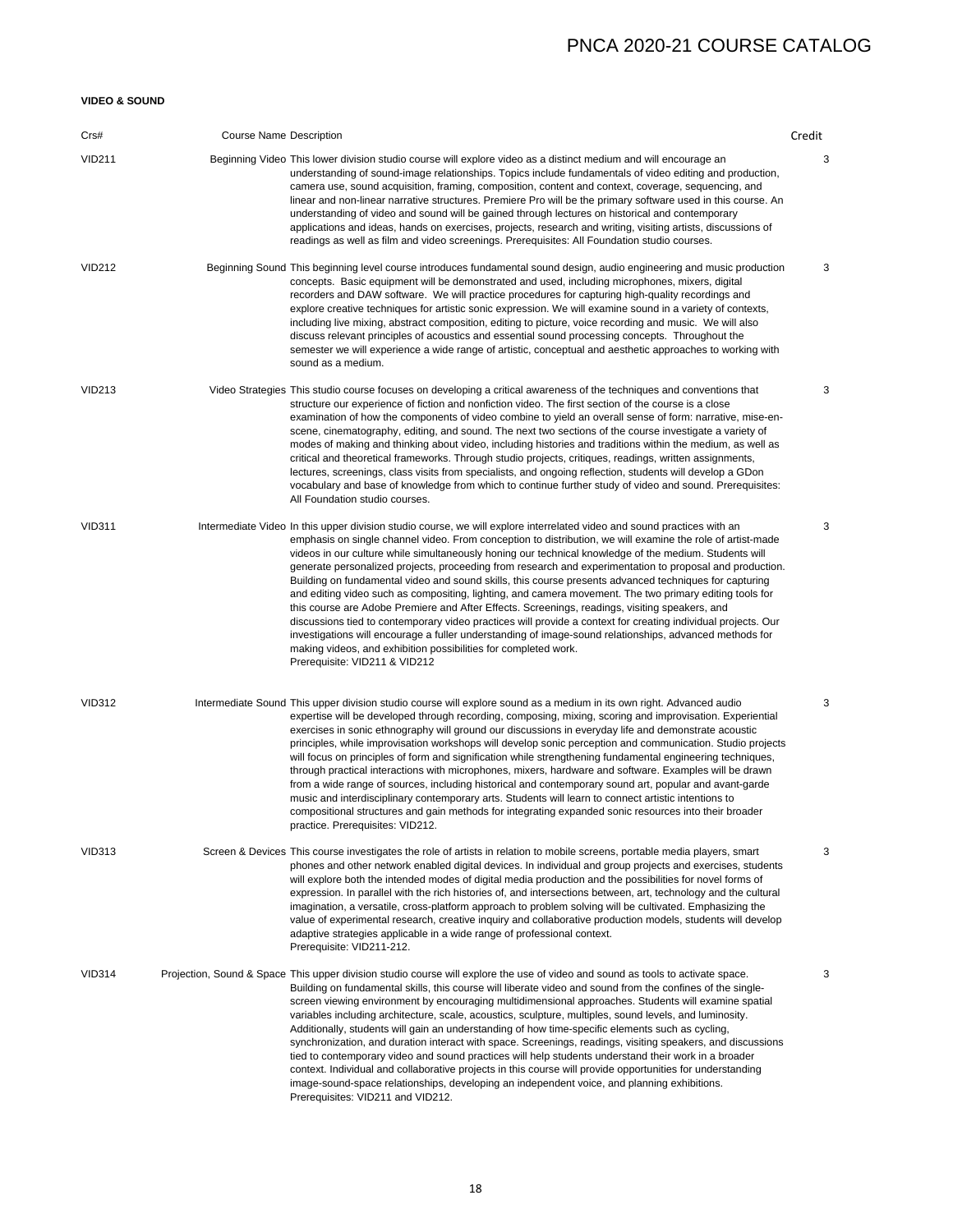**VIDEO & SOUND**

| Crs# | Course Name | Description | Credit |
|---|---|---|---|
| VID211 | Beginning Video | This lower division studio course will explore video as a distinct medium and will encourage an understanding of sound-image relationships. Topics include fundamentals of video editing and production, camera use, sound acquisition, framing, composition, content and context, coverage, sequencing, and linear and non-linear narrative structures. Premiere Pro will be the primary software used in this course. An understanding of video and sound will be gained through lectures on historical and contemporary applications and ideas, hands on exercises, projects, research and writing, visiting artists, discussions of readings as well as film and video screenings. Prerequisites: All Foundation studio courses. | 3 |
| VID212 | Beginning Sound | This beginning level course introduces fundamental sound design, audio engineering and music production concepts. Basic equipment will be demonstrated and used, including microphones, mixers, digital recorders and DAW software. We will practice procedures for capturing high-quality recordings and explore creative techniques for artistic sonic expression. We will examine sound in a variety of contexts, including live mixing, abstract composition, editing to picture, voice recording and music. We will also discuss relevant principles of acoustics and essential sound processing concepts. Throughout the semester we will experience a wide range of artistic, conceptual and aesthetic approaches to working with sound as a medium. | 3 |
| VID213 | Video Strategies | This studio course focuses on developing a critical awareness of the techniques and conventions that structure our experience of fiction and nonfiction video. The first section of the course is a close examination of how the components of video combine to yield an overall sense of form: narrative, mise-en-scene, cinematography, editing, and sound. The next two sections of the course investigate a variety of modes of making and thinking about video, including histories and traditions within the medium, as well as critical and theoretical frameworks. Through studio projects, critiques, readings, written assignments, lectures, screenings, class visits from specialists, and ongoing reflection, students will develop a GDon vocabulary and base of knowledge from which to continue further study of video and sound. Prerequisites: All Foundation studio courses. | 3 |
| VID311 | Intermediate Video | In this upper division studio course, we will explore interrelated video and sound practices with an emphasis on single channel video. From conception to distribution, we will examine the role of artist-made videos in our culture while simultaneously honing our technical knowledge of the medium. Students will generate personalized projects, proceeding from research and experimentation to proposal and production. Building on fundamental video and sound skills, this course presents advanced techniques for capturing and editing video such as compositing, lighting, and camera movement. The two primary editing tools for this course are Adobe Premiere and After Effects. Screenings, readings, visiting speakers, and discussions tied to contemporary video practices will provide a context for creating individual projects. Our investigations will encourage a fuller understanding of image-sound relationships, advanced methods for making videos, and exhibition possibilities for completed work.<br>Prerequisite: VID211 & VID212 | 3 |
| VID312 | Intermediate Sound | This upper division studio course will explore sound as a medium in its own right. Advanced audio expertise will be developed through recording, composing, mixing, scoring and improvisation. Experiential exercises in sonic ethnography will ground our discussions in everyday life and demonstrate acoustic principles, while improvisation workshops will develop sonic perception and communication. Studio projects will focus on principles of form and signification while strengthening fundamental engineering techniques, through practical interactions with microphones, mixers, hardware and software. Examples will be drawn from a wide range of sources, including historical and contemporary sound art, popular and avant-garde music and interdisciplinary contemporary arts. Students will learn to connect artistic intentions to compositional structures and gain methods for integrating expanded sonic resources into their broader practice. Prerequisites: VID212. | 3 |
| VID313 | Screen & Devices | This course investigates the role of artists in relation to mobile screens, portable media players, smart phones and other network enabled digital devices. In individual and group projects and exercises, students will explore both the intended modes of digital media production and the possibilities for novel forms of expression. In parallel with the rich histories of, and intersections between, art, technology and the cultural imagination, a versatile, cross-platform approach to problem solving will be cultivated. Emphasizing the value of experimental research, creative inquiry and collaborative production models, students will develop adaptive strategies applicable in a wide range of professional context.<br>Prerequisite: VID211-212. | 3 |
| VID314 | Projection, Sound & Space | This upper division studio course will explore the use of video and sound as tools to activate space. Building on fundamental skills, this course will liberate video and sound from the confines of the single-screen viewing environment by encouraging multidimensional approaches. Students will examine spatial variables including architecture, scale, acoustics, sculpture, multiples, sound levels, and luminosity. Additionally, students will gain an understanding of how time-specific elements such as cycling, synchronization, and duration interact with space. Screenings, readings, visiting speakers, and discussions tied to contemporary video and sound practices will help students understand their work in a broader context. Individual and collaborative projects in this course will provide opportunities for understanding image-sound-space relationships, developing an independent voice, and planning exhibitions.<br>Prerequisites: VID211 and VID212. | 3 |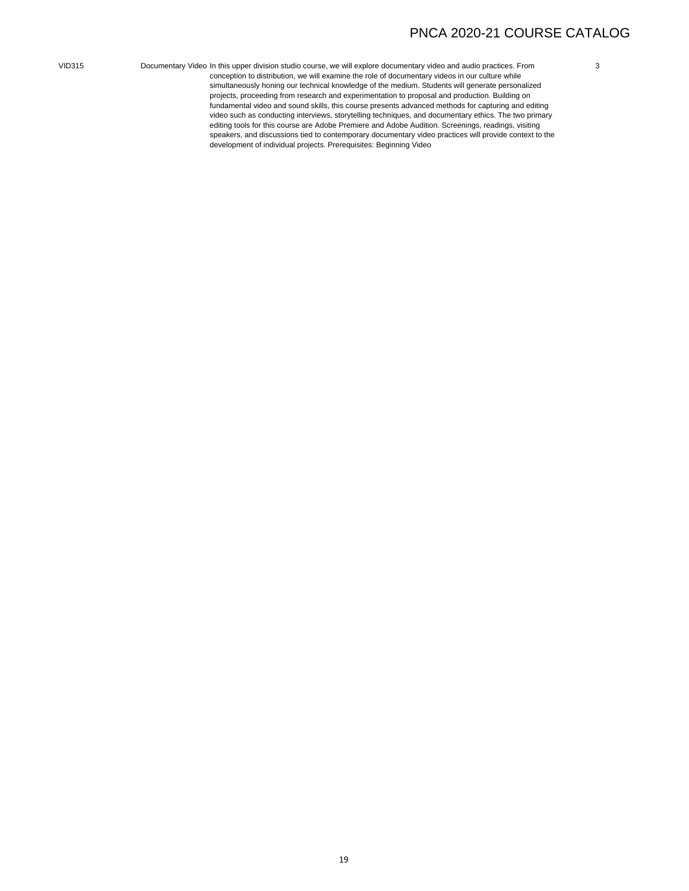| | | | |
|---|---|---|---|
| VID315 | Documentary Video | In this upper division studio course, we will explore documentary video and audio practices. From conception to distribution, we will examine the role of documentary videos in our culture while simultaneously honing our technical knowledge of the medium. Students will generate personalized projects, proceeding from research and experimentation to proposal and production. Building on fundamental video and sound skills, this course presents advanced methods for capturing and editing video such as conducting interviews, storytelling techniques, and documentary ethics. The two primary editing tools for this course are Adobe Premiere and Adobe Audition. Screenings, readings, visiting speakers, and discussions tied to contemporary documentary video practices will provide context to the development of individual projects. Prerequisites: Beginning Video | 3 |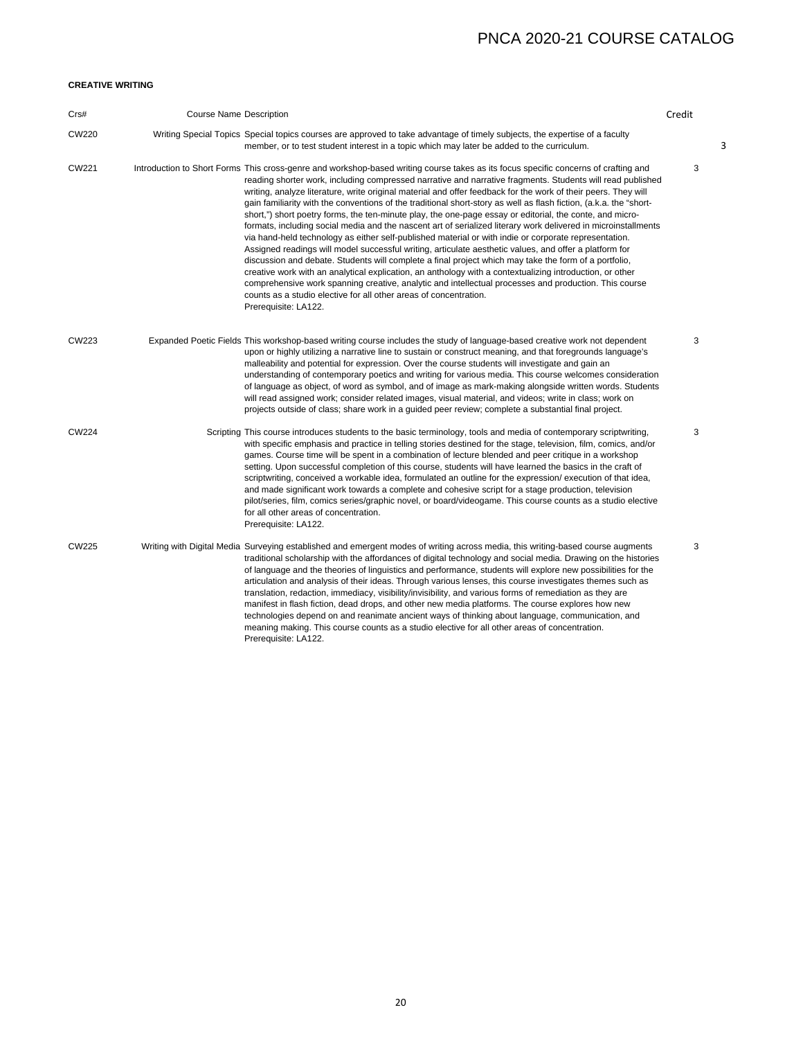**CREATIVE WRITING**

| Crs# | Course Name | Description | Credit |
| --- | --- | --- | --- |
| CW220 | Writing Special Topics | Special topics courses are approved to take advantage of timely subjects, the expertise of a faculty member, or to test student interest in a topic which may later be added to the curriculum. | 3 |
| CW221 | Introduction to Short Forms | This cross-genre and workshop-based writing course takes as its focus specific concerns of crafting and reading shorter work, including compressed narrative and narrative fragments. Students will read published writing, analyze literature, write original material and offer feedback for the work of their peers. They will gain familiarity with the conventions of the traditional short-story as well as flash fiction, (a.k.a. the "short-short,") short poetry forms, the ten-minute play, the one-page essay or editorial, the conte, and micro-formats, including social media and the nascent art of serialized literary work delivered in microinstallments via hand-held technology as either self-published material or with indie or corporate representation. Assigned readings will model successful writing, articulate aesthetic values, and offer a platform for discussion and debate. Students will complete a final project which may take the form of a portfolio, creative work with an analytical explication, an anthology with a contextualizing introduction, or other comprehensive work spanning creative, analytic and intellectual processes and production. This course counts as a studio elective for all other areas of concentration.<br>Prerequisite: LA122. | 3 |
| CW223 | Expanded Poetic Fields | This workshop-based writing course includes the study of language-based creative work not dependent upon or highly utilizing a narrative line to sustain or construct meaning, and that foregrounds language's malleability and potential for expression. Over the course students will investigate and gain an understanding of contemporary poetics and writing for various media. This course welcomes consideration of language as object, of word as symbol, and of image as mark-making alongside written words. Students will read assigned work; consider related images, visual material, and videos; write in class; work on projects outside of class; share work in a guided peer review; complete a substantial final project. | 3 |
| CW224 | Scripting | This course introduces students to the basic terminology, tools and media of contemporary scriptwriting, with specific emphasis and practice in telling stories destined for the stage, television, film, comics, and/or games. Course time will be spent in a combination of lecture blended and peer critique in a workshop setting. Upon successful completion of this course, students will have learned the basics in the craft of scriptwriting, conceived a workable idea, formulated an outline for the expression/ execution of that idea, and made significant work towards a complete and cohesive script for a stage production, television pilot/series, film, comics series/graphic novel, or board/videogame. This course counts as a studio elective for all other areas of concentration.<br>Prerequisite: LA122. | 3 |
| CW225 | Writing with Digital Media | Surveying established and emergent modes of writing across media, this writing-based course augments traditional scholarship with the affordances of digital technology and social media. Drawing on the histories of language and the theories of linguistics and performance, students will explore new possibilities for the articulation and analysis of their ideas. Through various lenses, this course investigates themes such as translation, redaction, immediacy, visibility/invisibility, and various forms of remediation as they are manifest in flash fiction, dead drops, and other new media platforms. The course explores how new technologies depend on and reanimate ancient ways of thinking about language, communication, and meaning making. This course counts as a studio elective for all other areas of concentration.<br>Prerequisite: LA122. | 3 |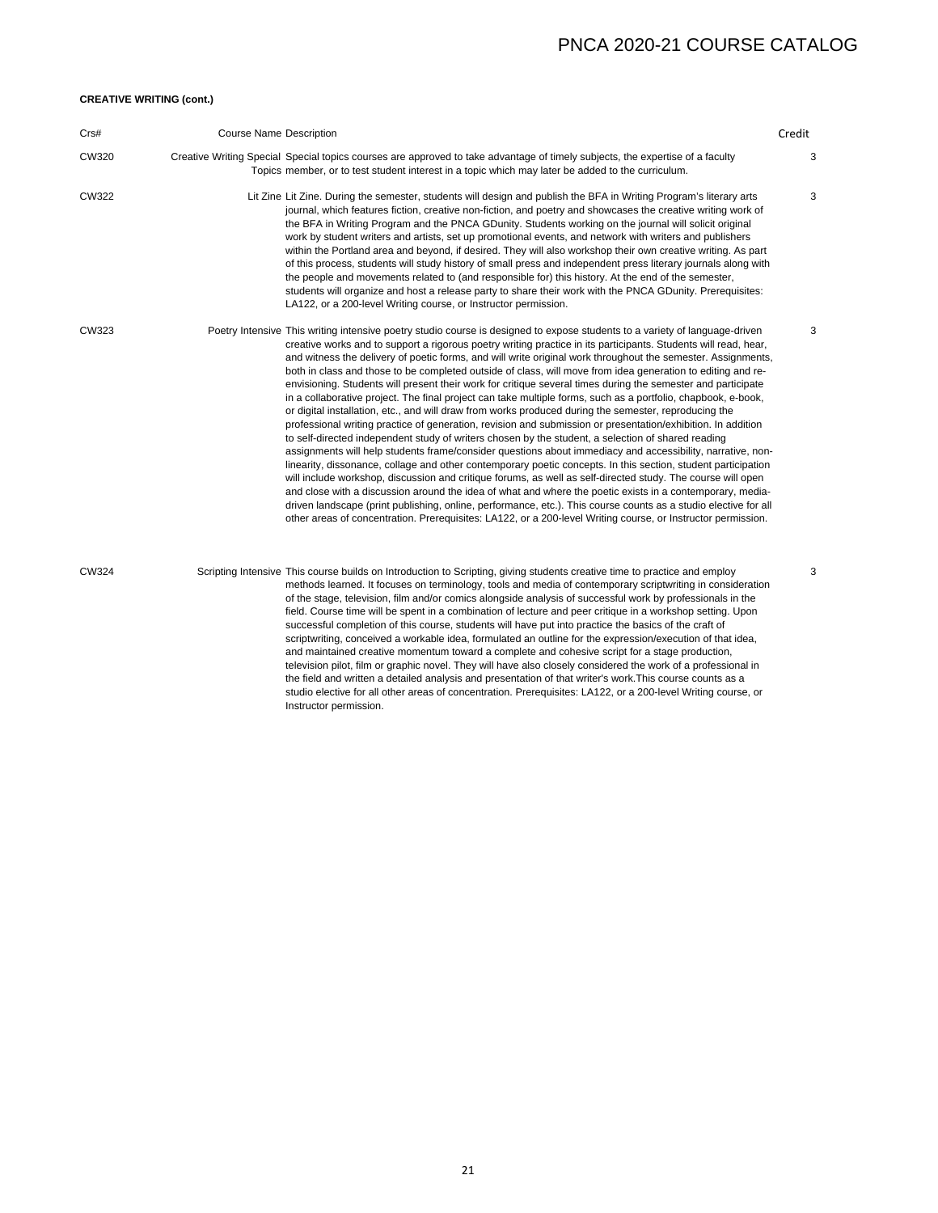**CREATIVE WRITING (cont.)**

| Crs# | Course Name | Description | Credit |
|---|---|---|---|
| CW320 | Creative Writing Special Topics | Special topics courses are approved to take advantage of timely subjects, the expertise of a faculty member, or to test student interest in a topic which may later be added to the curriculum. | 3 |
| CW322 | Lit Zine | Lit Zine. During the semester, students will design and publish the BFA in Writing Program's literary arts journal, which features fiction, creative non-fiction, and poetry and showcases the creative writing work of the BFA in Writing Program and the PNCA GDunity. Students working on the journal will solicit original work by student writers and artists, set up promotional events, and network with writers and publishers within the Portland area and beyond, if desired. They will also workshop their own creative writing. As part of this process, students will study history of small press and independent press literary journals along with the people and movements related to (and responsible for) this history. At the end of the semester, students will organize and host a release party to share their work with the PNCA GDunity. Prerequisites: LA122, or a 200-level Writing course, or Instructor permission. | 3 |
| CW323 | Poetry Intensive | This writing intensive poetry studio course is designed to expose students to a variety of language-driven creative works and to support a rigorous poetry writing practice in its participants. Students will read, hear, and witness the delivery of poetic forms, and will write original work throughout the semester. Assignments, both in class and those to be completed outside of class, will move from idea generation to editing and re-envisioning. Students will present their work for critique several times during the semester and participate in a collaborative project. The final project can take multiple forms, such as a portfolio, chapbook, e-book, or digital installation, etc., and will draw from works produced during the semester, reproducing the professional writing practice of generation, revision and submission or presentation/exhibition. In addition to self-directed independent study of writers chosen by the student, a selection of shared reading assignments will help students frame/consider questions about immediacy and accessibility, narrative, non-linearity, dissonance, collage and other contemporary poetic concepts. In this section, student participation will include workshop, discussion and critique forums, as well as self-directed study. The course will open and close with a discussion around the idea of what and where the poetic exists in a contemporary, media-driven landscape (print publishing, online, performance, etc.). This course counts as a studio elective for all other areas of concentration. Prerequisites: LA122, or a 200-level Writing course, or Instructor permission. | 3 |
| CW324 | Scripting Intensive | This course builds on Introduction to Scripting, giving students creative time to practice and employ methods learned. It focuses on terminology, tools and media of contemporary scriptwriting in consideration of the stage, television, film and/or comics alongside analysis of successful work by professionals in the field. Course time will be spent in a combination of lecture and peer critique in a workshop setting. Upon successful completion of this course, students will have put into practice the basics of the craft of scriptwriting, conceived a workable idea, formulated an outline for the expression/execution of that idea, and maintained creative momentum toward a complete and cohesive script for a stage production, television pilot, film or graphic novel. They will have also closely considered the work of a professional in the field and written a detailed analysis and presentation of that writer's work.This course counts as a studio elective for all other areas of concentration. Prerequisites: LA122, or a 200-level Writing course, or Instructor permission. | 3 |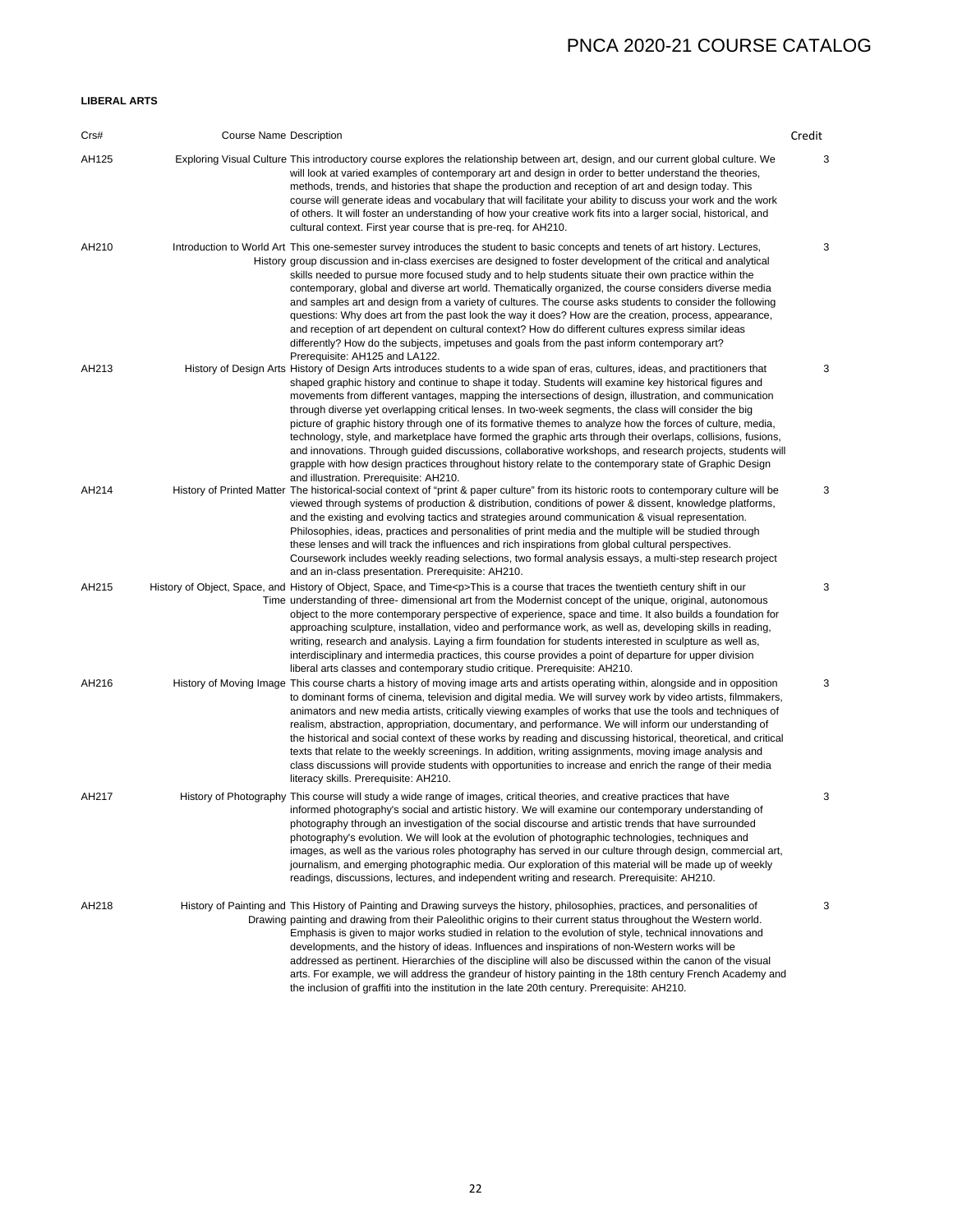**LIBERAL ARTS**

| Crs# | Course Name | Description | Credit |
|---|---|---|---|
| AH125 | Exploring Visual Culture | This introductory course explores the relationship between art, design, and our current global culture. We will look at varied examples of contemporary art and design in order to better understand the theories, methods, trends, and histories that shape the production and reception of art and design today. This course will generate ideas and vocabulary that will facilitate your ability to discuss your work and the work of others. It will foster an understanding of how your creative work fits into a larger social, historical, and cultural context. First year course that is pre-req. for AH210. | 3 |
| AH210 | Introduction to World Art History | This one-semester survey introduces the student to basic concepts and tenets of art history. Lectures, group discussion and in-class exercises are designed to foster development of the critical and analytical skills needed to pursue more focused study and to help students situate their own practice within the contemporary, global and diverse art world. Thematically organized, the course considers diverse media and samples art and design from a variety of cultures. The course asks students to consider the following questions: Why does art from the past look the way it does? How are the creation, process, appearance, and reception of art dependent on cultural context? How do different cultures express similar ideas differently? How do the subjects, impetuses and goals from the past inform contemporary art? Prerequisite: AH125 and LA122. | 3 |
| AH213 | History of Design Arts | History of Design Arts introduces students to a wide span of eras, cultures, ideas, and practitioners that shaped graphic history and continue to shape it today. Students will examine key historical figures and movements from different vantages, mapping the intersections of design, illustration, and communication through diverse yet overlapping critical lenses. In two-week segments, the class will consider the big picture of graphic history through one of its formative themes to analyze how the forces of culture, media, technology, style, and marketplace have formed the graphic arts through their overlaps, collisions, fusions, and innovations. Through guided discussions, collaborative workshops, and research projects, students will grapple with how design practices throughout history relate to the contemporary state of Graphic Design and illustration. Prerequisite: AH210. | 3 |
| AH214 | History of Printed Matter | The historical-social context of "print & paper culture" from its historic roots to contemporary culture will be viewed through systems of production & distribution, conditions of power & dissent, knowledge platforms, and the existing and evolving tactics and strategies around communication & visual representation. Philosophies, ideas, practices and personalities of print media and the multiple will be studied through these lenses and will track the influences and rich inspirations from global cultural perspectives. Coursework includes weekly reading selections, two formal analysis essays, a multi-step research project and an in-class presentation. Prerequisite: AH210. | 3 |
| AH215 | History of Object, Space, and Time | History of Object, Space, and Time<p>This is a course that traces the twentieth century shift in our understanding of three- dimensional art from the Modernist concept of the unique, original, autonomous object to the more contemporary perspective of experience, space and time. It also builds a foundation for approaching sculpture, installation, video and performance work, as well as, developing skills in reading, writing, research and analysis. Laying a firm foundation for students interested in sculpture as well as, interdisciplinary and intermedia practices, this course provides a point of departure for upper division liberal arts classes and contemporary studio critique. Prerequisite: AH210. | 3 |
| AH216 | History of Moving Image | This course charts a history of moving image arts and artists operating within, alongside and in opposition to dominant forms of cinema, television and digital media. We will survey work by video artists, filmmakers, animators and new media artists, critically viewing examples of works that use the tools and techniques of realism, abstraction, appropriation, documentary, and performance. We will inform our understanding of the historical and social context of these works by reading and discussing historical, theoretical, and critical texts that relate to the weekly screenings. In addition, writing assignments, moving image analysis and class discussions will provide students with opportunities to increase and enrich the range of their media literacy skills. Prerequisite: AH210. | 3 |
| AH217 | History of Photography | This course will study a wide range of images, critical theories, and creative practices that have informed photography's social and artistic history. We will examine our contemporary understanding of photography through an investigation of the social discourse and artistic trends that have surrounded photography's evolution. We will look at the evolution of photographic technologies, techniques and images, as well as the various roles photography has served in our culture through design, commercial art, journalism, and emerging photographic media. Our exploration of this material will be made up of weekly readings, discussions, lectures, and independent writing and research. Prerequisite: AH210. | 3 |
| AH218 | History of Painting and Drawing | This History of Painting and Drawing surveys the history, philosophies, practices, and personalities of painting and drawing from their Paleolithic origins to their current status throughout the Western world. Emphasis is given to major works studied in relation to the evolution of style, technical innovations and developments, and the history of ideas. Influences and inspirations of non-Western works will be addressed as pertinent. Hierarchies of the discipline will also be discussed within the canon of the visual arts. For example, we will address the grandeur of history painting in the 18th century French Academy and the inclusion of graffiti into the institution in the late 20th century. Prerequisite: AH210. | 3 |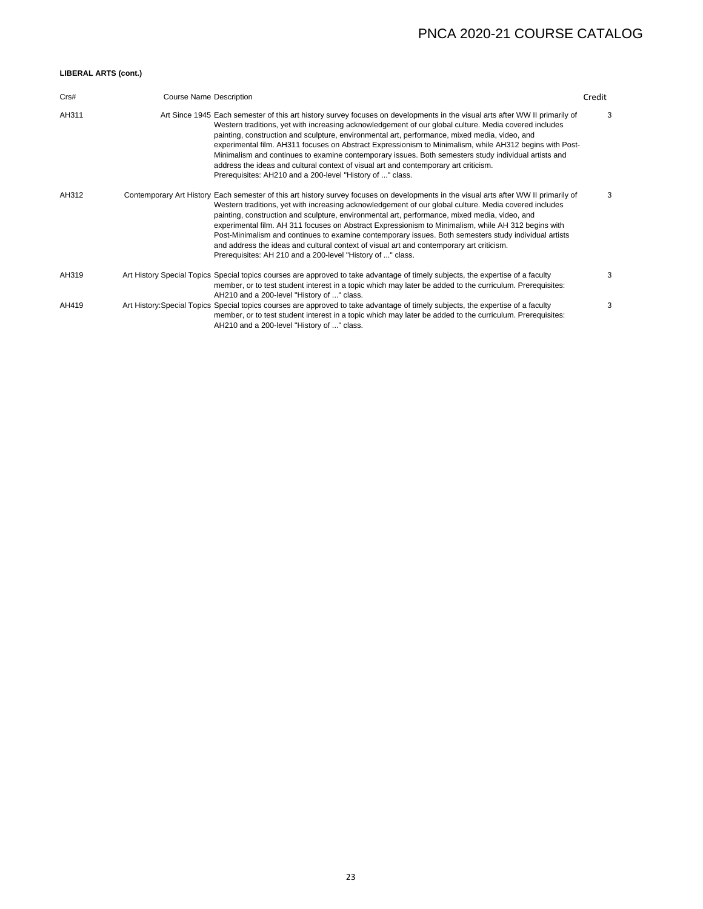**LIBERAL ARTS (cont.)**

| Crs# | Course Name | Description | Credit |
| --- | --- | --- | --- |
| AH311 | Art Since 1945 | Each semester of this art history survey focuses on developments in the visual arts after WW II primarily of Western traditions, yet with increasing acknowledgement of our global culture. Media covered includes painting, construction and sculpture, environmental art, performance, mixed media, video, and experimental film. AH311 focuses on Abstract Expressionism to Minimalism, while AH312 begins with Post-Minimalism and continues to examine contemporary issues. Both semesters study individual artists and address the ideas and cultural context of visual art and contemporary art criticism. Prerequisites: AH210 and a 200-level "History of ..." class. | 3 |
| AH312 | Contemporary Art History | Each semester of this art history survey focuses on developments in the visual arts after WW II primarily of Western traditions, yet with increasing acknowledgement of our global culture. Media covered includes painting, construction and sculpture, environmental art, performance, mixed media, video, and experimental film. AH 311 focuses on Abstract Expressionism to Minimalism, while AH 312 begins with Post-Minimalism and continues to examine contemporary issues. Both semesters study individual artists and address the ideas and cultural context of visual art and contemporary art criticism. Prerequisites: AH 210 and a 200-level "History of ..." class. | 3 |
| AH319 | Art History Special Topics | Special topics courses are approved to take advantage of timely subjects, the expertise of a faculty member, or to test student interest in a topic which may later be added to the curriculum. Prerequisites: AH210 and a 200-level "History of ..." class. | 3 |
| AH419 | Art History:Special Topics | Special topics courses are approved to take advantage of timely subjects, the expertise of a faculty member, or to test student interest in a topic which may later be added to the curriculum. Prerequisites: AH210 and a 200-level "History of ..." class. | 3 |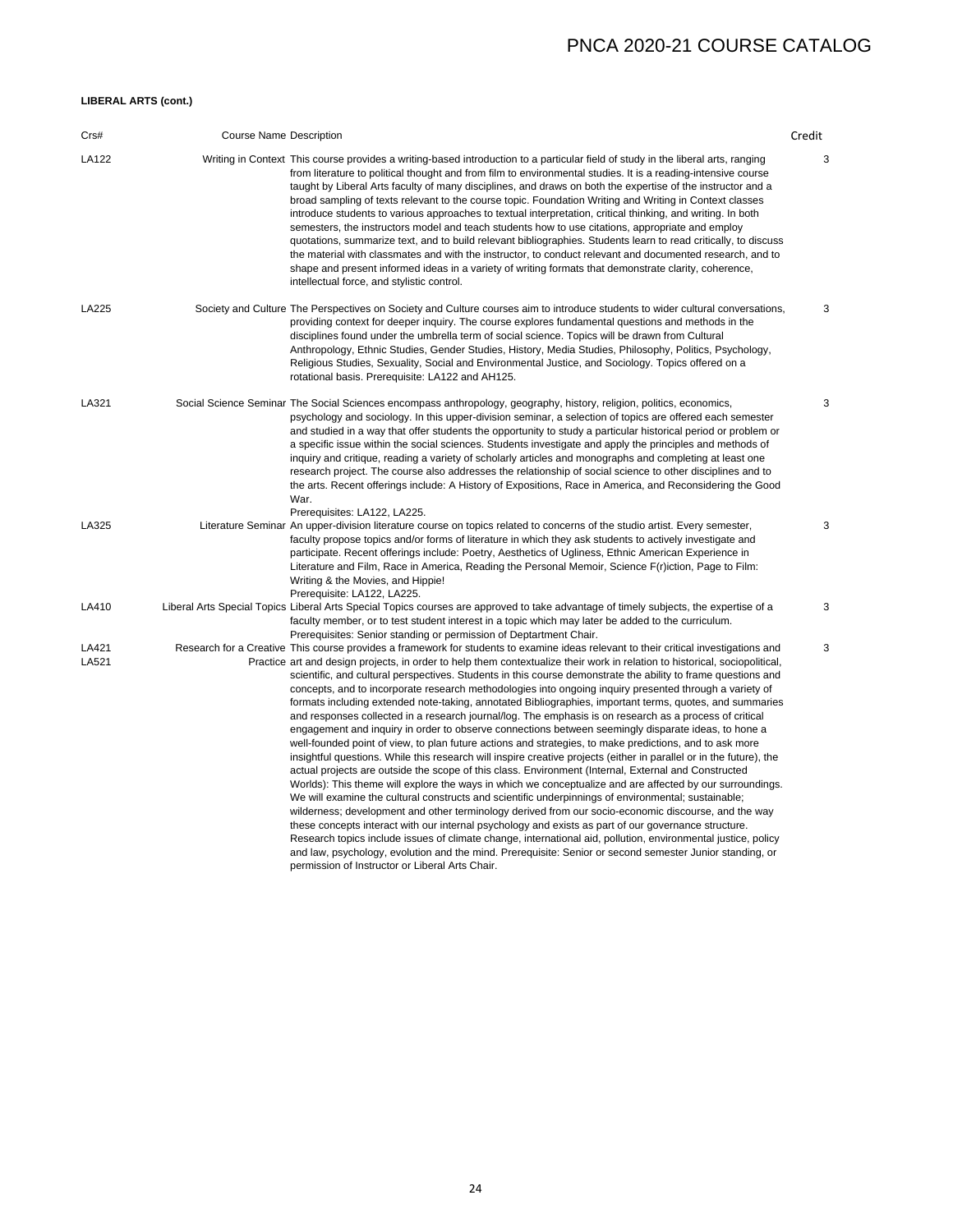**LIBERAL ARTS (cont.)**

| Crs# | Course Name | Description | Credit |
|---|---|---|---|
| LA122 | Writing in Context | This course provides a writing-based introduction to a particular field of study in the liberal arts, ranging from literature to political thought and from film to environmental studies. It is a reading-intensive course taught by Liberal Arts faculty of many disciplines, and draws on both the expertise of the instructor and a broad sampling of texts relevant to the course topic. Foundation Writing and Writing in Context classes introduce students to various approaches to textual interpretation, critical thinking, and writing. In both semesters, the instructors model and teach students how to use citations, appropriate and employ quotations, summarize text, and to build relevant bibliographies. Students learn to read critically, to discuss the material with classmates and with the instructor, to conduct relevant and documented research, and to shape and present informed ideas in a variety of writing formats that demonstrate clarity, coherence, intellectual force, and stylistic control. | 3 |
| LA225 | Society and Culture | The Perspectives on Society and Culture courses aim to introduce students to wider cultural conversations, providing context for deeper inquiry. The course explores fundamental questions and methods in the disciplines found under the umbrella term of social science. Topics will be drawn from Cultural Anthropology, Ethnic Studies, Gender Studies, History, Media Studies, Philosophy, Politics, Psychology, Religious Studies, Sexuality, Social and Environmental Justice, and Sociology. Topics offered on a rotational basis. Prerequisite: LA122 and AH125. | 3 |
| LA321 | Social Science Seminar | The Social Sciences encompass anthropology, geography, history, religion, politics, economics, psychology and sociology. In this upper-division seminar, a selection of topics are offered each semester and studied in a way that offer students the opportunity to study a particular historical period or problem or a specific issue within the social sciences. Students investigate and apply the principles and methods of inquiry and critique, reading a variety of scholarly articles and monographs and completing at least one research project. The course also addresses the relationship of social science to other disciplines and to the arts. Recent offerings include: A History of Expositions, Race in America, and Reconsidering the Good War.<br>Prerequisites: LA122, LA225. | 3 |
| LA325 | Literature Seminar | An upper-division literature course on topics related to concerns of the studio artist. Every semester, faculty propose topics and/or forms of literature in which they ask students to actively investigate and participate. Recent offerings include: Poetry, Aesthetics of Ugliness, Ethnic American Experience in Literature and Film, Race in America, Reading the Personal Memoir, Science F(r)iction, Page to Film: Writing & the Movies, and Hippie!<br>Prerequisite: LA122, LA225. | 3 |
| LA410 | Liberal Arts Special Topics | Liberal Arts Special Topics courses are approved to take advantage of timely subjects, the expertise of a faculty member, or to test student interest in a topic which may later be added to the curriculum.<br>Prerequisites: Senior standing or permission of Deptartment Chair. | 3 |
| LA421<br>LA521 | Research for a Creative Practice | This course provides a framework for students to examine ideas relevant to their critical investigations and art and design projects, in order to help them contextualize their work in relation to historical, sociopolitical, scientific, and cultural perspectives. Students in this course demonstrate the ability to frame questions and concepts, and to incorporate research methodologies into ongoing inquiry presented through a variety of formats including extended note-taking, annotated Bibliographies, important terms, quotes, and summaries and responses collected in a research journal/log. The emphasis is on research as a process of critical engagement and inquiry in order to observe connections between seemingly disparate ideas, to hone a well-founded point of view, to plan future actions and strategies, to make predictions, and to ask more insightful questions. While this research will inspire creative projects (either in parallel or in the future), the actual projects are outside the scope of this class. Environment (Internal, External and Constructed Worlds): This theme will explore the ways in which we conceptualize and are affected by our surroundings. We will examine the cultural constructs and scientific underpinnings of environmental; sustainable; wilderness; development and other terminology derived from our socio-economic discourse, and the way these concepts interact with our internal psychology and exists as part of our governance structure. Research topics include issues of climate change, international aid, pollution, environmental justice, policy and law, psychology, evolution and the mind. Prerequisite: Senior or second semester Junior standing, or permission of Instructor or Liberal Arts Chair. | 3 |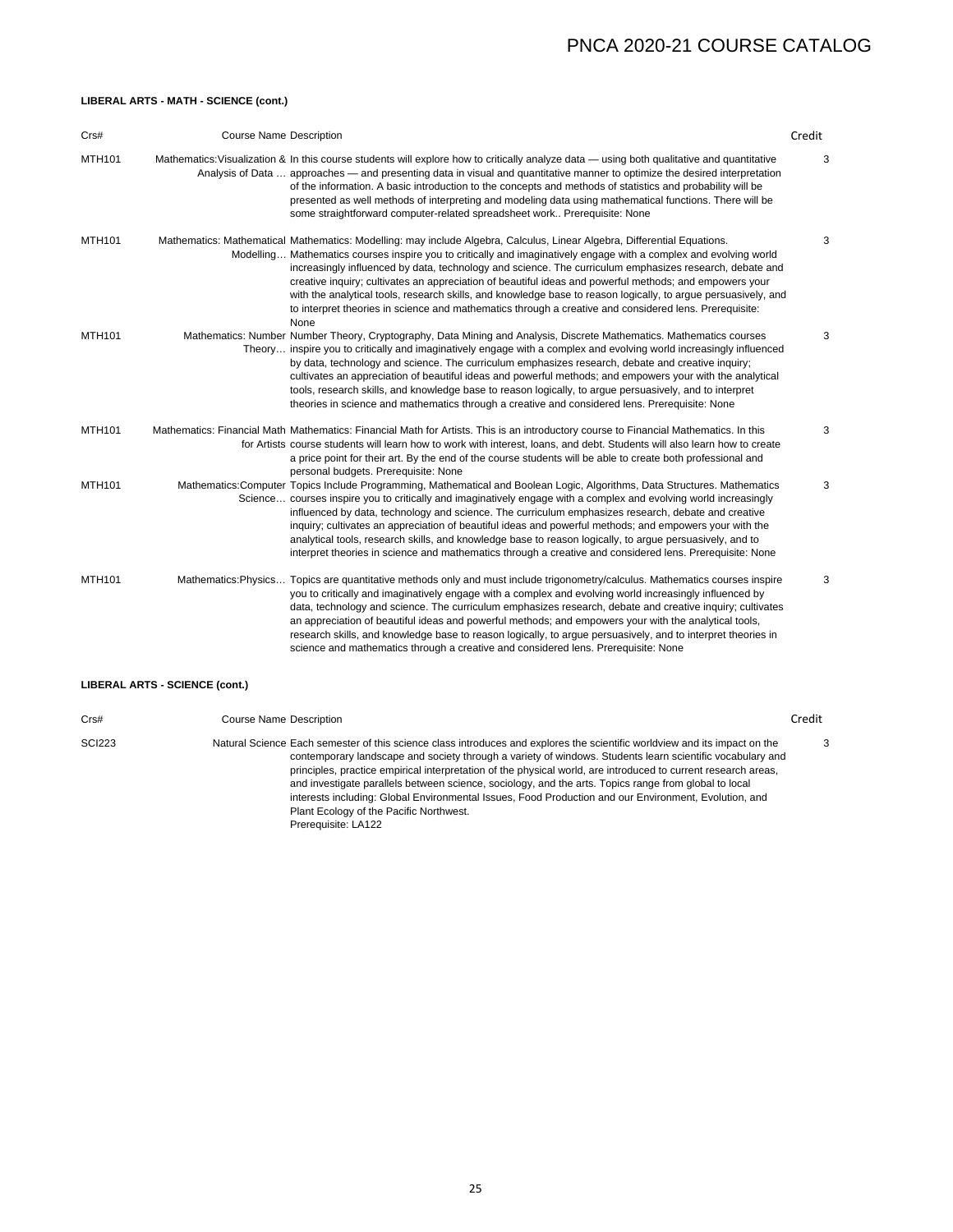**LIBERAL ARTS - MATH - SCIENCE (cont.)**

| Crs# | Course Name | Description | Credit |
|---|---|---|---|
| MTH101 | Mathematics:Visualization & Analysis of Data … | In this course students will explore how to critically analyze data — using both qualitative and quantitative approaches — and presenting data in visual and quantitative manner to optimize the desired interpretation of the information. A basic introduction to the concepts and methods of statistics and probability will be presented as well methods of interpreting and modeling data using mathematical functions. There will be some straightforward computer-related spreadsheet work.. Prerequisite: None | 3 |
| MTH101 | Mathematics: Mathematical Modelling… | Mathematics: Modelling: may include Algebra, Calculus, Linear Algebra, Differential Equations. Mathematics courses inspire you to critically and imaginatively engage with a complex and evolving world increasingly influenced by data, technology and science. The curriculum emphasizes research, debate and creative inquiry; cultivates an appreciation of beautiful ideas and powerful methods; and empowers your with the analytical tools, research skills, and knowledge base to reason logically, to argue persuasively, and to interpret theories in science and mathematics through a creative and considered lens. Prerequisite: None | 3 |
| MTH101 | Mathematics: Number Theory… | Number Theory, Cryptography, Data Mining and Analysis, Discrete Mathematics. Mathematics courses inspire you to critically and imaginatively engage with a complex and evolving world increasingly influenced by data, technology and science. The curriculum emphasizes research, debate and creative inquiry; cultivates an appreciation of beautiful ideas and powerful methods; and empowers your with the analytical tools, research skills, and knowledge base to reason logically, to argue persuasively, and to interpret theories in science and mathematics through a creative and considered lens. Prerequisite: None | 3 |
| MTH101 | Mathematics: Financial Math for Artists | Mathematics: Financial Math for Artists. This is an introductory course to Financial Mathematics. In this course students will learn how to work with interest, loans, and debt. Students will also learn how to create a price point for their art. By the end of the course students will be able to create both professional and personal budgets. Prerequisite: None | 3 |
| MTH101 | Mathematics:Computer Science… | Topics Include Programming, Mathematical and Boolean Logic, Algorithms, Data Structures. Mathematics courses inspire you to critically and imaginatively engage with a complex and evolving world increasingly influenced by data, technology and science. The curriculum emphasizes research, debate and creative inquiry; cultivates an appreciation of beautiful ideas and powerful methods; and empowers your with the analytical tools, research skills, and knowledge base to reason logically, to argue persuasively, and to interpret theories in science and mathematics through a creative and considered lens. Prerequisite: None | 3 |
| MTH101 | Mathematics:Physics… | Topics are quantitative methods only and must include trigonometry/calculus. Mathematics courses inspire you to critically and imaginatively engage with a complex and evolving world increasingly influenced by data, technology and science. The curriculum emphasizes research, debate and creative inquiry; cultivates an appreciation of beautiful ideas and powerful methods; and empowers your with the analytical tools, research skills, and knowledge base to reason logically, to argue persuasively, and to interpret theories in science and mathematics through a creative and considered lens. Prerequisite: None | 3 |

**LIBERAL ARTS - SCIENCE (cont.)**

| Crs# | Course Name | Description | Credit |
|---|---|---|---|
| SCI223 | Natural Science | Each semester of this science class introduces and explores the scientific worldview and its impact on the contemporary landscape and society through a variety of windows. Students learn scientific vocabulary and principles, practice empirical interpretation of the physical world, are introduced to current research areas, and investigate parallels between science, sociology, and the arts. Topics range from global to local interests including: Global Environmental Issues, Food Production and our Environment, Evolution, and Plant Ecology of the Pacific Northwest. Prerequisite: LA122 | 3 |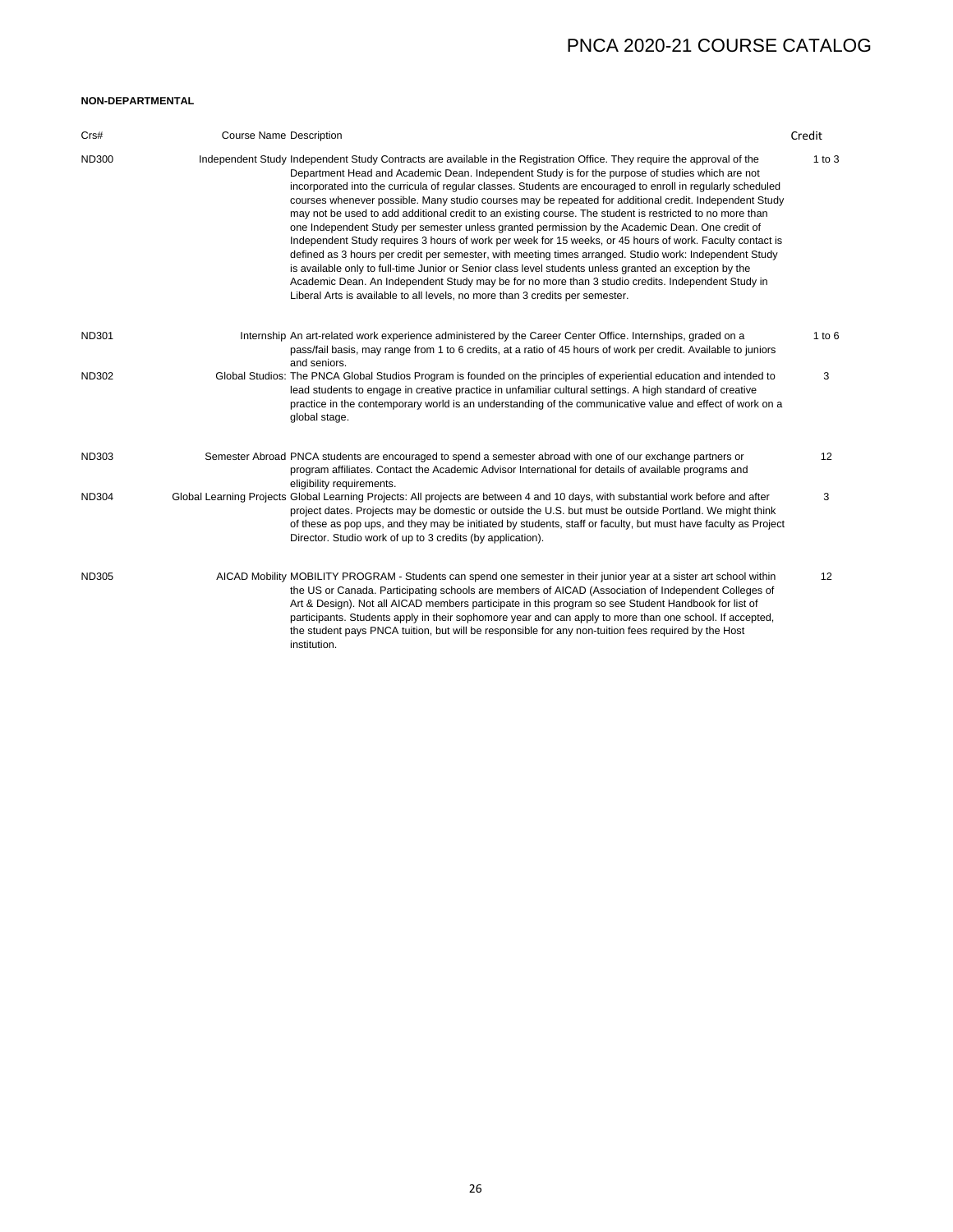**NON-DEPARTMENTAL**

| Crs# | Course Name | Description | Credit |
|---|---|---|---|
| ND300 | Independent Study | Independent Study Contracts are available in the Registration Office. They require the approval of the Department Head and Academic Dean. Independent Study is for the purpose of studies which are not incorporated into the curricula of regular classes. Students are encouraged to enroll in regularly scheduled courses whenever possible. Many studio courses may be repeated for additional credit. Independent Study may not be used to add additional credit to an existing course. The student is restricted to no more than one Independent Study per semester unless granted permission by the Academic Dean. One credit of Independent Study requires 3 hours of work per week for 15 weeks, or 45 hours of work. Faculty contact is defined as 3 hours per credit per semester, with meeting times arranged. Studio work: Independent Study is available only to full-time Junior or Senior class level students unless granted an exception by the Academic Dean. An Independent Study may be for no more than 3 studio credits. Independent Study in Liberal Arts is available to all levels, no more than 3 credits per semester. | 1 to 3 |
| ND301 | Internship | An art-related work experience administered by the Career Center Office. Internships, graded on a pass/fail basis, may range from 1 to 6 credits, at a ratio of 45 hours of work per credit. Available to juniors and seniors. | 1 to 6 |
| ND302 | Global Studios: | The PNCA Global Studios Program is founded on the principles of experiential education and intended to lead students to engage in creative practice in unfamiliar cultural settings. A high standard of creative practice in the contemporary world is an understanding of the communicative value and effect of work on a global stage. | 3 |
| ND303 | Semester Abroad | PNCA students are encouraged to spend a semester abroad with one of our exchange partners or program affiliates. Contact the Academic Advisor International for details of available programs and eligibility requirements. | 12 |
| ND304 | Global Learning Projects | Global Learning Projects: All projects are between 4 and 10 days, with substantial work before and after project dates. Projects may be domestic or outside the U.S. but must be outside Portland. We might think of these as pop ups, and they may be initiated by students, staff or faculty, but must have faculty as Project Director. Studio work of up to 3 credits (by application). | 3 |
| ND305 | AICAD Mobility | MOBILITY PROGRAM - Students can spend one semester in their junior year at a sister art school within the US or Canada. Participating schools are members of AICAD (Association of Independent Colleges of Art & Design). Not all AICAD members participate in this program so see Student Handbook for list of participants. Students apply in their sophomore year and can apply to more than one school. If accepted, the student pays PNCA tuition, but will be responsible for any non-tuition fees required by the Host institution. | 12 |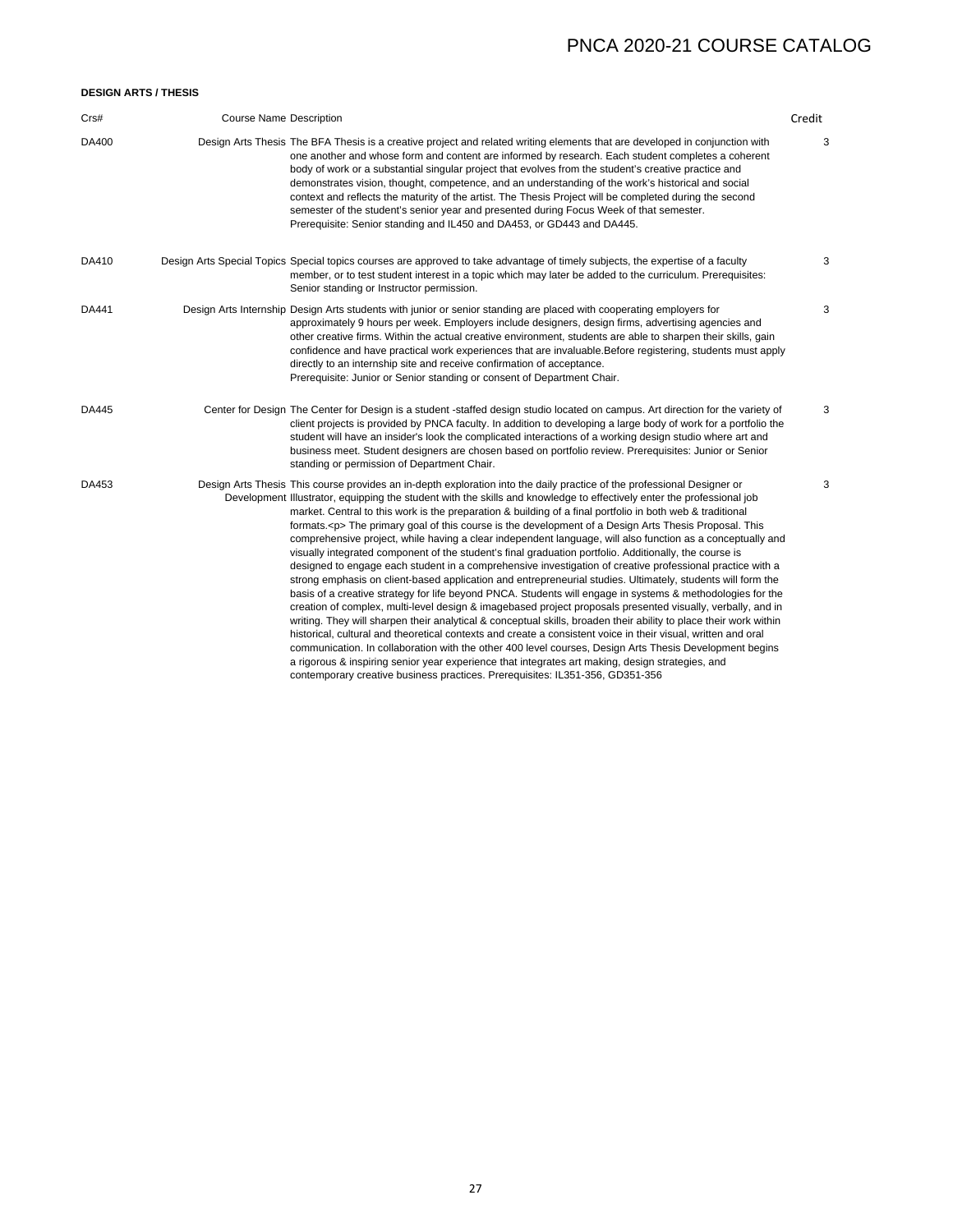**DESIGN ARTS / THESIS**

| Crs# | Course Name | Description | Credit |
|---|---|---|---|
| DA400 | Design Arts Thesis | The BFA Thesis is a creative project and related writing elements that are developed in conjunction with one another and whose form and content are informed by research. Each student completes a coherent body of work or a substantial singular project that evolves from the student's creative practice and demonstrates vision, thought, competence, and an understanding of the work's historical and social context and reflects the maturity of the artist. The Thesis Project will be completed during the second semester of the student's senior year and presented during Focus Week of that semester. Prerequisite: Senior standing and IL450 and DA453, or GD443 and DA445. | 3 |
| DA410 | Design Arts Special Topics | Special topics courses are approved to take advantage of timely subjects, the expertise of a faculty member, or to test student interest in a topic which may later be added to the curriculum. Prerequisites: Senior standing or Instructor permission. | 3 |
| DA441 | Design Arts Internship | Design Arts students with junior or senior standing are placed with cooperating employers for approximately 9 hours per week. Employers include designers, design firms, advertising agencies and other creative firms. Within the actual creative environment, students are able to sharpen their skills, gain confidence and have practical work experiences that are invaluable.Before registering, students must apply directly to an internship site and receive confirmation of acceptance. Prerequisite: Junior or Senior standing or consent of Department Chair. | 3 |
| DA445 | Center for Design | The Center for Design is a student -staffed design studio located on campus. Art direction for the variety of client projects is provided by PNCA faculty. In addition to developing a large body of work for a portfolio the student will have an insider's look the complicated interactions of a working design studio where art and business meet. Student designers are chosen based on portfolio review. Prerequisites: Junior or Senior standing or permission of Department Chair. | 3 |
| DA453 | Design Arts Thesis Development | This course provides an in-depth exploration into the daily practice of the professional Designer or Illustrator, equipping the student with the skills and knowledge to effectively enter the professional job market. Central to this work is the preparation & building of a final portfolio in both web & traditional formats.<p> The primary goal of this course is the development of a Design Arts Thesis Proposal. This comprehensive project, while having a clear independent language, will also function as a conceptually and visually integrated component of the student's final graduation portfolio. Additionally, the course is designed to engage each student in a comprehensive investigation of creative professional practice with a strong emphasis on client-based application and entrepreneurial studies. Ultimately, students will form the basis of a creative strategy for life beyond PNCA. Students will engage in systems & methodologies for the creation of complex, multi-level design & imagebased project proposals presented visually, verbally, and in writing. They will sharpen their analytical & conceptual skills, broaden their ability to place their work within historical, cultural and theoretical contexts and create a consistent voice in their visual, written and oral communication. In collaboration with the other 400 level courses, Design Arts Thesis Development begins a rigorous & inspiring senior year experience that integrates art making, design strategies, and contemporary creative business practices. Prerequisites: IL351-356, GD351-356 | 3 |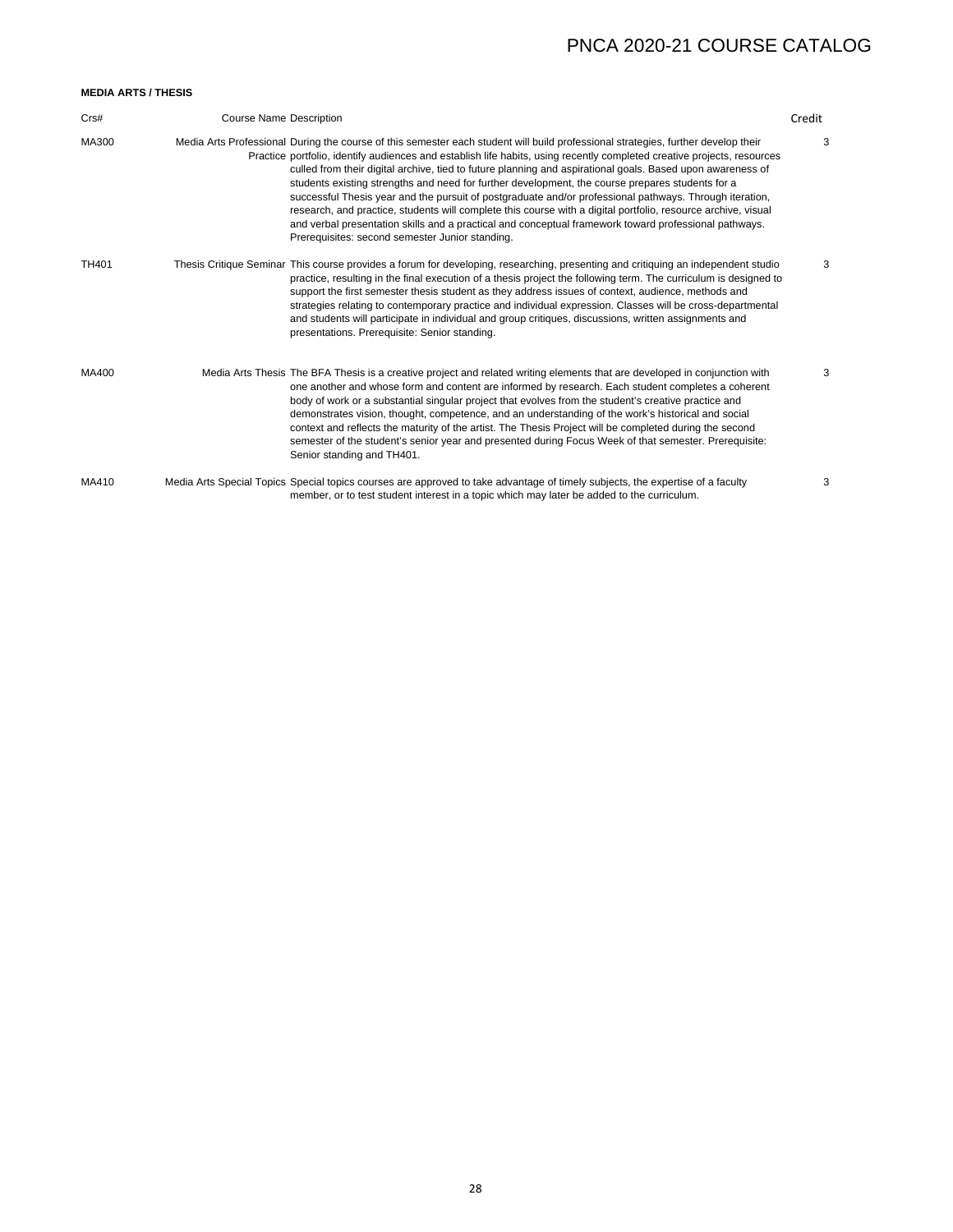**MEDIA ARTS / THESIS**

| Crs# | Course Name | Description | Credit |
|---|---|---|---|
| MA300 | Media Arts Professional Practice | During the course of this semester each student will build professional strategies, further develop their portfolio, identify audiences and establish life habits, using recently completed creative projects, resources culled from their digital archive, tied to future planning and aspirational goals. Based upon awareness of students existing strengths and need for further development, the course prepares students for a successful Thesis year and the pursuit of postgraduate and/or professional pathways. Through iteration, research, and practice, students will complete this course with a digital portfolio, resource archive, visual and verbal presentation skills and a practical and conceptual framework toward professional pathways. Prerequisites: second semester Junior standing. | 3 |
| TH401 | Thesis Critique Seminar | This course provides a forum for developing, researching, presenting and critiquing an independent studio practice, resulting in the final execution of a thesis project the following term. The curriculum is designed to support the first semester thesis student as they address issues of context, audience, methods and strategies relating to contemporary practice and individual expression. Classes will be cross-departmental and students will participate in individual and group critiques, discussions, written assignments and presentations. Prerequisite: Senior standing. | 3 |
| MA400 | Media Arts Thesis | The BFA Thesis is a creative project and related writing elements that are developed in conjunction with one another and whose form and content are informed by research. Each student completes a coherent body of work or a substantial singular project that evolves from the student's creative practice and demonstrates vision, thought, competence, and an understanding of the work's historical and social context and reflects the maturity of the artist. The Thesis Project will be completed during the second semester of the student's senior year and presented during Focus Week of that semester. Prerequisite: Senior standing and TH401. | 3 |
| MA410 | Media Arts Special Topics | Special topics courses are approved to take advantage of timely subjects, the expertise of a faculty member, or to test student interest in a topic which may later be added to the curriculum. | 3 |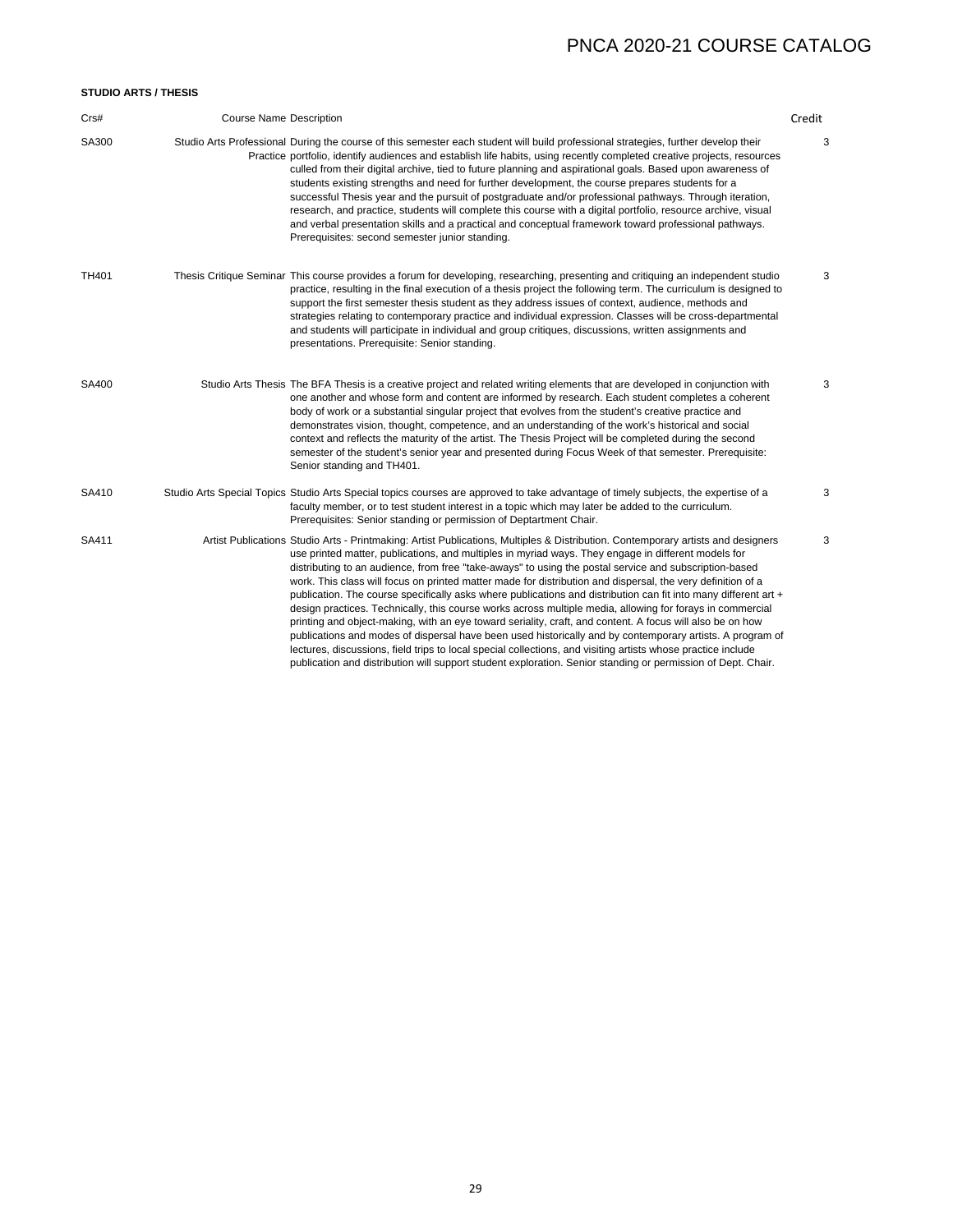**STUDIO ARTS / THESIS**

| Crs# | Course Name | Description | Credit |
|---|---|---|---|
| SA300 | Studio Arts Professional Practice | During the course of this semester each student will build professional strategies, further develop their portfolio, identify audiences and establish life habits, using recently completed creative projects, resources culled from their digital archive, tied to future planning and aspirational goals. Based upon awareness of students existing strengths and need for further development, the course prepares students for a successful Thesis year and the pursuit of postgraduate and/or professional pathways. Through iteration, research, and practice, students will complete this course with a digital portfolio, resource archive, visual and verbal presentation skills and a practical and conceptual framework toward professional pathways. Prerequisites: second semester junior standing. | 3 |
| TH401 | Thesis Critique Seminar | This course provides a forum for developing, researching, presenting and critiquing an independent studio practice, resulting in the final execution of a thesis project the following term. The curriculum is designed to support the first semester thesis student as they address issues of context, audience, methods and strategies relating to contemporary practice and individual expression. Classes will be cross-departmental and students will participate in individual and group critiques, discussions, written assignments and presentations. Prerequisite: Senior standing. | 3 |
| SA400 | Studio Arts Thesis | The BFA Thesis is a creative project and related writing elements that are developed in conjunction with one another and whose form and content are informed by research. Each student completes a coherent body of work or a substantial singular project that evolves from the student's creative practice and demonstrates vision, thought, competence, and an understanding of the work's historical and social context and reflects the maturity of the artist. The Thesis Project will be completed during the second semester of the student's senior year and presented during Focus Week of that semester. Prerequisite: Senior standing and TH401. | 3 |
| SA410 | Studio Arts Special Topics | Studio Arts Special topics courses are approved to take advantage of timely subjects, the expertise of a faculty member, or to test student interest in a topic which may later be added to the curriculum. Prerequisites: Senior standing or permission of Deptartment Chair. | 3 |
| SA411 | Artist Publications | Studio Arts - Printmaking: Artist Publications, Multiples & Distribution. Contemporary artists and designers use printed matter, publications, and multiples in myriad ways. They engage in different models for distributing to an audience, from free "take-aways" to using the postal service and subscription-based work. This class will focus on printed matter made for distribution and dispersal, the very definition of a publication. The course specifically asks where publications and distribution can fit into many different art + design practices. Technically, this course works across multiple media, allowing for forays in commercial printing and object-making, with an eye toward seriality, craft, and content. A focus will also be on how publications and modes of dispersal have been used historically and by contemporary artists. A program of lectures, discussions, field trips to local special collections, and visiting artists whose practice include publication and distribution will support student exploration. Senior standing or permission of Dept. Chair. | 3 |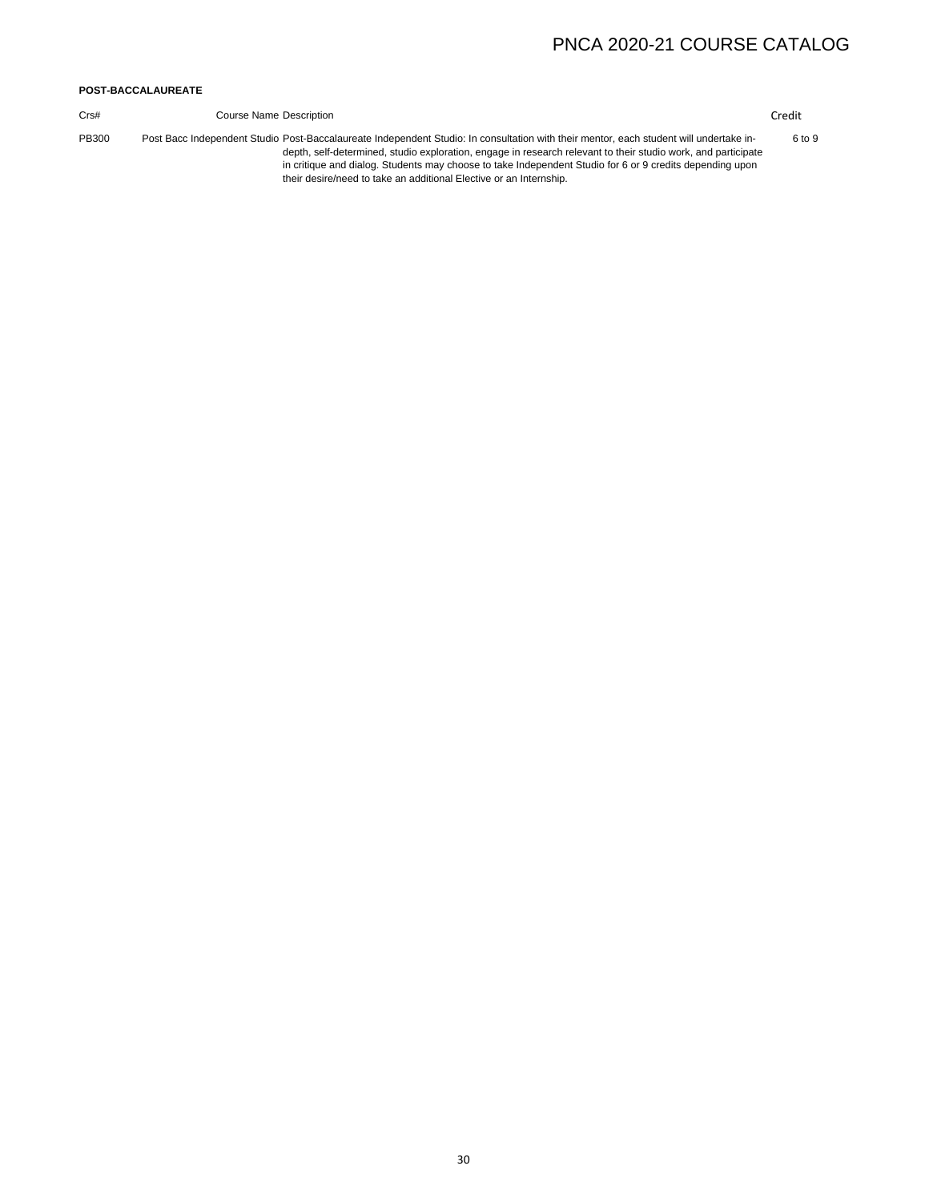**POST-BACCALAUREATE**

| Crs# | Course Name | Description | Credit |
|---|---|---|---|
| PB300 | Post Bacc Independent Studio | Post-Baccalaureate Independent Studio: In consultation with their mentor, each student will undertake in-depth, self-determined, studio exploration, engage in research relevant to their studio work, and participate in critique and dialog. Students may choose to take Independent Studio for 6 or 9 credits depending upon their desire/need to take an additional Elective or an Internship. | 6 to 9 |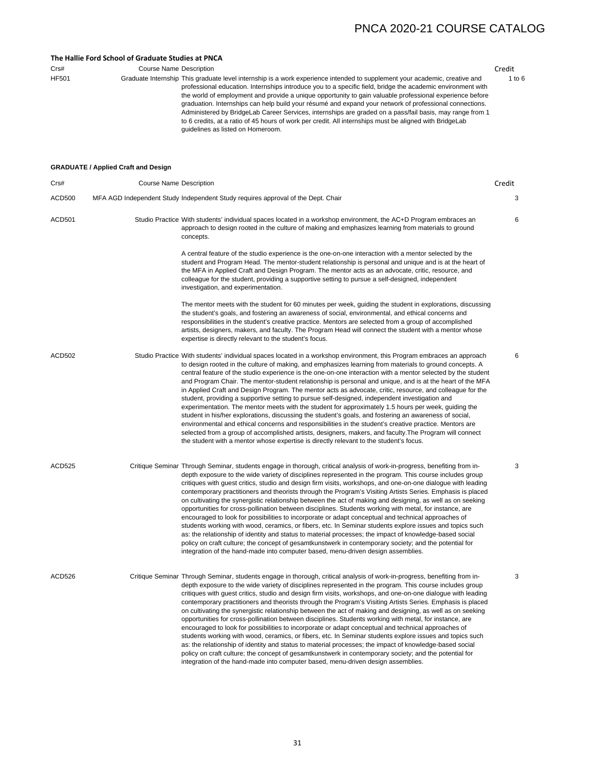**The Hallie Ford School of Graduate Studies at PNCA**

| Crs# | Course Name | Description | Credit |
|---|---|---|---|
| HF501 | Graduate Internship | This graduate level internship is a work experience intended to supplement your academic, creative and professional education. Internships introduce you to a specific field, bridge the academic environment with the world of employment and provide a unique opportunity to gain valuable professional experience before graduation. Internships can help build your résumé and expand your network of professional connections. Administered by BridgeLab Career Services, internships are graded on a pass/fail basis, may range from 1 to 6 credits, at a ratio of 45 hours of work per credit. All internships must be aligned with BridgeLab guidelines as listed on Homeroom. | 1 to 6 |

**GRADUATE / Applied Craft and Design**

| Crs# | Course Name | Description | Credit |
|---|---|---|---|
| ACD500 | MFA AGD Independent Study | Independent Study requires approval of the Dept. Chair | 3 |
| ACD501 | Studio Practice | With students' individual spaces located in a workshop environment, the AC+D Program embraces an approach to design rooted in the culture of making and emphasizes learning from materials to ground concepts.<br><br>A central feature of the studio experience is the one-on-one interaction with a mentor selected by the student and Program Head. The mentor-student relationship is personal and unique and is at the heart of the MFA in Applied Craft and Design Program. The mentor acts as an advocate, critic, resource, and colleague for the student, providing a supportive setting to pursue a self-designed, independent investigation, and experimentation.<br><br>The mentor meets with the student for 60 minutes per week, guiding the student in explorations, discussing the student's goals, and fostering an awareness of social, environmental, and ethical concerns and responsibilities in the student's creative practice. Mentors are selected from a group of accomplished artists, designers, makers, and faculty. The Program Head will connect the student with a mentor whose expertise is directly relevant to the student's focus. | 6 |
| ACD502 | Studio Practice | With students' individual spaces located in a workshop environment, this Program embraces an approach to design rooted in the culture of making, and emphasizes learning from materials to ground concepts. A central feature of the studio experience is the one-on-one interaction with a mentor selected by the student and Program Chair. The mentor-student relationship is personal and unique, and is at the heart of the MFA in Applied Craft and Design Program. The mentor acts as advocate, critic, resource, and colleague for the student, providing a supportive setting to pursue self-designed, independent investigation and experimentation. The mentor meets with the student for approximately 1.5 hours per week, guiding the student in his/her explorations, discussing the student's goals, and fostering an awareness of social, environmental and ethical concerns and responsibilities in the student's creative practice. Mentors are selected from a group of accomplished artists, designers, makers, and faculty.The Program will connect the student with a mentor whose expertise is directly relevant to the student's focus. | 6 |
| ACD525 | Critique Seminar | Through Seminar, students engage in thorough, critical analysis of work-in-progress, benefiting from in-depth exposure to the wide variety of disciplines represented in the program. This course includes group critiques with guest critics, studio and design firm visits, workshops, and one-on-one dialogue with leading contemporary practitioners and theorists through the Program's Visiting Artists Series. Emphasis is placed on cultivating the synergistic relationship between the act of making and designing, as well as on seeking opportunities for cross-pollination between disciplines. Students working with metal, for instance, are encouraged to look for possibilities to incorporate or adapt conceptual and technical approaches of students working with wood, ceramics, or fibers, etc. In Seminar students explore issues and topics such as: the relationship of identity and status to material processes; the impact of knowledge-based social policy on craft culture; the concept of gesamtkunstwerk in contemporary society; and the potential for integration of the hand-made into computer based, menu-driven design assemblies. | 3 |
| ACD526 | Critique Seminar | Through Seminar, students engage in thorough, critical analysis of work-in-progress, benefiting from in-depth exposure to the wide variety of disciplines represented in the program. This course includes group critiques with guest critics, studio and design firm visits, workshops, and one-on-one dialogue with leading contemporary practitioners and theorists through the Program's Visiting Artists Series. Emphasis is placed on cultivating the synergistic relationship between the act of making and designing, as well as on seeking opportunities for cross-pollination between disciplines. Students working with metal, for instance, are encouraged to look for possibilities to incorporate or adapt conceptual and technical approaches of students working with wood, ceramics, or fibers, etc. In Seminar students explore issues and topics such as: the relationship of identity and status to material processes; the impact of knowledge-based social policy on craft culture; the concept of gesamtkunstwerk in contemporary society; and the potential for integration of the hand-made into computer based, menu-driven design assemblies. | 3 |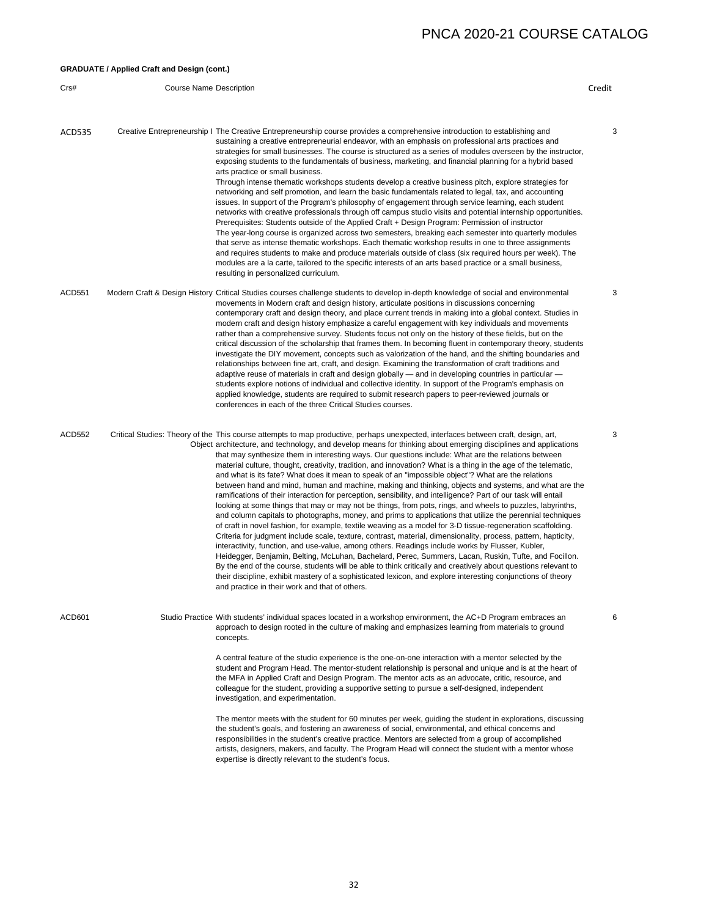**GRADUATE / Applied Craft and Design (cont.)**

| Crs# | Course Name | Description | Credit |
|---|---|---|---|
| ACD535 | Creative Entrepreneurship I | The Creative Entrepreneurship course provides a comprehensive introduction to establishing and sustaining a creative entrepreneurial endeavor, with an emphasis on professional arts practices and strategies for small businesses. The course is structured as a series of modules overseen by the instructor, exposing students to the fundamentals of business, marketing, and financial planning for a hybrid based arts practice or small business.<br>Through intense thematic workshops students develop a creative business pitch, explore strategies for networking and self promotion, and learn the basic fundamentals related to legal, tax, and accounting issues. In support of the Program's philosophy of engagement through service learning, each student networks with creative professionals through off campus studio visits and potential internship opportunities.<br>Prerequisites: Students outside of the Applied Craft + Design Program: Permission of instructor<br>The year-long course is organized across two semesters, breaking each semester into quarterly modules that serve as intense thematic workshops. Each thematic workshop results in one to three assignments and requires students to make and produce materials outside of class (six required hours per week). The modules are a la carte, tailored to the specific interests of an arts based practice or a small business, resulting in personalized curriculum. | 3 |
| ACD551 | Modern Craft & Design History | Critical Studies courses challenge students to develop in-depth knowledge of social and environmental movements in Modern craft and design history, articulate positions in discussions concerning contemporary craft and design theory, and place current trends in making into a global context. Studies in modern craft and design history emphasize a careful engagement with key individuals and movements rather than a comprehensive survey. Students focus not only on the history of these fields, but on the critical discussion of the scholarship that frames them. In becoming fluent in contemporary theory, students investigate the DIY movement, concepts such as valorization of the hand, and the shifting boundaries and relationships between fine art, craft, and design. Examining the transformation of craft traditions and adaptive reuse of materials in craft and design globally — and in developing countries in particular — students explore notions of individual and collective identity. In support of the Program's emphasis on applied knowledge, students are required to submit research papers to peer-reviewed journals or conferences in each of the three Critical Studies courses. | 3 |
| ACD552 | Critical Studies: Theory of the Object | This course attempts to map productive, perhaps unexpected, interfaces between craft, design, art, architecture, and technology, and develop means for thinking about emerging disciplines and applications that may synthesize them in interesting ways. Our questions include: What are the relations between material culture, thought, creativity, tradition, and innovation? What is a thing in the age of the telematic, and what is its fate? What does it mean to speak of an "impossible object"? What are the relations between hand and mind, human and machine, making and thinking, objects and systems, and what are the ramifications of their interaction for perception, sensibility, and intelligence? Part of our task will entail looking at some things that may or may not be things, from pots, rings, and wheels to puzzles, labyrinths, and column capitals to photographs, money, and prims to applications that utilize the perennial techniques of craft in novel fashion, for example, textile weaving as a model for 3-D tissue-regeneration scaffolding. Criteria for judgment include scale, texture, contrast, material, dimensionality, process, pattern, hapticity, interactivity, function, and use-value, among others. Readings include works by Flusser, Kubler, Heidegger, Benjamin, Belting, McLuhan, Bachelard, Perec, Summers, Lacan, Ruskin, Tufte, and Focillon. By the end of the course, students will be able to think critically and creatively about questions relevant to their discipline, exhibit mastery of a sophisticated lexicon, and explore interesting conjunctions of theory and practice in their work and that of others. | 3 |
| ACD601 | Studio Practice | With students' individual spaces located in a workshop environment, the AC+D Program embraces an approach to design rooted in the culture of making and emphasizes learning from materials to ground concepts.<br><br>A central feature of the studio experience is the one-on-one interaction with a mentor selected by the student and Program Head. The mentor-student relationship is personal and unique and is at the heart of the MFA in Applied Craft and Design Program. The mentor acts as an advocate, critic, resource, and colleague for the student, providing a supportive setting to pursue a self-designed, independent investigation, and experimentation.<br><br>The mentor meets with the student for 60 minutes per week, guiding the student in explorations, discussing the student's goals, and fostering an awareness of social, environmental, and ethical concerns and responsibilities in the student's creative practice. Mentors are selected from a group of accomplished artists, designers, makers, and faculty. The Program Head will connect the student with a mentor whose expertise is directly relevant to the student's focus. | 6 |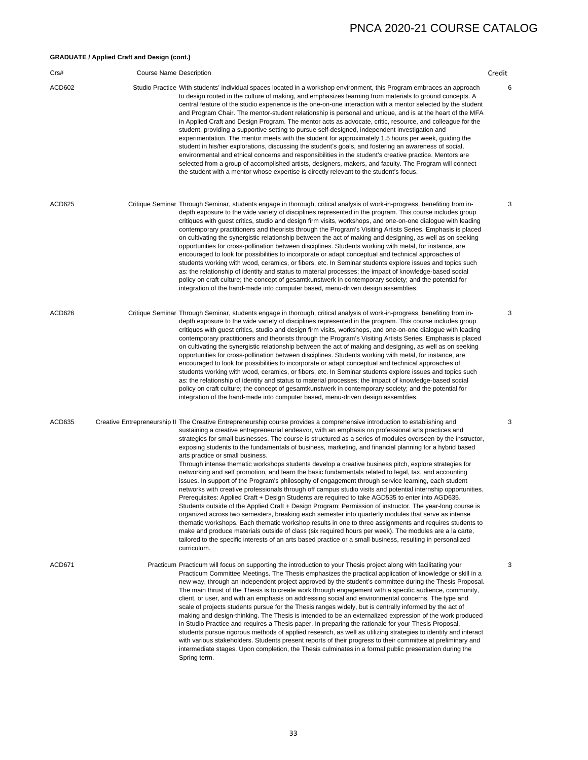**GRADUATE / Applied Craft and Design (cont.)**

| Crs# | Course Name | Description | Credit |
|---|---|---|---|
| ACD602 | Studio Practice | With students' individual spaces located in a workshop environment, this Program embraces an approach to design rooted in the culture of making, and emphasizes learning from materials to ground concepts. A central feature of the studio experience is the one-on-one interaction with a mentor selected by the student and Program Chair. The mentor-student relationship is personal and unique, and is at the heart of the MFA in Applied Craft and Design Program. The mentor acts as advocate, critic, resource, and colleague for the student, providing a supportive setting to pursue self-designed, independent investigation and experimentation. The mentor meets with the student for approximately 1.5 hours per week, guiding the student in his/her explorations, discussing the student's goals, and fostering an awareness of social, environmental and ethical concerns and responsibilities in the student's creative practice. Mentors are selected from a group of accomplished artists, designers, makers, and faculty. The Program will connect the student with a mentor whose expertise is directly relevant to the student's focus. | 6 |
| ACD625 | Critique Seminar | Through Seminar, students engage in thorough, critical analysis of work-in-progress, benefiting from in-depth exposure to the wide variety of disciplines represented in the program. This course includes group critiques with guest critics, studio and design firm visits, workshops, and one-on-one dialogue with leading contemporary practitioners and theorists through the Program's Visiting Artists Series. Emphasis is placed on cultivating the synergistic relationship between the act of making and designing, as well as on seeking opportunities for cross-pollination between disciplines. Students working with metal, for instance, are encouraged to look for possibilities to incorporate or adapt conceptual and technical approaches of students working with wood, ceramics, or fibers, etc. In Seminar students explore issues and topics such as: the relationship of identity and status to material processes; the impact of knowledge-based social policy on craft culture; the concept of gesamtkunstwerk in contemporary society; and the potential for integration of the hand-made into computer based, menu-driven design assemblies. | 3 |
| ACD626 | Critique Seminar | Through Seminar, students engage in thorough, critical analysis of work-in-progress, benefiting from in-depth exposure to the wide variety of disciplines represented in the program. This course includes group critiques with guest critics, studio and design firm visits, workshops, and one-on-one dialogue with leading contemporary practitioners and theorists through the Program's Visiting Artists Series. Emphasis is placed on cultivating the synergistic relationship between the act of making and designing, as well as on seeking opportunities for cross-pollination between disciplines. Students working with metal, for instance, are encouraged to look for possibilities to incorporate or adapt conceptual and technical approaches of students working with wood, ceramics, or fibers, etc. In Seminar students explore issues and topics such as: the relationship of identity and status to material processes; the impact of knowledge-based social policy on craft culture; the concept of gesamtkunstwerk in contemporary society; and the potential for integration of the hand-made into computer based, menu-driven design assemblies. | 3 |
| ACD635 | Creative Entrepreneurship II | The Creative Entrepreneurship course provides a comprehensive introduction to establishing and sustaining a creative entrepreneurial endeavor, with an emphasis on professional arts practices and strategies for small businesses. The course is structured as a series of modules overseen by the instructor, exposing students to the fundamentals of business, marketing, and financial planning for a hybrid based arts practice or small business.<br>Through intense thematic workshops students develop a creative business pitch, explore strategies for networking and self promotion, and learn the basic fundamentals related to legal, tax, and accounting issues. In support of the Program's philosophy of engagement through service learning, each student networks with creative professionals through off campus studio visits and potential internship opportunities. Prerequisites: Applied Craft + Design Students are required to take AGD535 to enter into AGD635. Students outside of the Applied Craft + Design Program: Permission of instructor. The year-long course is organized across two semesters, breaking each semester into quarterly modules that serve as intense thematic workshops. Each thematic workshop results in one to three assignments and requires students to make and produce materials outside of class (six required hours per week). The modules are a la carte, tailored to the specific interests of an arts based practice or a small business, resulting in personalized curriculum. | 3 |
| ACD671 | Practicum | Practicum will focus on supporting the introduction to your Thesis project along with facilitating your Practicum Committee Meetings. The Thesis emphasizes the practical application of knowledge or skill in a new way, through an independent project approved by the student's committee during the Thesis Proposal. The main thrust of the Thesis is to create work through engagement with a specific audience, community, client, or user, and with an emphasis on addressing social and environmental concerns. The type and scale of projects students pursue for the Thesis ranges widely, but is centrally informed by the act of making and design-thinking. The Thesis is intended to be an externalized expression of the work produced in Studio Practice and requires a Thesis paper. In preparing the rationale for your Thesis Proposal, students pursue rigorous methods of applied research, as well as utilizing strategies to identify and interact with various stakeholders. Students present reports of their progress to their committee at preliminary and intermediate stages. Upon completion, the Thesis culminates in a formal public presentation during the Spring term. | 3 |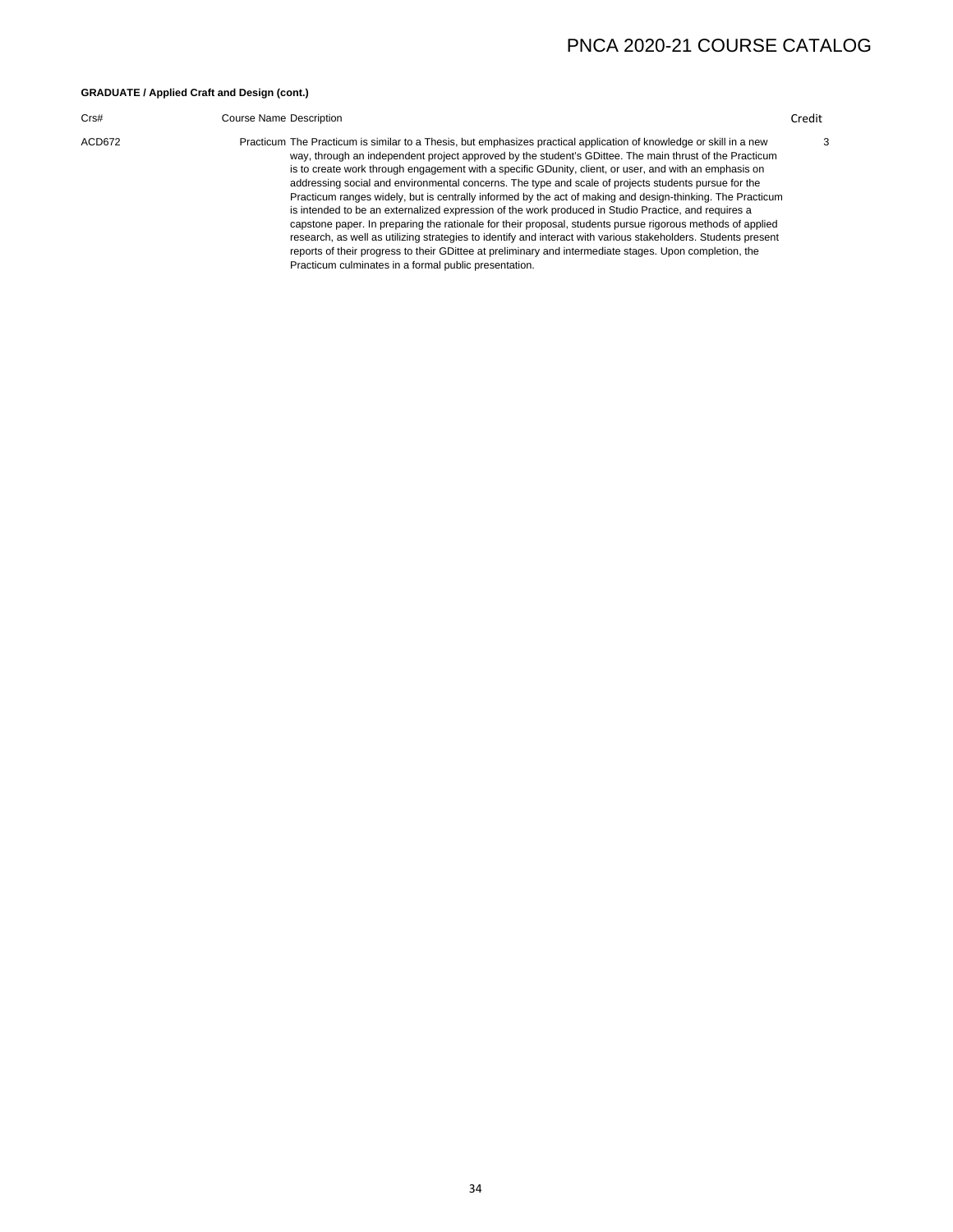**GRADUATE / Applied Craft and Design (cont.)**

| Crs# | Course Name | Description | Credit |
|---|---|---|---|
| ACD672 | Practicum | The Practicum is similar to a Thesis, but emphasizes practical application of knowledge or skill in a new way, through an independent project approved by the student's GDittee. The main thrust of the Practicum is to create work through engagement with a specific GDunity, client, or user, and with an emphasis on addressing social and environmental concerns. The type and scale of projects students pursue for the Practicum ranges widely, but is centrally informed by the act of making and design-thinking. The Practicum is intended to be an externalized expression of the work produced in Studio Practice, and requires a capstone paper. In preparing the rationale for their proposal, students pursue rigorous methods of applied research, as well as utilizing strategies to identify and interact with various stakeholders. Students present reports of their progress to their GDittee at preliminary and intermediate stages. Upon completion, the Practicum culminates in a formal public presentation. | 3 |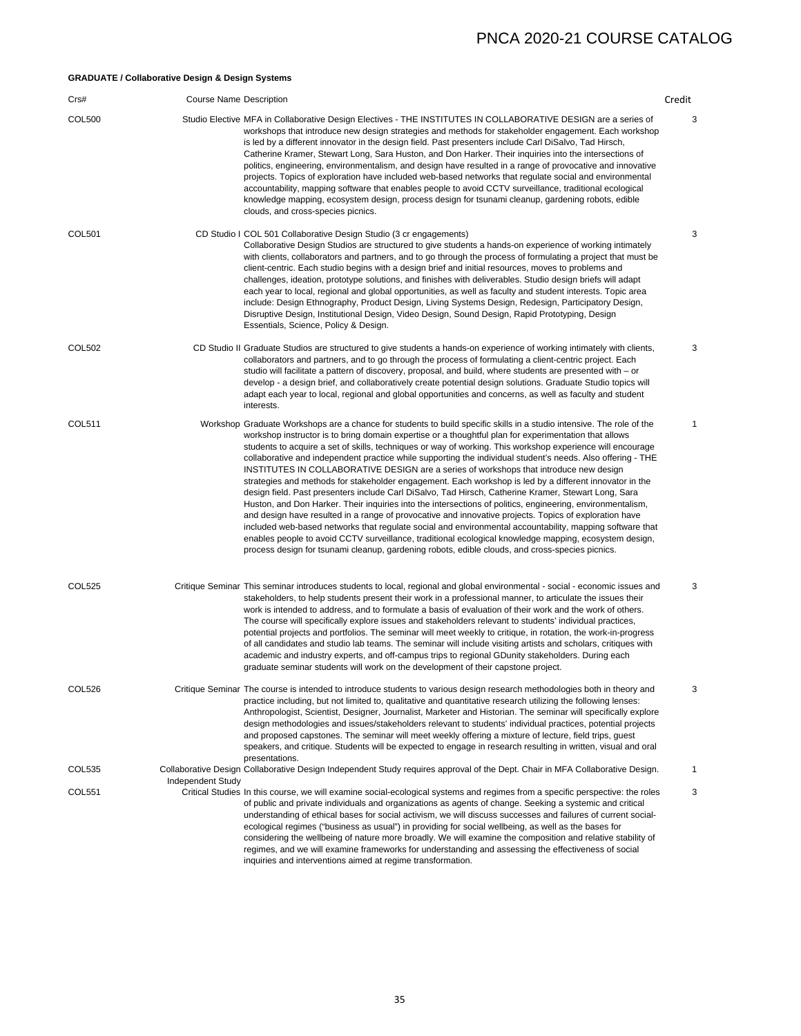**GRADUATE / Collaborative Design & Design Systems**

| Crs# | Course Name | Description | Credit |
|---|---|---|---|
| COL500 | Studio Elective | MFA in Collaborative Design Electives - THE INSTITUTES IN COLLABORATIVE DESIGN are a series of workshops that introduce new design strategies and methods for stakeholder engagement. Each workshop is led by a different innovator in the design field. Past presenters include Carl DiSalvo, Tad Hirsch, Catherine Kramer, Stewart Long, Sara Huston, and Don Harker. Their inquiries into the intersections of politics, engineering, environmentalism, and design have resulted in a range of provocative and innovative projects. Topics of exploration have included web-based networks that regulate social and environmental accountability, mapping software that enables people to avoid CCTV surveillance, traditional ecological knowledge mapping, ecosystem design, process design for tsunami cleanup, gardening robots, edible clouds, and cross-species picnics. | 3 |
| COL501 | CD Studio I | COL 501 Collaborative Design Studio (3 cr engagements) Collaborative Design Studios are structured to give students a hands-on experience of working intimately with clients, collaborators and partners, and to go through the process of formulating a project that must be client-centric. Each studio begins with a design brief and initial resources, moves to problems and challenges, ideation, prototype solutions, and finishes with deliverables. Studio design briefs will adapt each year to local, regional and global opportunities, as well as faculty and student interests. Topic area include: Design Ethnography, Product Design, Living Systems Design, Redesign, Participatory Design, Disruptive Design, Institutional Design, Video Design, Sound Design, Rapid Prototyping, Design Essentials, Science, Policy & Design. | 3 |
| COL502 | CD Studio II | Graduate Studios are structured to give students a hands-on experience of working intimately with clients, collaborators and partners, and to go through the process of formulating a client-centric project. Each studio will facilitate a pattern of discovery, proposal, and build, where students are presented with – or develop - a design brief, and collaboratively create potential design solutions. Graduate Studio topics will adapt each year to local, regional and global opportunities and concerns, as well as faculty and student interests. | 3 |
| COL511 | Workshop | Graduate Workshops are a chance for students to build specific skills in a studio intensive. The role of the workshop instructor is to bring domain expertise or a thoughtful plan for experimentation that allows students to acquire a set of skills, techniques or way of working. This workshop experience will encourage collaborative and independent practice while supporting the individual student's needs. Also offering - THE INSTITUTES IN COLLABORATIVE DESIGN are a series of workshops that introduce new design strategies and methods for stakeholder engagement. Each workshop is led by a different innovator in the design field. Past presenters include Carl DiSalvo, Tad Hirsch, Catherine Kramer, Stewart Long, Sara Huston, and Don Harker. Their inquiries into the intersections of politics, engineering, environmentalism, and design have resulted in a range of provocative and innovative projects. Topics of exploration have included web-based networks that regulate social and environmental accountability, mapping software that enables people to avoid CCTV surveillance, traditional ecological knowledge mapping, ecosystem design, process design for tsunami cleanup, gardening robots, edible clouds, and cross-species picnics. | 1 |
| COL525 | Critique Seminar | This seminar introduces students to local, regional and global environmental - social - economic issues and stakeholders, to help students present their work in a professional manner, to articulate the issues their work is intended to address, and to formulate a basis of evaluation of their work and the work of others. The course will specifically explore issues and stakeholders relevant to students' individual practices, potential projects and portfolios. The seminar will meet weekly to critique, in rotation, the work-in-progress of all candidates and studio lab teams. The seminar will include visiting artists and scholars, critiques with academic and industry experts, and off-campus trips to regional GDunity stakeholders. During each graduate seminar students will work on the development of their capstone project. | 3 |
| COL526 | Critique Seminar | The course is intended to introduce students to various design research methodologies both in theory and practice including, but not limited to, qualitative and quantitative research utilizing the following lenses: Anthropologist, Scientist, Designer, Journalist, Marketer and Historian. The seminar will specifically explore design methodologies and issues/stakeholders relevant to students' individual practices, potential projects and proposed capstones. The seminar will meet weekly offering a mixture of lecture, field trips, guest speakers, and critique. Students will be expected to engage in research resulting in written, visual and oral presentations. | 3 |
| COL535 | Collaborative Design Independent Study | Collaborative Design Independent Study requires approval of the Dept. Chair in MFA Collaborative Design. | 1 |
| COL551 | Critical Studies | In this course, we will examine social-ecological systems and regimes from a specific perspective: the roles of public and private individuals and organizations as agents of change. Seeking a systemic and critical understanding of ethical bases for social activism, we will discuss successes and failures of current social-ecological regimes ("business as usual") in providing for social wellbeing, as well as the bases for considering the wellbeing of nature more broadly. We will examine the composition and relative stability of regimes, and we will examine frameworks for understanding and assessing the effectiveness of social inquiries and interventions aimed at regime transformation. | 3 |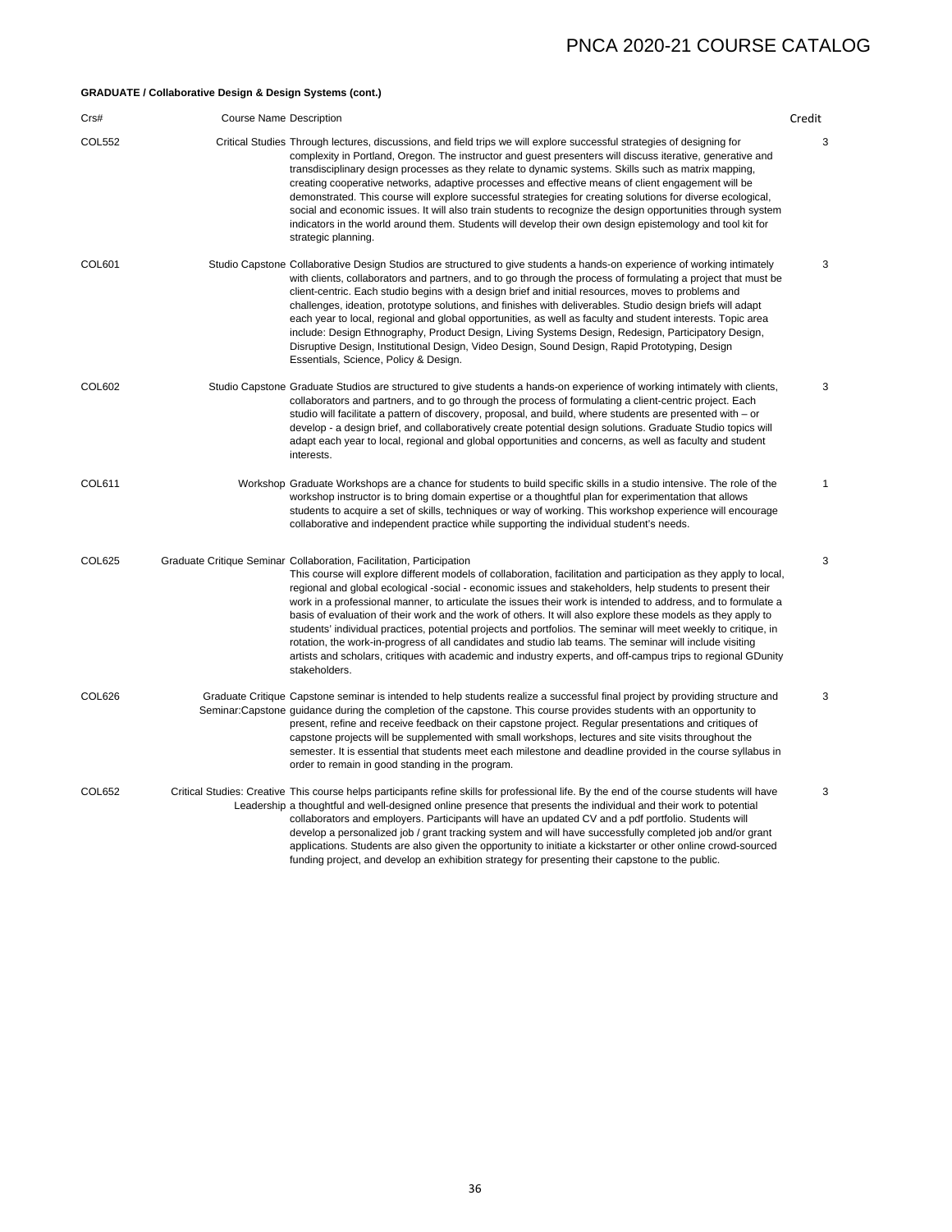**GRADUATE / Collaborative Design & Design Systems (cont.)**

| Crs# | Course Name | Description | Credit |
|---|---|---|---|
| COL552 | Critical Studies | Through lectures, discussions, and field trips we will explore successful strategies of designing for complexity in Portland, Oregon. The instructor and guest presenters will discuss iterative, generative and transdisciplinary design processes as they relate to dynamic systems. Skills such as matrix mapping, creating cooperative networks, adaptive processes and effective means of client engagement will be demonstrated. This course will explore successful strategies for creating solutions for diverse ecological, social and economic issues. It will also train students to recognize the design opportunities through system indicators in the world around them. Students will develop their own design epistemology and tool kit for strategic planning. | 3 |
| COL601 | Studio Capstone | Collaborative Design Studios are structured to give students a hands-on experience of working intimately with clients, collaborators and partners, and to go through the process of formulating a project that must be client-centric. Each studio begins with a design brief and initial resources, moves to problems and challenges, ideation, prototype solutions, and finishes with deliverables. Studio design briefs will adapt each year to local, regional and global opportunities, as well as faculty and student interests. Topic area include: Design Ethnography, Product Design, Living Systems Design, Redesign, Participatory Design, Disruptive Design, Institutional Design, Video Design, Sound Design, Rapid Prototyping, Design Essentials, Science, Policy & Design. | 3 |
| COL602 | Studio Capstone | Graduate Studios are structured to give students a hands-on experience of working intimately with clients, collaborators and partners, and to go through the process of formulating a client-centric project. Each studio will facilitate a pattern of discovery, proposal, and build, where students are presented with – or develop - a design brief, and collaboratively create potential design solutions. Graduate Studio topics will adapt each year to local, regional and global opportunities and concerns, as well as faculty and student interests. | 3 |
| COL611 | Workshop | Graduate Workshops are a chance for students to build specific skills in a studio intensive. The role of the workshop instructor is to bring domain expertise or a thoughtful plan for experimentation that allows students to acquire a set of skills, techniques or way of working. This workshop experience will encourage collaborative and independent practice while supporting the individual student's needs. | 1 |
| COL625 | Graduate Critique Seminar | Collaboration, Facilitation, Participation<br>This course will explore different models of collaboration, facilitation and participation as they apply to local, regional and global ecological -social - economic issues and stakeholders, help students to present their work in a professional manner, to articulate the issues their work is intended to address, and to formulate a basis of evaluation of their work and the work of others. It will also explore these models as they apply to students' individual practices, potential projects and portfolios. The seminar will meet weekly to critique, in rotation, the work-in-progress of all candidates and studio lab teams. The seminar will include visiting artists and scholars, critiques with academic and industry experts, and off-campus trips to regional GDunity stakeholders. | 3 |
| COL626 | Graduate Critique Seminar:Capstone | Capstone seminar is intended to help students realize a successful final project by providing structure and guidance during the completion of the capstone. This course provides students with an opportunity to present, refine and receive feedback on their capstone project. Regular presentations and critiques of capstone projects will be supplemented with small workshops, lectures and site visits throughout the semester. It is essential that students meet each milestone and deadline provided in the course syllabus in order to remain in good standing in the program. | 3 |
| COL652 | Critical Studies: Creative Leadership | This course helps participants refine skills for professional life. By the end of the course students will have a thoughtful and well-designed online presence that presents the individual and their work to potential collaborators and employers. Participants will have an updated CV and a pdf portfolio. Students will develop a personalized job / grant tracking system and will have successfully completed job and/or grant applications. Students are also given the opportunity to initiate a kickstarter or other online crowd-sourced funding project, and develop an exhibition strategy for presenting their capstone to the public. | 3 |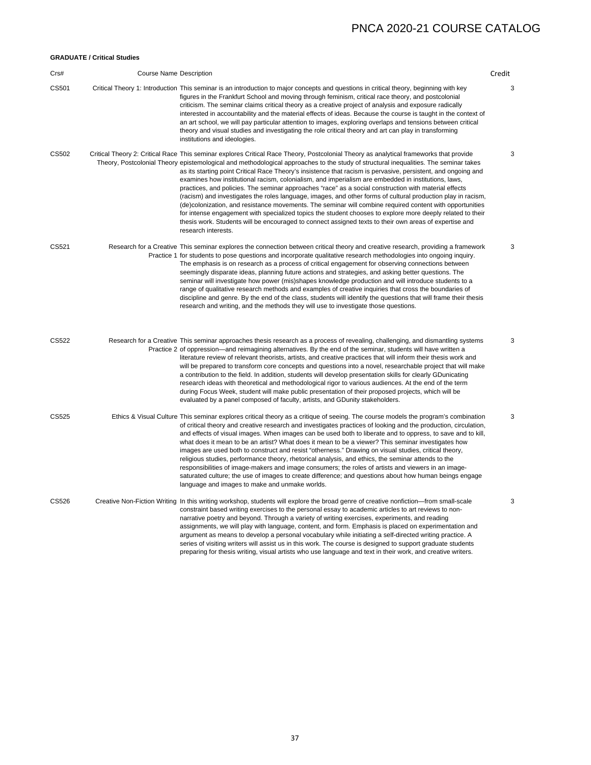**GRADUATE / Critical Studies**

| Crs# | Course Name | Description | Credit |
| --- | --- | --- | --- |
| CS501 | Critical Theory 1: Introduction | This seminar is an introduction to major concepts and questions in critical theory, beginning with key figures in the Frankfurt School and moving through feminism, critical race theory, and postcolonial criticism. The seminar claims critical theory as a creative project of analysis and exposure radically interested in accountability and the material effects of ideas. Because the course is taught in the context of an art school, we will pay particular attention to images, exploring overlaps and tensions between critical theory and visual studies and investigating the role critical theory and art can play in transforming institutions and ideologies. | 3 |
| CS502 | Critical Theory 2: Critical Race Theory, Postcolonial Theory | This seminar explores Critical Race Theory, Postcolonial Theory as analytical frameworks that provide epistemological and methodological approaches to the study of structural inequalities. The seminar takes as its starting point Critical Race Theory's insistence that racism is pervasive, persistent, and ongoing and examines how institutional racism, colonialism, and imperialism are embedded in institutions, laws, practices, and policies. The seminar approaches "race" as a social construction with material effects (racism) and investigates the roles language, images, and other forms of cultural production play in racism, (de)colonization, and resistance movements. The seminar will combine required content with opportunities for intense engagement with specialized topics the student chooses to explore more deeply related to their thesis work. Students will be encouraged to connect assigned texts to their own areas of expertise and research interests. | 3 |
| CS521 | Research for a Creative Practice 1 | This seminar explores the connection between critical theory and creative research, providing a framework for students to pose questions and incorporate qualitative research methodologies into ongoing inquiry. The emphasis is on research as a process of critical engagement for observing connections between seemingly disparate ideas, planning future actions and strategies, and asking better questions. The seminar will investigate how power (mis)shapes knowledge production and will introduce students to a range of qualitative research methods and examples of creative inquiries that cross the boundaries of discipline and genre. By the end of the class, students will identify the questions that will frame their thesis research and writing, and the methods they will use to investigate those questions. | 3 |
| CS522 | Research for a Creative Practice 2 | This seminar approaches thesis research as a process of revealing, challenging, and dismantling systems of oppression—and reimagining alternatives. By the end of the seminar, students will have written a literature review of relevant theorists, artists, and creative practices that will inform their thesis work and will be prepared to transform core concepts and questions into a novel, researchable project that will make a contribution to the field. In addition, students will develop presentation skills for clearly GDunicating research ideas with theoretical and methodological rigor to various audiences. At the end of the term during Focus Week, student will make public presentation of their proposed projects, which will be evaluated by a panel composed of faculty, artists, and GDunity stakeholders. | 3 |
| CS525 | Ethics & Visual Culture | This seminar explores critical theory as a critique of seeing. The course models the program's combination of critical theory and creative research and investigates practices of looking and the production, circulation, and effects of visual images. When images can be used both to liberate and to oppress, to save and to kill, what does it mean to be an artist? What does it mean to be a viewer? This seminar investigates how images are used both to construct and resist "otherness." Drawing on visual studies, critical theory, religious studies, performance theory, rhetorical analysis, and ethics, the seminar attends to the responsibilities of image-makers and image consumers; the roles of artists and viewers in an image-saturated culture; the use of images to create difference; and questions about how human beings engage language and images to make and unmake worlds. | 3 |
| CS526 | Creative Non-Fiction Writing | In this writing workshop, students will explore the broad genre of creative nonfiction—from small-scale constraint based writing exercises to the personal essay to academic articles to art reviews to non-narrative poetry and beyond. Through a variety of writing exercises, experiments, and reading assignments, we will play with language, content, and form. Emphasis is placed on experimentation and argument as means to develop a personal vocabulary while initiating a self-directed writing practice. A series of visiting writers will assist us in this work. The course is designed to support graduate students preparing for thesis writing, visual artists who use language and text in their work, and creative writers. | 3 |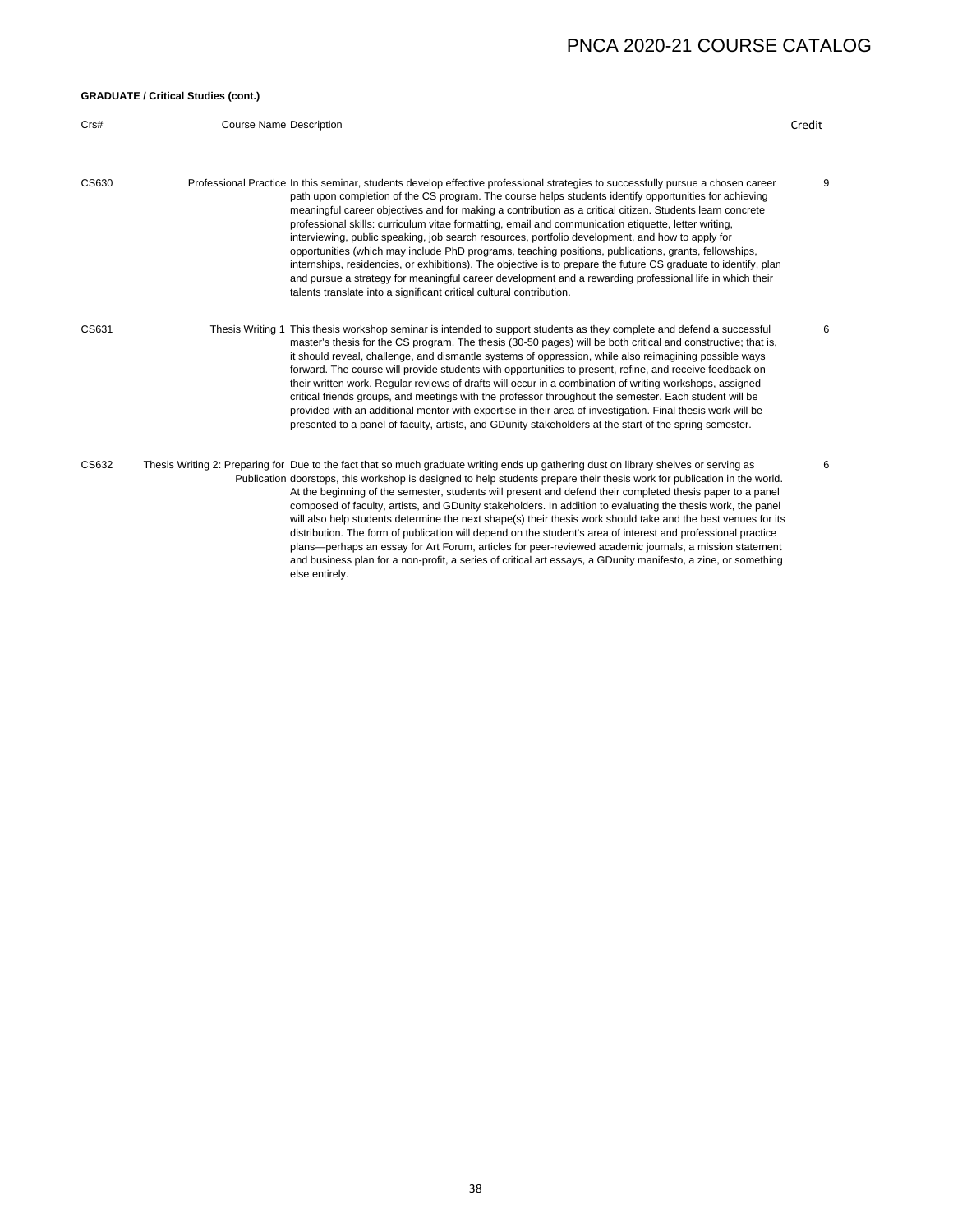**GRADUATE / Critical Studies (cont.)**

| Crs# | Course Name | Description | Credit |
|---|---|---|---|
| CS630 | Professional Practice | In this seminar, students develop effective professional strategies to successfully pursue a chosen career path upon completion of the CS program. The course helps students identify opportunities for achieving meaningful career objectives and for making a contribution as a critical citizen. Students learn concrete professional skills: curriculum vitae formatting, email and communication etiquette, letter writing, interviewing, public speaking, job search resources, portfolio development, and how to apply for opportunities (which may include PhD programs, teaching positions, publications, grants, fellowships, internships, residencies, or exhibitions). The objective is to prepare the future CS graduate to identify, plan and pursue a strategy for meaningful career development and a rewarding professional life in which their talents translate into a significant critical cultural contribution. | 9 |
| CS631 | Thesis Writing 1 | This thesis workshop seminar is intended to support students as they complete and defend a successful master's thesis for the CS program. The thesis (30-50 pages) will be both critical and constructive; that is, it should reveal, challenge, and dismantle systems of oppression, while also reimagining possible ways forward. The course will provide students with opportunities to present, refine, and receive feedback on their written work. Regular reviews of drafts will occur in a combination of writing workshops, assigned critical friends groups, and meetings with the professor throughout the semester. Each student will be provided with an additional mentor with expertise in their area of investigation. Final thesis work will be presented to a panel of faculty, artists, and GDunity stakeholders at the start of the spring semester. | 6 |
| CS632 | Thesis Writing 2: Preparing for Publication | Due to the fact that so much graduate writing ends up gathering dust on library shelves or serving as doorstops, this workshop is designed to help students prepare their thesis work for publication in the world. At the beginning of the semester, students will present and defend their completed thesis paper to a panel composed of faculty, artists, and GDunity stakeholders. In addition to evaluating the thesis work, the panel will also help students determine the next shape(s) their thesis work should take and the best venues for its distribution. The form of publication will depend on the student's area of interest and professional practice plans—perhaps an essay for Art Forum, articles for peer-reviewed academic journals, a mission statement and business plan for a non-profit, a series of critical art essays, a GDunity manifesto, a zine, or something else entirely. | 6 |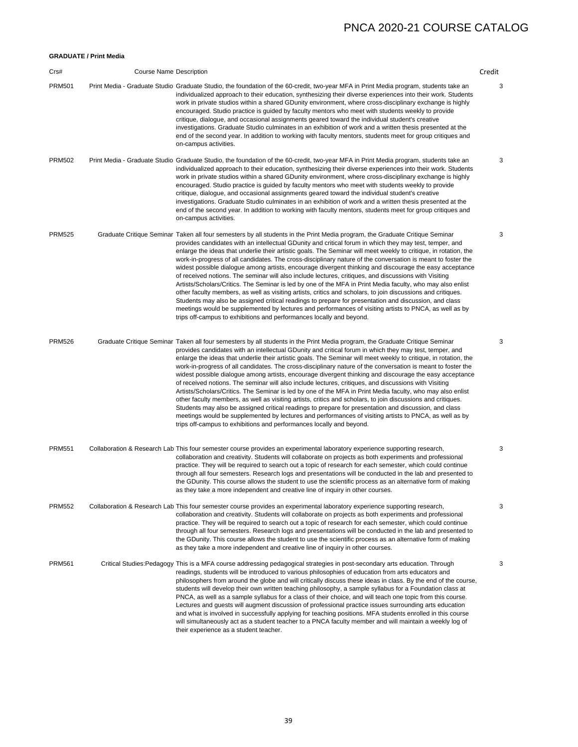**GRADUATE / Print Media**

| Crs# | Course Name | Description | Credit |
|---|---|---|---|
| PRM501 | Print Media - Graduate Studio | Graduate Studio, the foundation of the 60-credit, two-year MFA in Print Media program, students take an individualized approach to their education, synthesizing their diverse experiences into their work. Students work in private studios within a shared GDunity environment, where cross-disciplinary exchange is highly encouraged. Studio practice is guided by faculty mentors who meet with students weekly to provide critique, dialogue, and occasional assignments geared toward the individual student's creative investigations. Graduate Studio culminates in an exhibition of work and a written thesis presented at the end of the second year. In addition to working with faculty mentors, students meet for group critiques and on-campus activities. | 3 |
| PRM502 | Print Media - Graduate Studio | Graduate Studio, the foundation of the 60-credit, two-year MFA in Print Media program, students take an individualized approach to their education, synthesizing their diverse experiences into their work. Students work in private studios within a shared GDunity environment, where cross-disciplinary exchange is highly encouraged. Studio practice is guided by faculty mentors who meet with students weekly to provide critique, dialogue, and occasional assignments geared toward the individual student's creative investigations. Graduate Studio culminates in an exhibition of work and a written thesis presented at the end of the second year. In addition to working with faculty mentors, students meet for group critiques and on-campus activities. | 3 |
| PRM525 | Graduate Critique Seminar | Taken all four semesters by all students in the Print Media program, the Graduate Critique Seminar provides candidates with an intellectual GDunity and critical forum in which they may test, temper, and enlarge the ideas that underlie their artistic goals. The Seminar will meet weekly to critique, in rotation, the work-in-progress of all candidates. The cross-disciplinary nature of the conversation is meant to foster the widest possible dialogue among artists, encourage divergent thinking and discourage the easy acceptance of received notions. The seminar will also include lectures, critiques, and discussions with Visiting Artists/Scholars/Critics. The Seminar is led by one of the MFA in Print Media faculty, who may also enlist other faculty members, as well as visiting artists, critics and scholars, to join discussions and critiques. Students may also be assigned critical readings to prepare for presentation and discussion, and class meetings would be supplemented by lectures and performances of visiting artists to PNCA, as well as by trips off-campus to exhibitions and performances locally and beyond. | 3 |
| PRM526 | Graduate Critique Seminar | Taken all four semesters by all students in the Print Media program, the Graduate Critique Seminar provides candidates with an intellectual GDunity and critical forum in which they may test, temper, and enlarge the ideas that underlie their artistic goals. The Seminar will meet weekly to critique, in rotation, the work-in-progress of all candidates. The cross-disciplinary nature of the conversation is meant to foster the widest possible dialogue among artists, encourage divergent thinking and discourage the easy acceptance of received notions. The seminar will also include lectures, critiques, and discussions with Visiting Artists/Scholars/Critics. The Seminar is led by one of the MFA in Print Media faculty, who may also enlist other faculty members, as well as visiting artists, critics and scholars, to join discussions and critiques. Students may also be assigned critical readings to prepare for presentation and discussion, and class meetings would be supplemented by lectures and performances of visiting artists to PNCA, as well as by trips off-campus to exhibitions and performances locally and beyond. | 3 |
| PRM551 | Collaboration & Research Lab | This four semester course provides an experimental laboratory experience supporting research, collaboration and creativity. Students will collaborate on projects as both experiments and professional practice. They will be required to search out a topic of research for each semester, which could continue through all four semesters. Research logs and presentations will be conducted in the lab and presented to the GDunity. This course allows the student to use the scientific process as an alternative form of making as they take a more independent and creative line of inquiry in other courses. | 3 |
| PRM552 | Collaboration & Research Lab | This four semester course provides an experimental laboratory experience supporting research, collaboration and creativity. Students will collaborate on projects as both experiments and professional practice. They will be required to search out a topic of research for each semester, which could continue through all four semesters. Research logs and presentations will be conducted in the lab and presented to the GDunity. This course allows the student to use the scientific process as an alternative form of making as they take a more independent and creative line of inquiry in other courses. | 3 |
| PRM561 | Critical Studies:Pedagogy | This is a MFA course addressing pedagogical strategies in post-secondary arts education. Through readings, students will be introduced to various philosophies of education from arts educators and philosophers from around the globe and will critically discuss these ideas in class. By the end of the course, students will develop their own written teaching philosophy, a sample syllabus for a Foundation class at PNCA, as well as a sample syllabus for a class of their choice, and will teach one topic from this course. Lectures and guests will augment discussion of professional practice issues surrounding arts education and what is involved in successfully applying for teaching positions. MFA students enrolled in this course will simultaneously act as a student teacher to a PNCA faculty member and will maintain a weekly log of their experience as a student teacher. | 3 |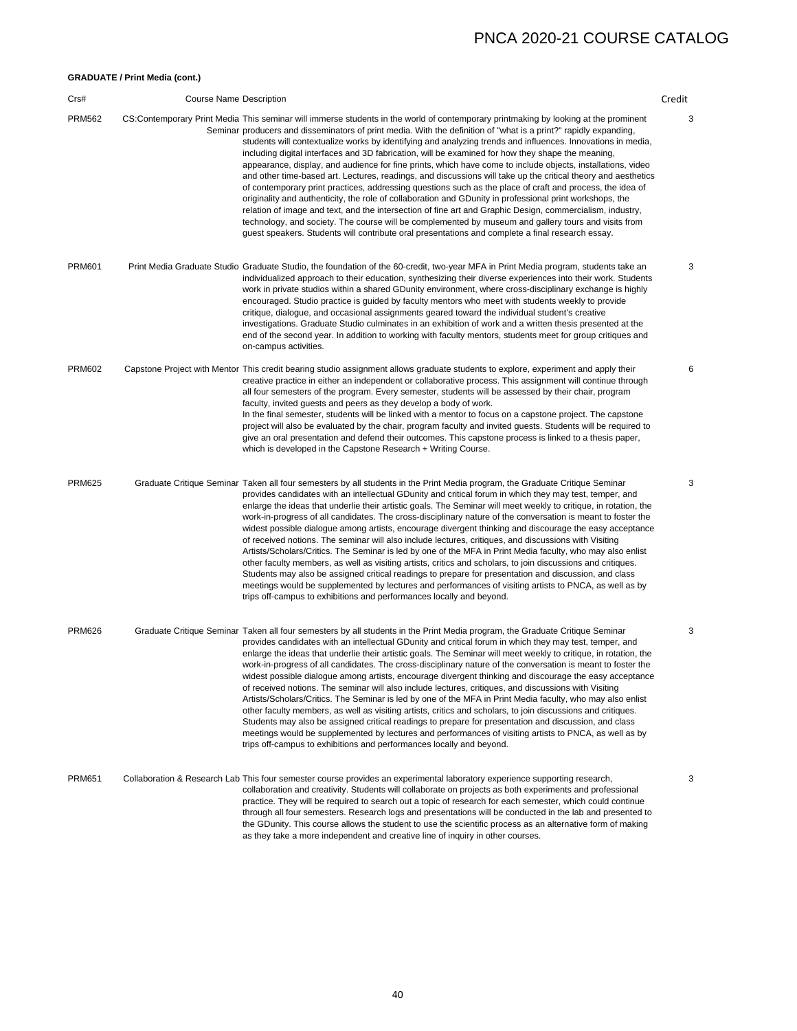**GRADUATE / Print Media (cont.)**

| Crs# | Course Name | Description | Credit |
|---|---|---|---|
| PRM562 | CS:Contemporary Print Media Seminar | This seminar will immerse students in the world of contemporary printmaking by looking at the prominent producers and disseminators of print media. With the definition of "what is a print?" rapidly expanding, students will contextualize works by identifying and analyzing trends and influences. Innovations in media, including digital interfaces and 3D fabrication, will be examined for how they shape the meaning, appearance, display, and audience for fine prints, which have come to include objects, installations, video and other time-based art. Lectures, readings, and discussions will take up the critical theory and aesthetics of contemporary print practices, addressing questions such as the place of craft and process, the idea of originality and authenticity, the role of collaboration and GDunity in professional print workshops, the relation of image and text, and the intersection of fine art and Graphic Design, commercialism, industry, technology, and society. The course will be complemented by museum and gallery tours and visits from guest speakers. Students will contribute oral presentations and complete a final research essay. | 3 |
| PRM601 | Print Media Graduate Studio | Graduate Studio, the foundation of the 60-credit, two-year MFA in Print Media program, students take an individualized approach to their education, synthesizing their diverse experiences into their work. Students work in private studios within a shared GDunity environment, where cross-disciplinary exchange is highly encouraged. Studio practice is guided by faculty mentors who meet with students weekly to provide critique, dialogue, and occasional assignments geared toward the individual student's creative investigations. Graduate Studio culminates in an exhibition of work and a written thesis presented at the end of the second year. In addition to working with faculty mentors, students meet for group critiques and on-campus activities. | 3 |
| PRM602 | Capstone Project with Mentor | This credit bearing studio assignment allows graduate students to explore, experiment and apply their creative practice in either an independent or collaborative process. This assignment will continue through all four semesters of the program. Every semester, students will be assessed by their chair, program faculty, invited guests and peers as they develop a body of work.<br>In the final semester, students will be linked with a mentor to focus on a capstone project. The capstone project will also be evaluated by the chair, program faculty and invited guests. Students will be required to give an oral presentation and defend their outcomes. This capstone process is linked to a thesis paper, which is developed in the Capstone Research + Writing Course. | 6 |
| PRM625 | Graduate Critique Seminar | Taken all four semesters by all students in the Print Media program, the Graduate Critique Seminar provides candidates with an intellectual GDunity and critical forum in which they may test, temper, and enlarge the ideas that underlie their artistic goals. The Seminar will meet weekly to critique, in rotation, the work-in-progress of all candidates. The cross-disciplinary nature of the conversation is meant to foster the widest possible dialogue among artists, encourage divergent thinking and discourage the easy acceptance of received notions. The seminar will also include lectures, critiques, and discussions with Visiting Artists/Scholars/Critics. The Seminar is led by one of the MFA in Print Media faculty, who may also enlist other faculty members, as well as visiting artists, critics and scholars, to join discussions and critiques. Students may also be assigned critical readings to prepare for presentation and discussion, and class meetings would be supplemented by lectures and performances of visiting artists to PNCA, as well as by trips off-campus to exhibitions and performances locally and beyond. | 3 |
| PRM626 | Graduate Critique Seminar | Taken all four semesters by all students in the Print Media program, the Graduate Critique Seminar provides candidates with an intellectual GDunity and critical forum in which they may test, temper, and enlarge the ideas that underlie their artistic goals. The Seminar will meet weekly to critique, in rotation, the work-in-progress of all candidates. The cross-disciplinary nature of the conversation is meant to foster the widest possible dialogue among artists, encourage divergent thinking and discourage the easy acceptance of received notions. The seminar will also include lectures, critiques, and discussions with Visiting Artists/Scholars/Critics. The Seminar is led by one of the MFA in Print Media faculty, who may also enlist other faculty members, as well as visiting artists, critics and scholars, to join discussions and critiques. Students may also be assigned critical readings to prepare for presentation and discussion, and class meetings would be supplemented by lectures and performances of visiting artists to PNCA, as well as by trips off-campus to exhibitions and performances locally and beyond. | 3 |
| PRM651 | Collaboration & Research Lab | This four semester course provides an experimental laboratory experience supporting research, collaboration and creativity. Students will collaborate on projects as both experiments and professional practice. They will be required to search out a topic of research for each semester, which could continue through all four semesters. Research logs and presentations will be conducted in the lab and presented to the GDunity. This course allows the student to use the scientific process as an alternative form of making as they take a more independent and creative line of inquiry in other courses. | 3 |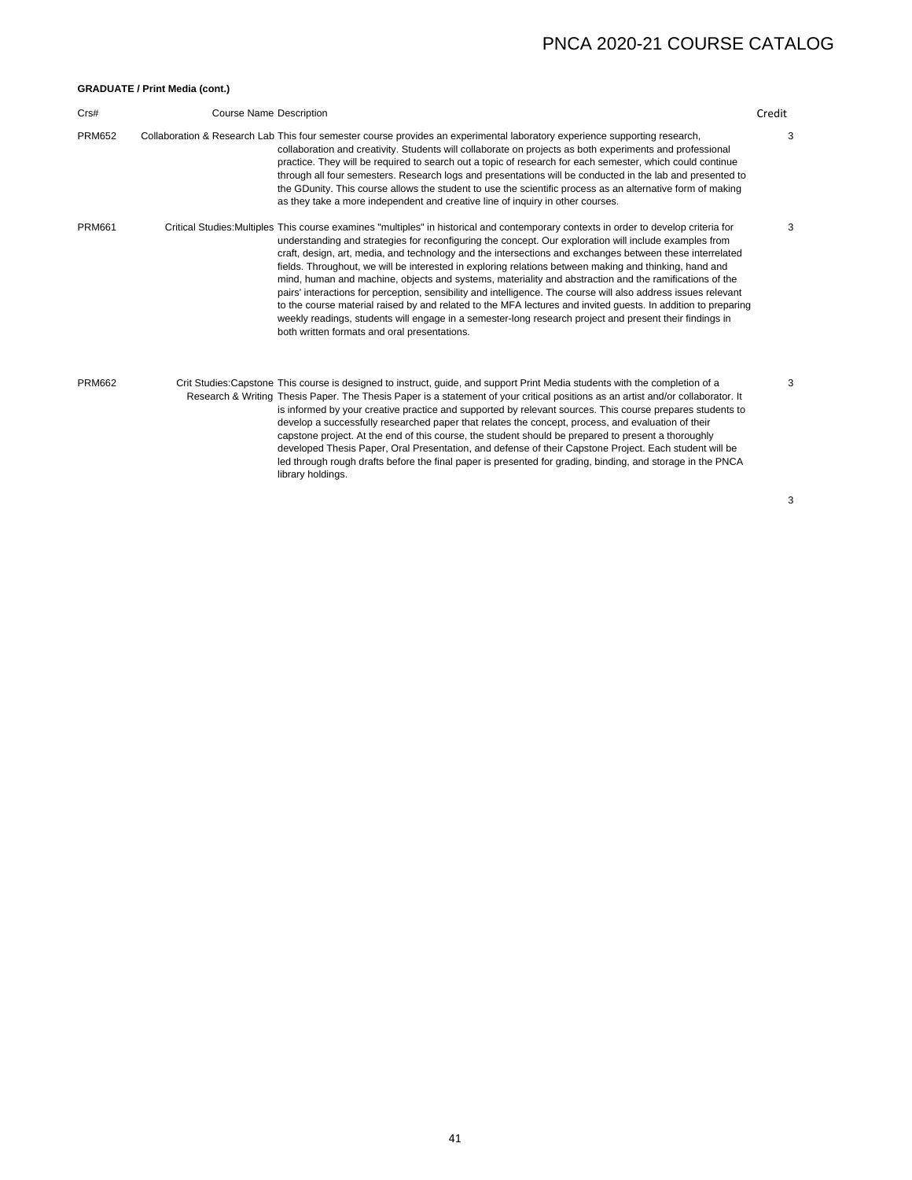**GRADUATE / Print Media (cont.)**

| Crs# | Course Name | Description | Credit |
| --- | --- | --- | --- |
| PRM652 | Collaboration & Research Lab | This four semester course provides an experimental laboratory experience supporting research, collaboration and creativity. Students will collaborate on projects as both experiments and professional practice. They will be required to search out a topic of research for each semester, which could continue through all four semesters. Research logs and presentations will be conducted in the lab and presented to the GDunity. This course allows the student to use the scientific process as an alternative form of making as they take a more independent and creative line of inquiry in other courses. | 3 |
| PRM661 | Critical Studies:Multiples | This course examines "multiples" in historical and contemporary contexts in order to develop criteria for understanding and strategies for reconfiguring the concept. Our exploration will include examples from craft, design, art, media, and technology and the intersections and exchanges between these interrelated fields. Throughout, we will be interested in exploring relations between making and thinking, hand and mind, human and machine, objects and systems, materiality and abstraction and the ramifications of the pairs' interactions for perception, sensibility and intelligence. The course will also address issues relevant to the course material raised by and related to the MFA lectures and invited guests. In addition to preparing weekly readings, students will engage in a semester-long research project and present their findings in both written formats and oral presentations. | 3 |
| PRM662 | Crit Studies:Capstone Research & Writing | This course is designed to instruct, guide, and support Print Media students with the completion of a Thesis Paper. The Thesis Paper is a statement of your critical positions as an artist and/or collaborator. It is informed by your creative practice and supported by relevant sources. This course prepares students to develop a successfully researched paper that relates the concept, process, and evaluation of their capstone project. At the end of this course, the student should be prepared to present a thoroughly developed Thesis Paper, Oral Presentation, and defense of their Capstone Project. Each student will be led through rough drafts before the final paper is presented for grading, binding, and storage in the PNCA library holdings. | 3 |
| | | | 3 |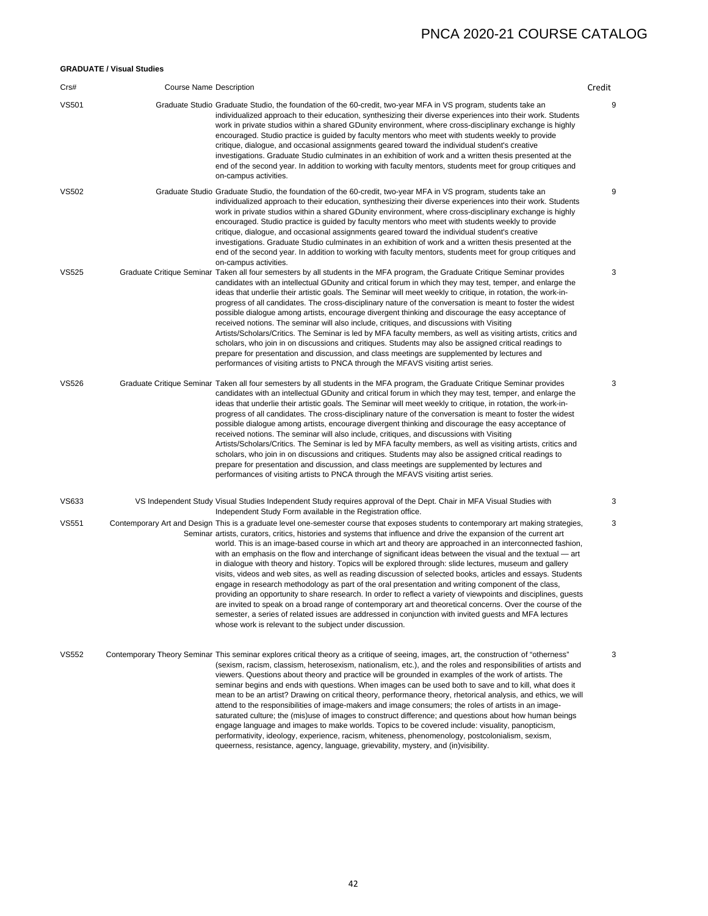**GRADUATE / Visual Studies**

| Crs# | Course Name | Description | Credit |
|---|---|---|---|
| VS501 | Graduate Studio | Graduate Studio, the foundation of the 60-credit, two-year MFA in VS program, students take an individualized approach to their education, synthesizing their diverse experiences into their work. Students work in private studios within a shared GDunity environment, where cross-disciplinary exchange is highly encouraged. Studio practice is guided by faculty mentors who meet with students weekly to provide critique, dialogue, and occasional assignments geared toward the individual student's creative investigations. Graduate Studio culminates in an exhibition of work and a written thesis presented at the end of the second year. In addition to working with faculty mentors, students meet for group critiques and on-campus activities. | 9 |
| VS502 | Graduate Studio | Graduate Studio, the foundation of the 60-credit, two-year MFA in VS program, students take an individualized approach to their education, synthesizing their diverse experiences into their work. Students work in private studios within a shared GDunity environment, where cross-disciplinary exchange is highly encouraged. Studio practice is guided by faculty mentors who meet with students weekly to provide critique, dialogue, and occasional assignments geared toward the individual student's creative investigations. Graduate Studio culminates in an exhibition of work and a written thesis presented at the end of the second year. In addition to working with faculty mentors, students meet for group critiques and on-campus activities. | 9 |
| VS525 | Graduate Critique Seminar | Taken all four semesters by all students in the MFA program, the Graduate Critique Seminar provides candidates with an intellectual GDunity and critical forum in which they may test, temper, and enlarge the ideas that underlie their artistic goals. The Seminar will meet weekly to critique, in rotation, the work-in-progress of all candidates. The cross-disciplinary nature of the conversation is meant to foster the widest possible dialogue among artists, encourage divergent thinking and discourage the easy acceptance of received notions. The seminar will also include, critiques, and discussions with Visiting Artists/Scholars/Critics. The Seminar is led by MFA faculty members, as well as visiting artists, critics and scholars, who join in on discussions and critiques. Students may also be assigned critical readings to prepare for presentation and discussion, and class meetings are supplemented by lectures and performances of visiting artists to PNCA through the MFAVS visiting artist series. | 3 |
| VS526 | Graduate Critique Seminar | Taken all four semesters by all students in the MFA program, the Graduate Critique Seminar provides candidates with an intellectual GDunity and critical forum in which they may test, temper, and enlarge the ideas that underlie their artistic goals. The Seminar will meet weekly to critique, in rotation, the work-in-progress of all candidates. The cross-disciplinary nature of the conversation is meant to foster the widest possible dialogue among artists, encourage divergent thinking and discourage the easy acceptance of received notions. The seminar will also include, critiques, and discussions with Visiting Artists/Scholars/Critics. The Seminar is led by MFA faculty members, as well as visiting artists, critics and scholars, who join in on discussions and critiques. Students may also be assigned critical readings to prepare for presentation and discussion, and class meetings are supplemented by lectures and performances of visiting artists to PNCA through the MFAVS visiting artist series. | 3 |
| VS633 | VS Independent Study | Visual Studies Independent Study requires approval of the Dept. Chair in MFA Visual Studies with Independent Study Form available in the Registration office. | 3 |
| VS551 | Contemporary Art and Design Seminar | This is a graduate level one-semester course that exposes students to contemporary art making strategies, artists, curators, critics, histories and systems that influence and drive the expansion of the current art world. This is an image-based course in which art and theory are approached in an interconnected fashion, with an emphasis on the flow and interchange of significant ideas between the visual and the textual — art in dialogue with theory and history. Topics will be explored through: slide lectures, museum and gallery visits, videos and web sites, as well as reading discussion of selected books, articles and essays. Students engage in research methodology as part of the oral presentation and writing component of the class, providing an opportunity to share research. In order to reflect a variety of viewpoints and disciplines, guests are invited to speak on a broad range of contemporary art and theoretical concerns. Over the course of the semester, a series of related issues are addressed in conjunction with invited guests and MFA lectures whose work is relevant to the subject under discussion. | 3 |
| VS552 | Contemporary Theory Seminar | This seminar explores critical theory as a critique of seeing, images, art, the construction of "otherness" (sexism, racism, classism, heterosexism, nationalism, etc.), and the roles and responsibilities of artists and viewers. Questions about theory and practice will be grounded in examples of the work of artists. The seminar begins and ends with questions. When images can be used both to save and to kill, what does it mean to be an artist? Drawing on critical theory, performance theory, rhetorical analysis, and ethics, we will attend to the responsibilities of image-makers and image consumers; the roles of artists in an image-saturated culture; the (mis)use of images to construct difference; and questions about how human beings engage language and images to make worlds. Topics to be covered include: visuality, panopticism, performativity, ideology, experience, racism, whiteness, phenomenology, postcolonialism, sexism, queerness, resistance, agency, language, grievability, mystery, and (in)visibility. | 3 |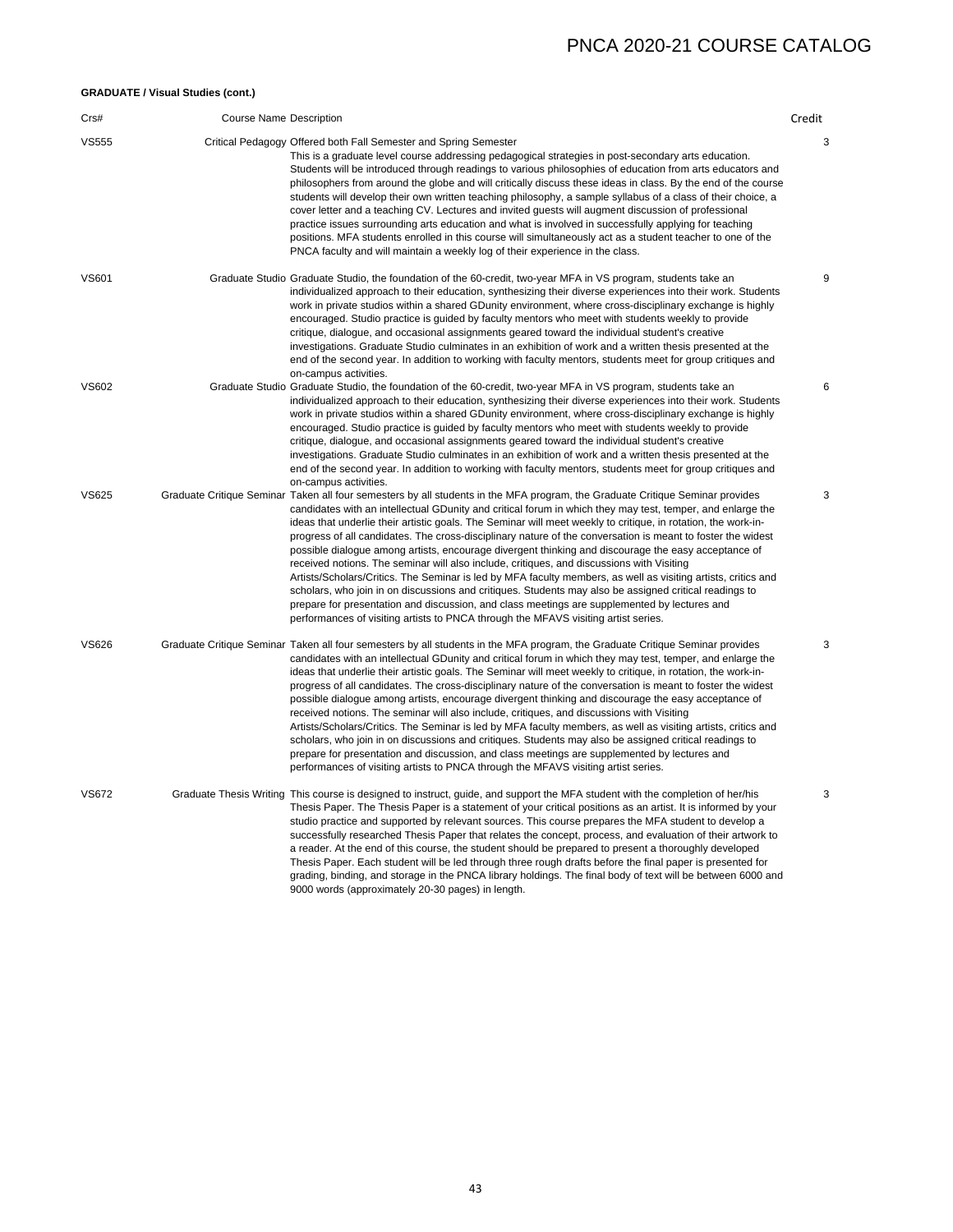**GRADUATE / Visual Studies (cont.)**

| Crs# | Course Name | Description | Credit |
|---|---|---|---|
| VS555 | Critical Pedagogy | Offered both Fall Semester and Spring Semester<br>This is a graduate level course addressing pedagogical strategies in post-secondary arts education. Students will be introduced through readings to various philosophies of education from arts educators and philosophers from around the globe and will critically discuss these ideas in class. By the end of the course students will develop their own written teaching philosophy, a sample syllabus of a class of their choice, a cover letter and a teaching CV. Lectures and invited guests will augment discussion of professional practice issues surrounding arts education and what is involved in successfully applying for teaching positions. MFA students enrolled in this course will simultaneously act as a student teacher to one of the PNCA faculty and will maintain a weekly log of their experience in the class. | 3 |
| VS601 | Graduate Studio | Graduate Studio, the foundation of the 60-credit, two-year MFA in VS program, students take an individualized approach to their education, synthesizing their diverse experiences into their work. Students work in private studios within a shared GDunity environment, where cross-disciplinary exchange is highly encouraged. Studio practice is guided by faculty mentors who meet with students weekly to provide critique, dialogue, and occasional assignments geared toward the individual student's creative investigations. Graduate Studio culminates in an exhibition of work and a written thesis presented at the end of the second year. In addition to working with faculty mentors, students meet for group critiques and on-campus activities. | 9 |
| VS602 | Graduate Studio | Graduate Studio, the foundation of the 60-credit, two-year MFA in VS program, students take an individualized approach to their education, synthesizing their diverse experiences into their work. Students work in private studios within a shared GDunity environment, where cross-disciplinary exchange is highly encouraged. Studio practice is guided by faculty mentors who meet with students weekly to provide critique, dialogue, and occasional assignments geared toward the individual student's creative investigations. Graduate Studio culminates in an exhibition of work and a written thesis presented at the end of the second year. In addition to working with faculty mentors, students meet for group critiques and on-campus activities. | 6 |
| VS625 | Graduate Critique Seminar | Taken all four semesters by all students in the MFA program, the Graduate Critique Seminar provides candidates with an intellectual GDunity and critical forum in which they may test, temper, and enlarge the ideas that underlie their artistic goals. The Seminar will meet weekly to critique, in rotation, the work-in-progress of all candidates. The cross-disciplinary nature of the conversation is meant to foster the widest possible dialogue among artists, encourage divergent thinking and discourage the easy acceptance of received notions. The seminar will also include, critiques, and discussions with Visiting Artists/Scholars/Critics. The Seminar is led by MFA faculty members, as well as visiting artists, critics and scholars, who join in on discussions and critiques. Students may also be assigned critical readings to prepare for presentation and discussion, and class meetings are supplemented by lectures and performances of visiting artists to PNCA through the MFAVS visiting artist series. | 3 |
| VS626 | Graduate Critique Seminar | Taken all four semesters by all students in the MFA program, the Graduate Critique Seminar provides candidates with an intellectual GDunity and critical forum in which they may test, temper, and enlarge the ideas that underlie their artistic goals. The Seminar will meet weekly to critique, in rotation, the work-in-progress of all candidates. The cross-disciplinary nature of the conversation is meant to foster the widest possible dialogue among artists, encourage divergent thinking and discourage the easy acceptance of received notions. The seminar will also include, critiques, and discussions with Visiting Artists/Scholars/Critics. The Seminar is led by MFA faculty members, as well as visiting artists, critics and scholars, who join in on discussions and critiques. Students may also be assigned critical readings to prepare for presentation and discussion, and class meetings are supplemented by lectures and performances of visiting artists to PNCA through the MFAVS visiting artist series. | 3 |
| VS672 | Graduate Thesis Writing | This course is designed to instruct, guide, and support the MFA student with the completion of her/his Thesis Paper. The Thesis Paper is a statement of your critical positions as an artist. It is informed by your studio practice and supported by relevant sources. This course prepares the MFA student to develop a successfully researched Thesis Paper that relates the concept, process, and evaluation of their artwork to a reader. At the end of this course, the student should be prepared to present a thoroughly developed Thesis Paper. Each student will be led through three rough drafts before the final paper is presented for grading, binding, and storage in the PNCA library holdings. The final body of text will be between 6000 and 9000 words (approximately 20-30 pages) in length. | 3 |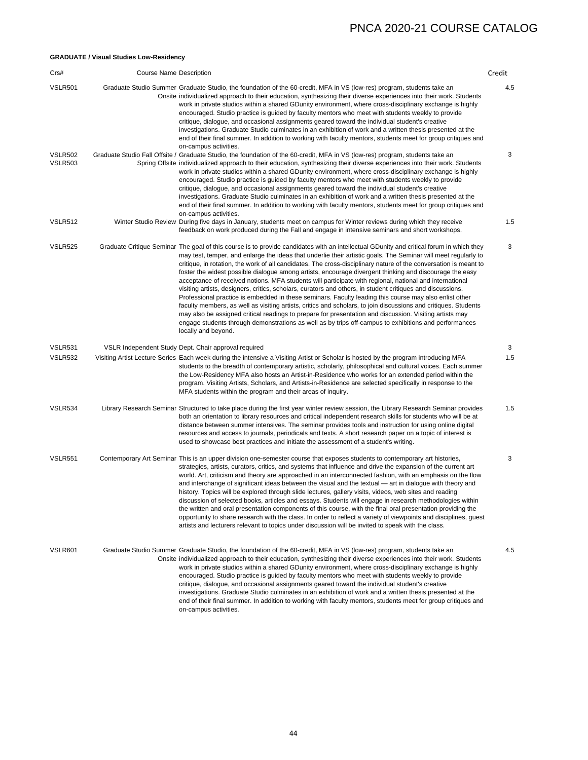**GRADUATE / Visual Studies Low-Residency**

| Crs# | Course Name | Description | Credit |
|---|---|---|---|
| VSLR501 | Graduate Studio Summer Onsite | Graduate Studio, the foundation of the 60-credit, MFA in VS (low-res) program, students take an individualized approach to their education, synthesizing their diverse experiences into their work. Students work in private studios within a shared GDunity environment, where cross-disciplinary exchange is highly encouraged. Studio practice is guided by faculty mentors who meet with students weekly to provide critique, dialogue, and occasional assignments geared toward the individual student's creative investigations. Graduate Studio culminates in an exhibition of work and a written thesis presented at the end of their final summer. In addition to working with faculty mentors, students meet for group critiques and on-campus activities. | 4.5 |
| VSLR502 VSLR503 | Graduate Studio Fall Offsite / Spring Offsite | Graduate Studio, the foundation of the 60-credit, MFA in VS (low-res) program, students take an individualized approach to their education, synthesizing their diverse experiences into their work. Students work in private studios within a shared GDunity environment, where cross-disciplinary exchange is highly encouraged. Studio practice is guided by faculty mentors who meet with students weekly to provide critique, dialogue, and occasional assignments geared toward the individual student's creative investigations. Graduate Studio culminates in an exhibition of work and a written thesis presented at the end of their final summer. In addition to working with faculty mentors, students meet for group critiques and on-campus activities. | 3 |
| VSLR512 | Winter Studio Review | During five days in January, students meet on campus for Winter reviews during which they receive feedback on work produced during the Fall and engage in intensive seminars and short workshops. | 1.5 |
| VSLR525 | Graduate Critique Seminar | The goal of this course is to provide candidates with an intellectual GDunity and critical forum in which they may test, temper, and enlarge the ideas that underlie their artistic goals. The Seminar will meet regularly to critique, in rotation, the work of all candidates. The cross-disciplinary nature of the conversation is meant to foster the widest possible dialogue among artists, encourage divergent thinking and discourage the easy acceptance of received notions. MFA students will participate with regional, national and international visiting artists, designers, critics, scholars, curators and others, in student critiques and discussions. Professional practice is embedded in these seminars. Faculty leading this course may also enlist other faculty members, as well as visiting artists, critics and scholars, to join discussions and critiques. Students may also be assigned critical readings to prepare for presentation and discussion. Visiting artists may engage students through demonstrations as well as by trips off-campus to exhibitions and performances locally and beyond. | 3 |
| VSLR531 | VSLR Independent Study | Dept. Chair approval required | 3 |
| VSLR532 | Visiting Artist Lecture Series | Each week during the intensive a Visiting Artist or Scholar is hosted by the program introducing MFA students to the breadth of contemporary artistic, scholarly, philosophical and cultural voices. Each summer the Low-Residency MFA also hosts an Artist-in-Residence who works for an extended period within the program. Visiting Artists, Scholars, and Artists-in-Residence are selected specifically in response to the MFA students within the program and their areas of inquiry. | 1.5 |
| VSLR534 | Library Research Seminar | Structured to take place during the first year winter review session, the Library Research Seminar provides both an orientation to library resources and critical independent research skills for students who will be at distance between summer intensives. The seminar provides tools and instruction for using online digital resources and access to journals, periodicals and texts. A short research paper on a topic of interest is used to showcase best practices and initiate the assessment of a student's writing. | 1.5 |
| VSLR551 | Contemporary Art Seminar | This is an upper division one-semester course that exposes students to contemporary art histories, strategies, artists, curators, critics, and systems that influence and drive the expansion of the current art world. Art, criticism and theory are approached in an interconnected fashion, with an emphasis on the flow and interchange of significant ideas between the visual and the textual — art in dialogue with theory and history. Topics will be explored through slide lectures, gallery visits, videos, web sites and reading discussion of selected books, articles and essays. Students will engage in research methodologies within the written and oral presentation components of this course, with the final oral presentation providing the opportunity to share research with the class. In order to reflect a variety of viewpoints and disciplines, guest artists and lecturers relevant to topics under discussion will be invited to speak with the class. | 3 |
| VSLR601 | Graduate Studio Summer Onsite | Graduate Studio, the foundation of the 60-credit, MFA in VS (low-res) program, students take an individualized approach to their education, synthesizing their diverse experiences into their work. Students work in private studios within a shared GDunity environment, where cross-disciplinary exchange is highly encouraged. Studio practice is guided by faculty mentors who meet with students weekly to provide critique, dialogue, and occasional assignments geared toward the individual student's creative investigations. Graduate Studio culminates in an exhibition of work and a written thesis presented at the end of their final summer. In addition to working with faculty mentors, students meet for group critiques and on-campus activities. | 4.5 |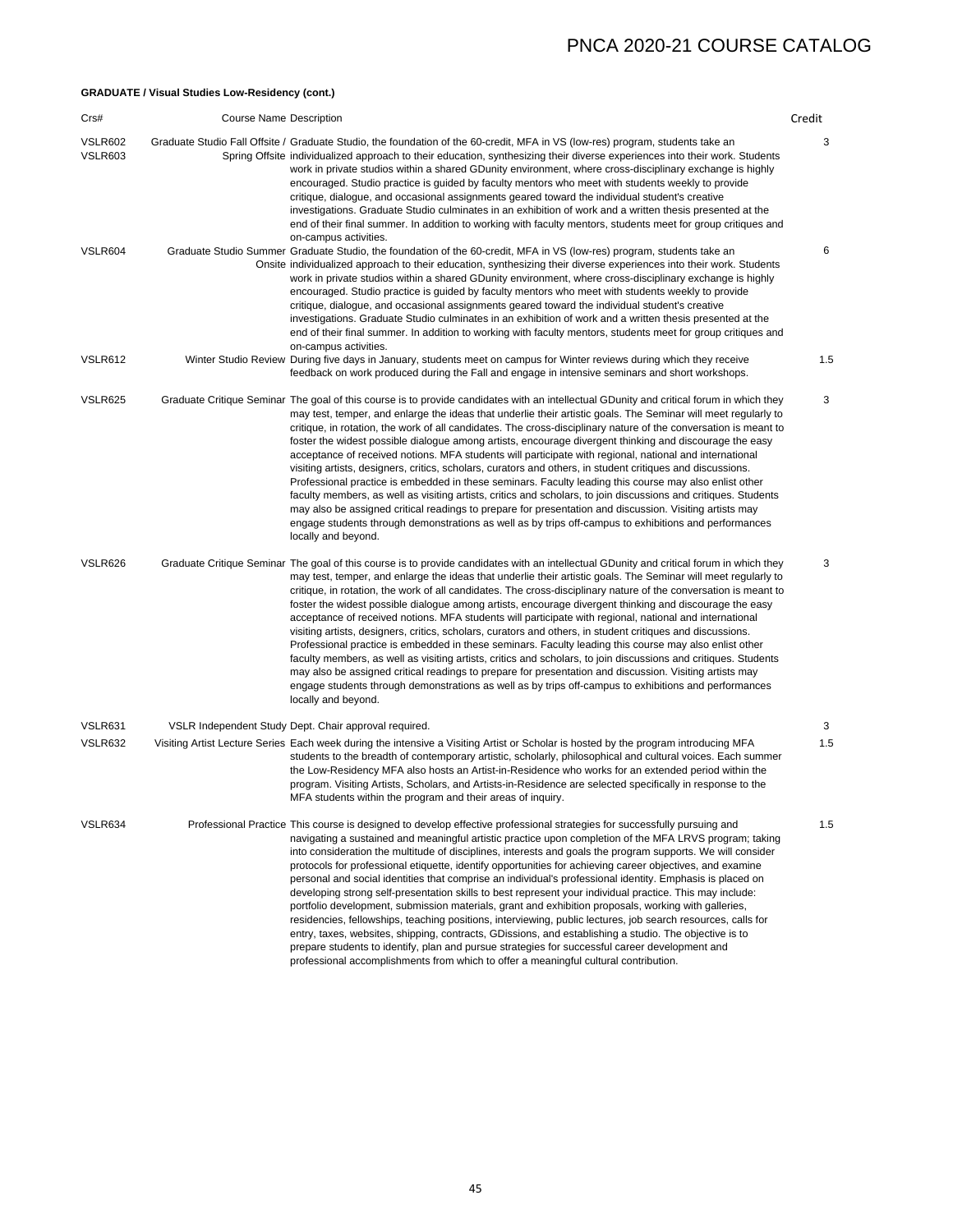**GRADUATE / Visual Studies Low-Residency (cont.)**

| Crs# | Course Name | Description | Credit |
|---|---|---|---|
| VSLR602<br>VSLR603 | Graduate Studio Fall Offsite / Spring Offsite | Graduate Studio, the foundation of the 60-credit, MFA in VS (low-res) program, students take an individualized approach to their education, synthesizing their diverse experiences into their work. Students work in private studios within a shared GDunity environment, where cross-disciplinary exchange is highly encouraged. Studio practice is guided by faculty mentors who meet with students weekly to provide critique, dialogue, and occasional assignments geared toward the individual student's creative investigations. Graduate Studio culminates in an exhibition of work and a written thesis presented at the end of their final summer. In addition to working with faculty mentors, students meet for group critiques and on-campus activities. | 3 |
| VSLR604 | Graduate Studio Summer Onsite | Graduate Studio, the foundation of the 60-credit, MFA in VS (low-res) program, students take an individualized approach to their education, synthesizing their diverse experiences into their work. Students work in private studios within a shared GDunity environment, where cross-disciplinary exchange is highly encouraged. Studio practice is guided by faculty mentors who meet with students weekly to provide critique, dialogue, and occasional assignments geared toward the individual student's creative investigations. Graduate Studio culminates in an exhibition of work and a written thesis presented at the end of their final summer. In addition to working with faculty mentors, students meet for group critiques and on-campus activities. | 6 |
| VSLR612 | Winter Studio Review | During five days in January, students meet on campus for Winter reviews during which they receive feedback on work produced during the Fall and engage in intensive seminars and short workshops. | 1.5 |
| VSLR625 | Graduate Critique Seminar | The goal of this course is to provide candidates with an intellectual GDunity and critical forum in which they may test, temper, and enlarge the ideas that underlie their artistic goals. The Seminar will meet regularly to critique, in rotation, the work of all candidates. The cross-disciplinary nature of the conversation is meant to foster the widest possible dialogue among artists, encourage divergent thinking and discourage the easy acceptance of received notions. MFA students will participate with regional, national and international visiting artists, designers, critics, scholars, curators and others, in student critiques and discussions. Professional practice is embedded in these seminars. Faculty leading this course may also enlist other faculty members, as well as visiting artists, critics and scholars, to join discussions and critiques. Students may also be assigned critical readings to prepare for presentation and discussion. Visiting artists may engage students through demonstrations as well as by trips off-campus to exhibitions and performances locally and beyond. | 3 |
| VSLR626 | Graduate Critique Seminar | The goal of this course is to provide candidates with an intellectual GDunity and critical forum in which they may test, temper, and enlarge the ideas that underlie their artistic goals. The Seminar will meet regularly to critique, in rotation, the work of all candidates. The cross-disciplinary nature of the conversation is meant to foster the widest possible dialogue among artists, encourage divergent thinking and discourage the easy acceptance of received notions. MFA students will participate with regional, national and international visiting artists, designers, critics, scholars, curators and others, in student critiques and discussions. Professional practice is embedded in these seminars. Faculty leading this course may also enlist other faculty members, as well as visiting artists, critics and scholars, to join discussions and critiques. Students may also be assigned critical readings to prepare for presentation and discussion. Visiting artists may engage students through demonstrations as well as by trips off-campus to exhibitions and performances locally and beyond. | 3 |
| VSLR631 | VSLR Independent Study | Dept. Chair approval required. | 3 |
| VSLR632 | Visiting Artist Lecture Series | Each week during the intensive a Visiting Artist or Scholar is hosted by the program introducing MFA students to the breadth of contemporary artistic, scholarly, philosophical and cultural voices. Each summer the Low-Residency MFA also hosts an Artist-in-Residence who works for an extended period within the program. Visiting Artists, Scholars, and Artists-in-Residence are selected specifically in response to the MFA students within the program and their areas of inquiry. | 1.5 |
| VSLR634 | Professional Practice | This course is designed to develop effective professional strategies for successfully pursuing and navigating a sustained and meaningful artistic practice upon completion of the MFA LRVS program; taking into consideration the multitude of disciplines, interests and goals the program supports. We will consider protocols for professional etiquette, identify opportunities for achieving career objectives, and examine personal and social identities that comprise an individual's professional identity. Emphasis is placed on developing strong self-presentation skills to best represent your individual practice. This may include: portfolio development, submission materials, grant and exhibition proposals, working with galleries, residencies, fellowships, teaching positions, interviewing, public lectures, job search resources, calls for entry, taxes, websites, shipping, contracts, GDissions, and establishing a studio. The objective is to prepare students to identify, plan and pursue strategies for successful career development and professional accomplishments from which to offer a meaningful cultural contribution. | 1.5 |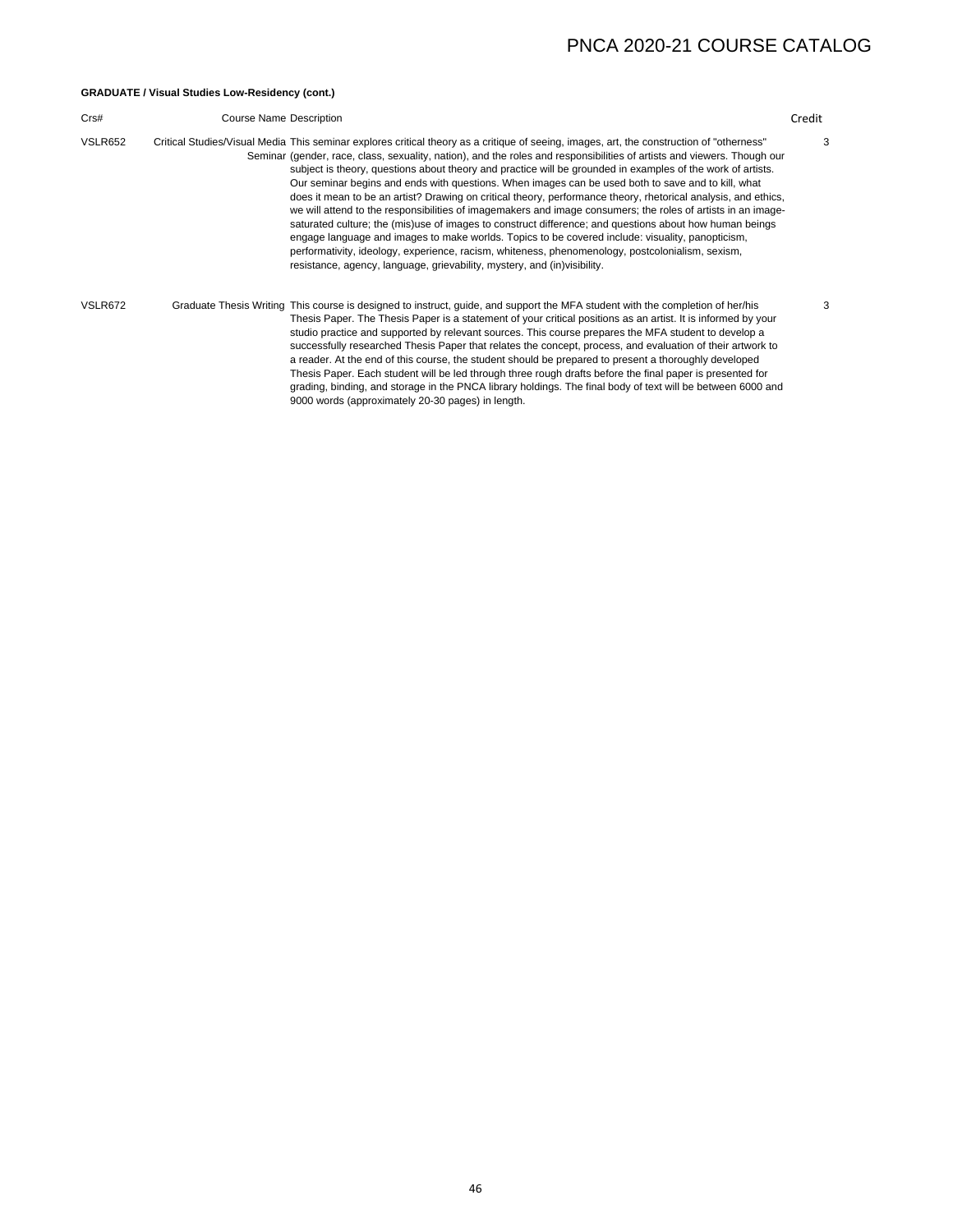**GRADUATE / Visual Studies Low-Residency (cont.)**

| Crs# | Course Name | Description | Credit |
|---|---|---|---|
| VSLR652 | Critical Studies/Visual Media Seminar | This seminar explores critical theory as a critique of seeing, images, art, the construction of "otherness" (gender, race, class, sexuality, nation), and the roles and responsibilities of artists and viewers. Though our subject is theory, questions about theory and practice will be grounded in examples of the work of artists. Our seminar begins and ends with questions. When images can be used both to save and to kill, what does it mean to be an artist? Drawing on critical theory, performance theory, rhetorical analysis, and ethics, we will attend to the responsibilities of imagemakers and image consumers; the roles of artists in an image-saturated culture; the (mis)use of images to construct difference; and questions about how human beings engage language and images to make worlds. Topics to be covered include: visuality, panopticism, performativity, ideology, experience, racism, whiteness, phenomenology, postcolonialism, sexism, resistance, agency, language, grievability, mystery, and (in)visibility. | 3 |
| VSLR672 | Graduate Thesis Writing | This course is designed to instruct, guide, and support the MFA student with the completion of her/his Thesis Paper. The Thesis Paper is a statement of your critical positions as an artist. It is informed by your studio practice and supported by relevant sources. This course prepares the MFA student to develop a successfully researched Thesis Paper that relates the concept, process, and evaluation of their artwork to a reader. At the end of this course, the student should be prepared to present a thoroughly developed Thesis Paper. Each student will be led through three rough drafts before the final paper is presented for grading, binding, and storage in the PNCA library holdings. The final body of text will be between 6000 and 9000 words (approximately 20-30 pages) in length. | 3 |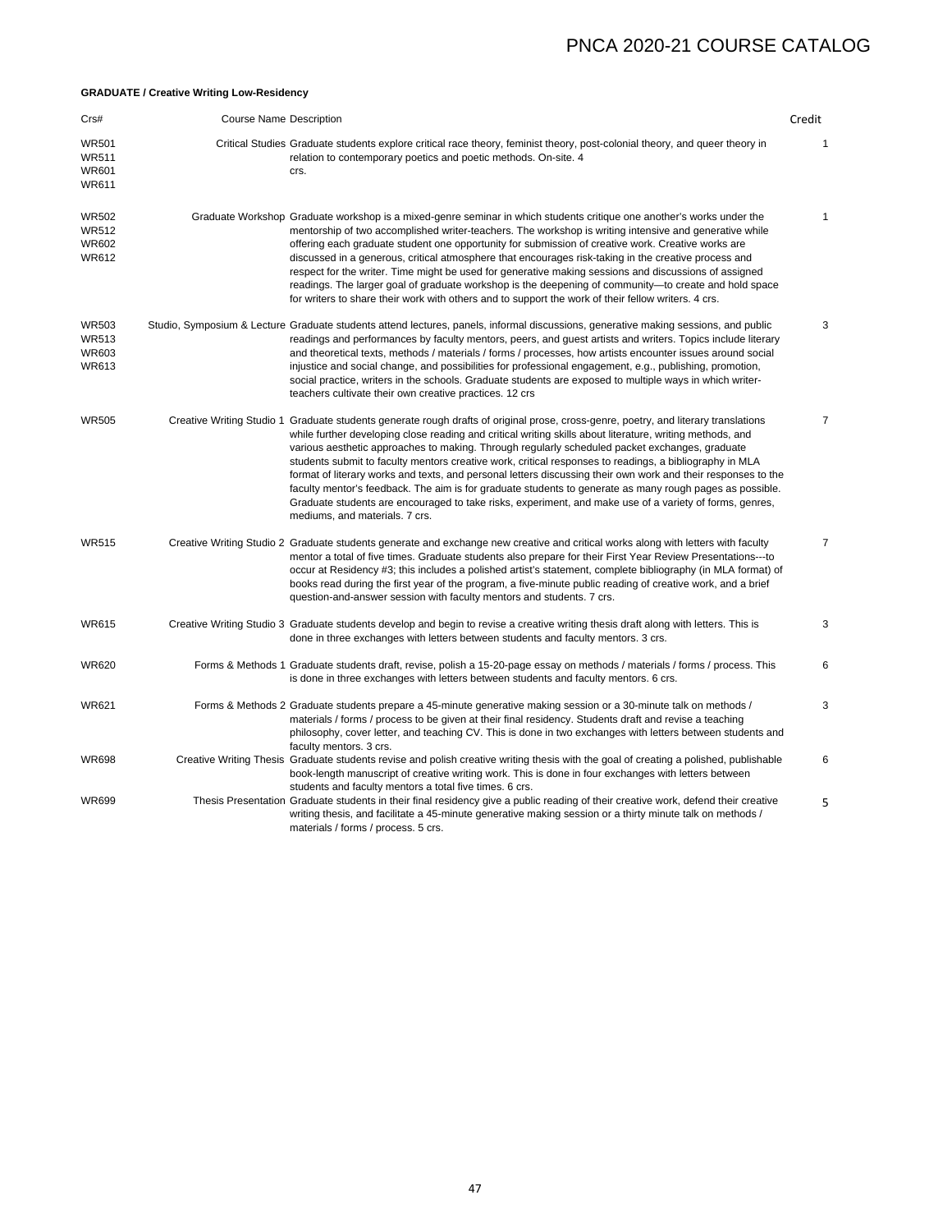**GRADUATE / Creative Writing Low-Residency**

| Crs# | Course Name | Description | Credit |
|---|---|---|---|
| WR501 WR511 WR601 WR611 | Critical Studies | Graduate students explore critical race theory, feminist theory, post-colonial theory, and queer theory in relation to contemporary poetics and poetic methods. On-site. 4 crs. | 1 |
| WR502 WR512 WR602 WR612 | Graduate Workshop | Graduate workshop is a mixed-genre seminar in which students critique one another's works under the mentorship of two accomplished writer-teachers. The workshop is writing intensive and generative while offering each graduate student one opportunity for submission of creative work. Creative works are discussed in a generous, critical atmosphere that encourages risk-taking in the creative process and respect for the writer. Time might be used for generative making sessions and discussions of assigned readings. The larger goal of graduate workshop is the deepening of community—to create and hold space for writers to share their work with others and to support the work of their fellow writers. 4 crs. | 1 |
| WR503 WR513 WR603 WR613 | Studio, Symposium & Lecture | Graduate students attend lectures, panels, informal discussions, generative making sessions, and public readings and performances by faculty mentors, peers, and guest artists and writers. Topics include literary and theoretical texts, methods / materials / forms / processes, how artists encounter issues around social injustice and social change, and possibilities for professional engagement, e.g., publishing, promotion, social practice, writers in the schools. Graduate students are exposed to multiple ways in which writer-teachers cultivate their own creative practices. 12 crs | 3 |
| WR505 | Creative Writing Studio 1 | Graduate students generate rough drafts of original prose, cross-genre, poetry, and literary translations while further developing close reading and critical writing skills about literature, writing methods, and various aesthetic approaches to making. Through regularly scheduled packet exchanges, graduate students submit to faculty mentors creative work, critical responses to readings, a bibliography in MLA format of literary works and texts, and personal letters discussing their own work and their responses to the faculty mentor's feedback. The aim is for graduate students to generate as many rough pages as possible. Graduate students are encouraged to take risks, experiment, and make use of a variety of forms, genres, mediums, and materials. 7 crs. | 7 |
| WR515 | Creative Writing Studio 2 | Graduate students generate and exchange new creative and critical works along with letters with faculty mentor a total of five times. Graduate students also prepare for their First Year Review Presentations---to occur at Residency #3; this includes a polished artist's statement, complete bibliography (in MLA format) of books read during the first year of the program, a five-minute public reading of creative work, and a brief question-and-answer session with faculty mentors and students. 7 crs. | 7 |
| WR615 | Creative Writing Studio 3 | Graduate students develop and begin to revise a creative writing thesis draft along with letters. This is done in three exchanges with letters between students and faculty mentors. 3 crs. | 3 |
| WR620 | Forms & Methods 1 | Graduate students draft, revise, polish a 15-20-page essay on methods / materials / forms / process. This is done in three exchanges with letters between students and faculty mentors. 6 crs. | 6 |
| WR621 | Forms & Methods 2 | Graduate students prepare a 45-minute generative making session or a 30-minute talk on methods / materials / forms / process to be given at their final residency. Students draft and revise a teaching philosophy, cover letter, and teaching CV. This is done in two exchanges with letters between students and faculty mentors. 3 crs. | 3 |
| WR698 | Creative Writing Thesis | Graduate students revise and polish creative writing thesis with the goal of creating a polished, publishable book-length manuscript of creative writing work. This is done in four exchanges with letters between students and faculty mentors a total five times. 6 crs. | 6 |
| WR699 | Thesis Presentation | Graduate students in their final residency give a public reading of their creative work, defend their creative writing thesis, and facilitate a 45-minute generative making session or a thirty minute talk on methods / materials / forms / process. 5 crs. | 5 |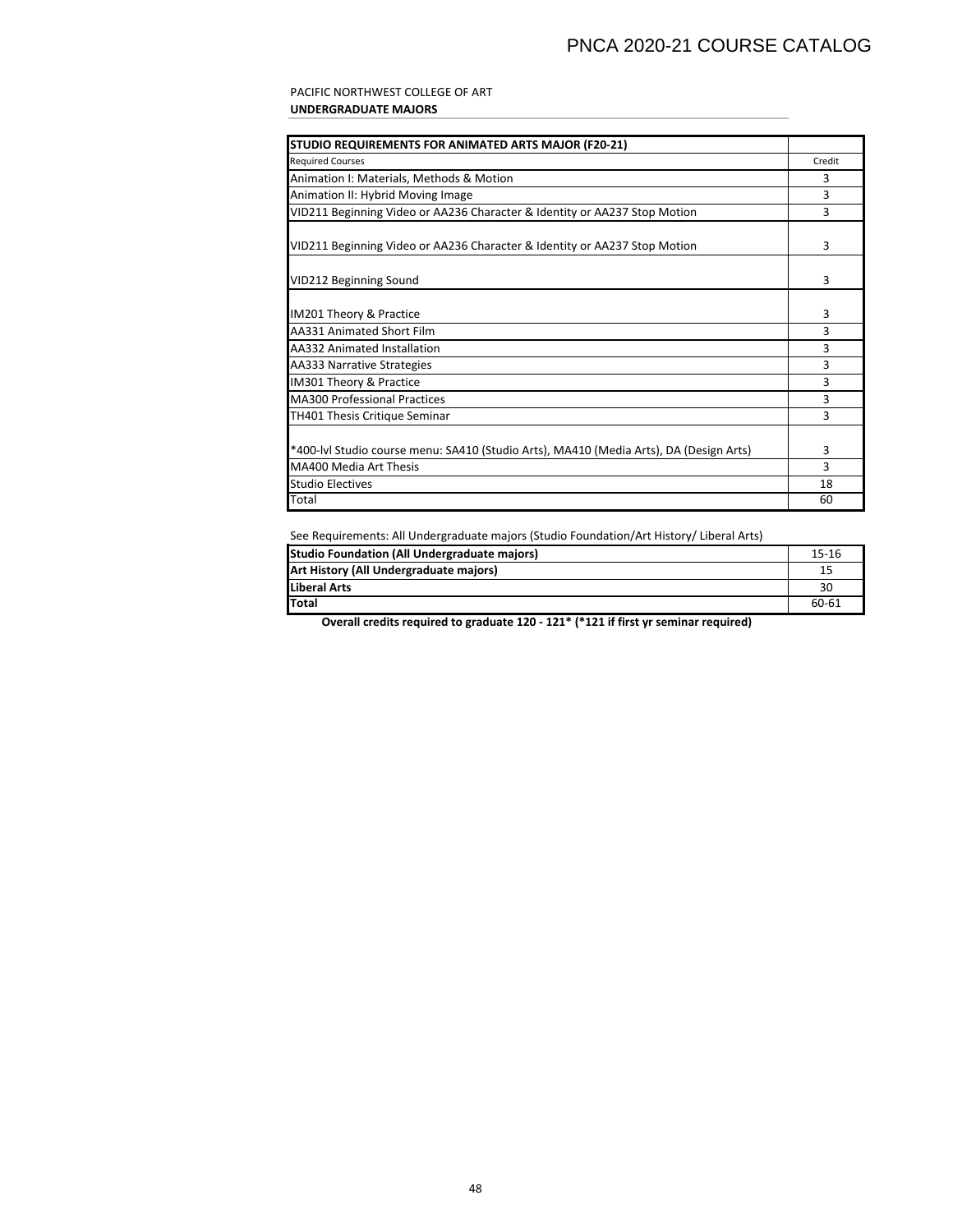PACIFIC NORTHWEST COLLEGE OF ART

**UNDERGRADUATE MAJORS**

| **STUDIO REQUIREMENTS FOR ANIMATED ARTS MAJOR (F20-21)** | |
|---|---|
| Required Courses | Credit |
| Animation I: Materials, Methods & Motion | 3 |
| Animation II: Hybrid Moving Image | 3 |
| VID211 Beginning Video or AA236 Character & Identity or AA237 Stop Motion | 3 |
| VID211 Beginning Video or AA236 Character & Identity or AA237 Stop Motion | 3 |
| VID212 Beginning Sound | 3 |
| IM201 Theory & Practice | 3 |
| AA331 Animated Short Film | 3 |
| AA332 Animated Installation | 3 |
| AA333 Narrative Strategies | 3 |
| IM301 Theory & Practice | 3 |
| MA300 Professional Practices | 3 |
| TH401 Thesis Critique Seminar | 3 |
| *400-lvl Studio course menu: SA410 (Studio Arts), MA410 (Media Arts), DA (Design Arts) | 3 |
| MA400 Media Art Thesis | 3 |
| Studio Electives | 18 |
| Total | 60 |

See Requirements: All Undergraduate majors (Studio Foundation/Art History/ Liberal Arts)

| | |
|---|---|
| **Studio Foundation (All Undergraduate majors)** | 15-16 |
| **Art History (All Undergraduate majors)** | 15 |
| **Liberal Arts** | 30 |
| **Total** | 60-61 |

**Overall credits required to graduate 120 - 121* (*121 if first yr seminar required)**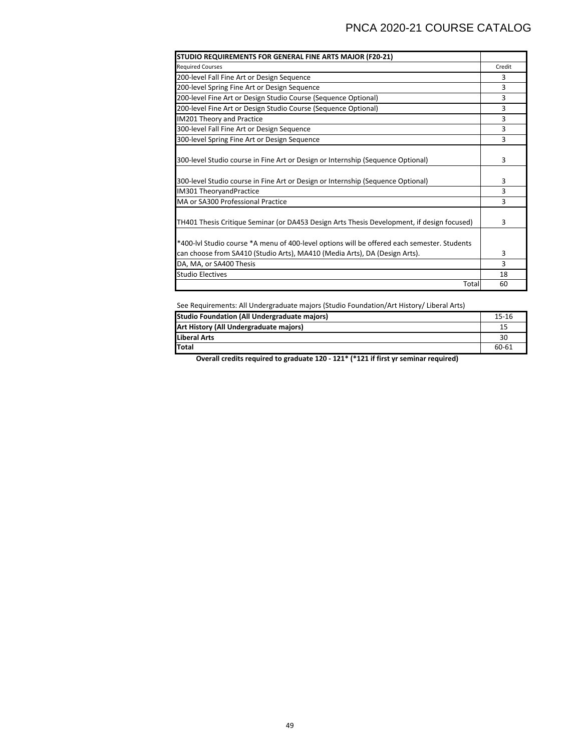| STUDIO REQUIREMENTS FOR GENERAL FINE ARTS MAJOR (F20-21) | |
|---|---|
| Required Courses | Credit |
| 200-level Fall Fine Art or Design Sequence | 3 |
| 200-level Spring Fine Art or Design Sequence | 3 |
| 200-level Fine Art or Design Studio Course (Sequence Optional) | 3 |
| 200-level Fine Art or Design Studio Course (Sequence Optional) | 3 |
| IM201 Theory and Practice | 3 |
| 300-level Fall Fine Art or Design Sequence | 3 |
| 300-level Spring Fine Art or Design Sequence | 3 |
| 300-level Studio course in Fine Art or Design or Internship (Sequence Optional) | 3 |
| 300-level Studio course in Fine Art or Design or Internship (Sequence Optional) | 3 |
| IM301 TheoryandPractice | 3 |
| MA or SA300 Professional Practice | 3 |
| TH401 Thesis Critique Seminar (or DA453 Design Arts Thesis Development, if design focused) | 3 |
| *400-lvl Studio course *A menu of 400-level options will be offered each semester. Students can choose from SA410 (Studio Arts), MA410 (Media Arts), DA (Design Arts). | 3 |
| DA, MA, or SA400 Thesis | 3 |
| Studio Electives | 18 |
| Total | 60 |

See Requirements: All Undergraduate majors (Studio Foundation/Art History/ Liberal Arts)

| | |
|---|---|
| **Studio Foundation (All Undergraduate majors)** | 15-16 |
| **Art History (All Undergraduate majors)** | 15 |
| **Liberal Arts** | 30 |
| **Total** | 60-61 |

**Overall credits required to graduate 120 - 121* (*121 if first yr seminar required)**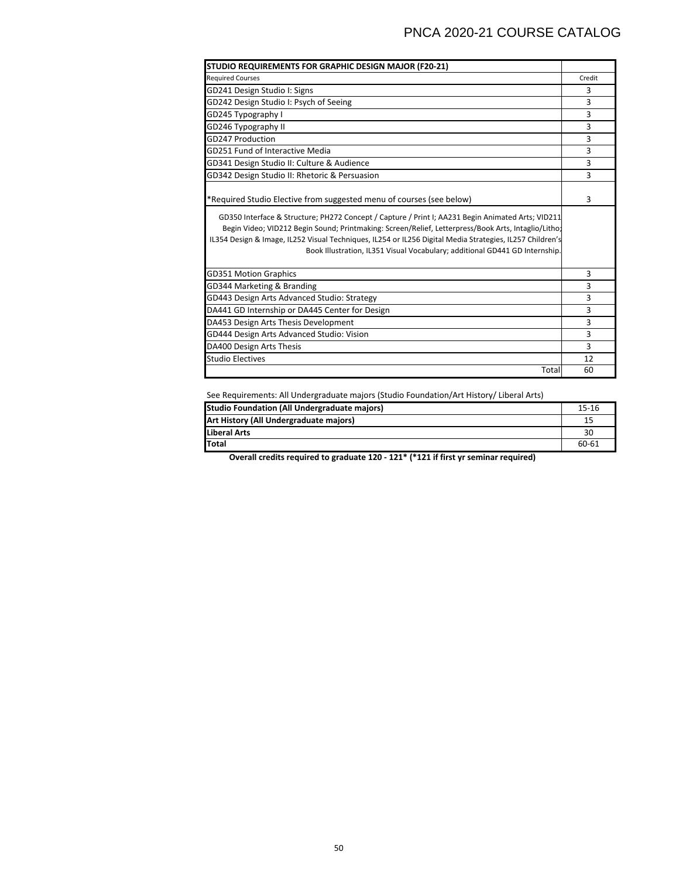| STUDIO REQUIREMENTS FOR GRAPHIC DESIGN MAJOR (F20-21) | |
|---|---|
| Required Courses | Credit |
| GD241 Design Studio I: Signs | 3 |
| GD242 Design Studio I: Psych of Seeing | 3 |
| GD245 Typography I | 3 |
| GD246 Typography II | 3 |
| GD247 Production | 3 |
| GD251 Fund of Interactive Media | 3 |
| GD341 Design Studio II: Culture & Audience | 3 |
| GD342 Design Studio II: Rhetoric & Persuasion | 3 |
| *Required Studio Elective from suggested menu of courses (see below) | 3 |
| GD350 Interface & Structure; PH272 Concept / Capture / Print I; AA231 Begin Animated Arts; VID211 Begin Video; VID212 Begin Sound; Printmaking: Screen/Relief, Letterpress/Book Arts, Intaglio/Litho; IL354 Design & Image, IL252 Visual Techniques, IL254 or IL256 Digital Media Strategies, IL257 Children's Book Illustration, IL351 Visual Vocabulary; additional GD441 GD Internship. | |
| GD351 Motion Graphics | 3 |
| GD344 Marketing & Branding | 3 |
| GD443 Design Arts Advanced Studio: Strategy | 3 |
| DA441 GD Internship or DA445 Center for Design | 3 |
| DA453 Design Arts Thesis Development | 3 |
| GD444 Design Arts Advanced Studio: Vision | 3 |
| DA400 Design Arts Thesis | 3 |
| Studio Electives | 12 |
| Total | 60 |

See Requirements: All Undergraduate majors (Studio Foundation/Art History/ Liberal Arts)

| | |
|---|---|
| **Studio Foundation (All Undergraduate majors)** | 15-16 |
| **Art History (All Undergraduate majors)** | 15 |
| **Liberal Arts** | 30 |
| **Total** | 60-61 |

**Overall credits required to graduate 120 - 121* (*121 if first yr seminar required)**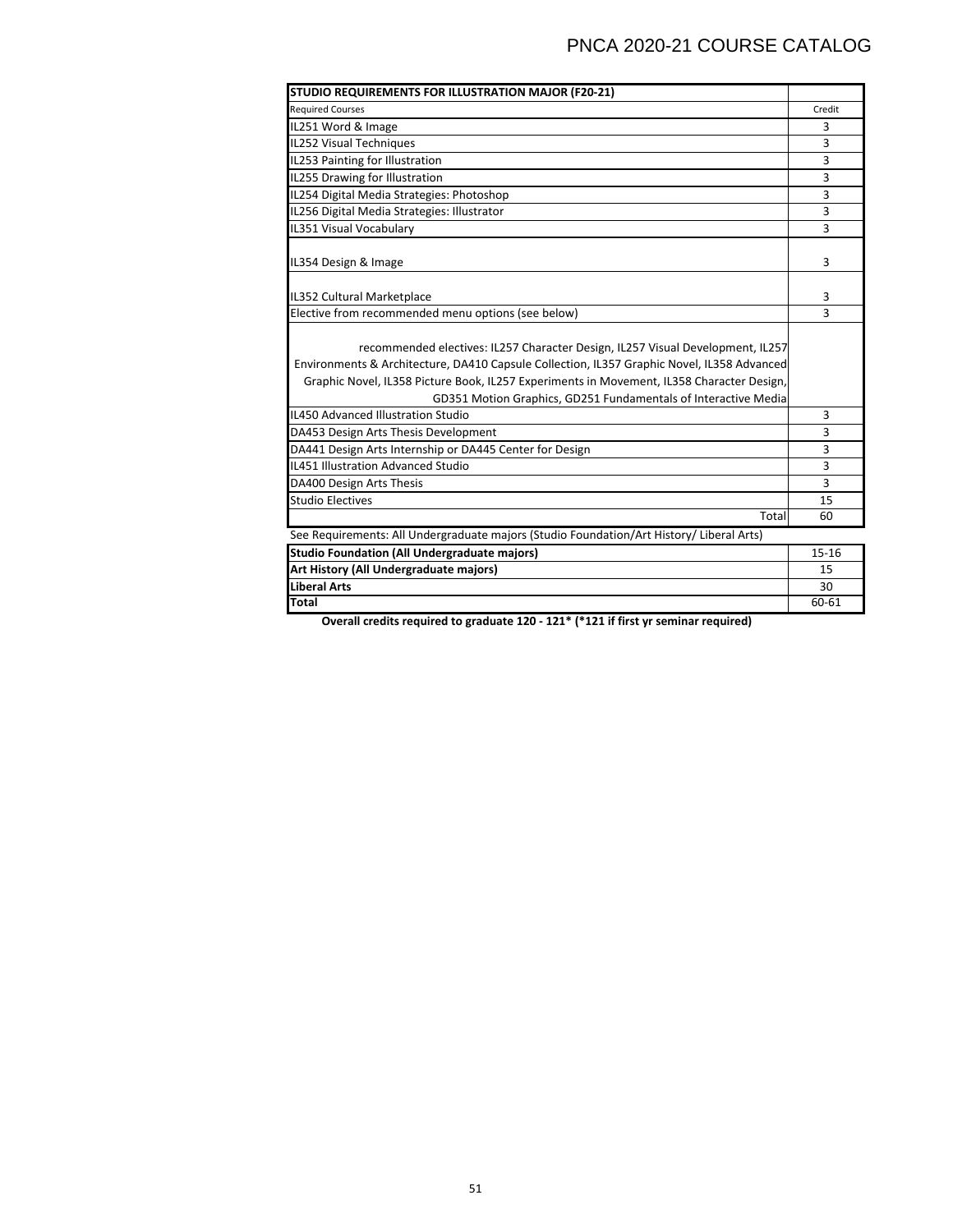| STUDIO REQUIREMENTS FOR ILLUSTRATION MAJOR (F20-21) | |
|---|---|
| Required Courses | Credit |
| IL251 Word & Image | 3 |
| IL252 Visual Techniques | 3 |
| IL253 Painting for Illustration | 3 |
| IL255 Drawing for Illustration | 3 |
| IL254 Digital Media Strategies: Photoshop | 3 |
| IL256 Digital Media Strategies: Illustrator | 3 |
| IL351 Visual Vocabulary | 3 |
| IL354 Design & Image | 3 |
| IL352 Cultural Marketplace | 3 |
| Elective from recommended menu options (see below) | 3 |
| recommended electives: IL257 Character Design, IL257 Visual Development, IL257 Environments & Architecture, DA410 Capsule Collection, IL357 Graphic Novel, IL358 Advanced Graphic Novel, IL358 Picture Book, IL257 Experiments in Movement, IL358 Character Design, GD351 Motion Graphics, GD251 Fundamentals of Interactive Media | |
| IL450 Advanced Illustration Studio | 3 |
| DA453 Design Arts Thesis Development | 3 |
| DA441 Design Arts Internship or DA445 Center for Design | 3 |
| IL451 Illustration Advanced Studio | 3 |
| DA400 Design Arts Thesis | 3 |
| Studio Electives | 15 |
| Total | 60 |

See Requirements: All Undergraduate majors (Studio Foundation/Art History/ Liberal Arts)

| | |
|---|---|
| **Studio Foundation (All Undergraduate majors)** | 15-16 |
| **Art History (All Undergraduate majors)** | 15 |
| **Liberal Arts** | 30 |
| **Total** | 60-61 |

**Overall credits required to graduate 120 - 121\* (\*121 if first yr seminar required)**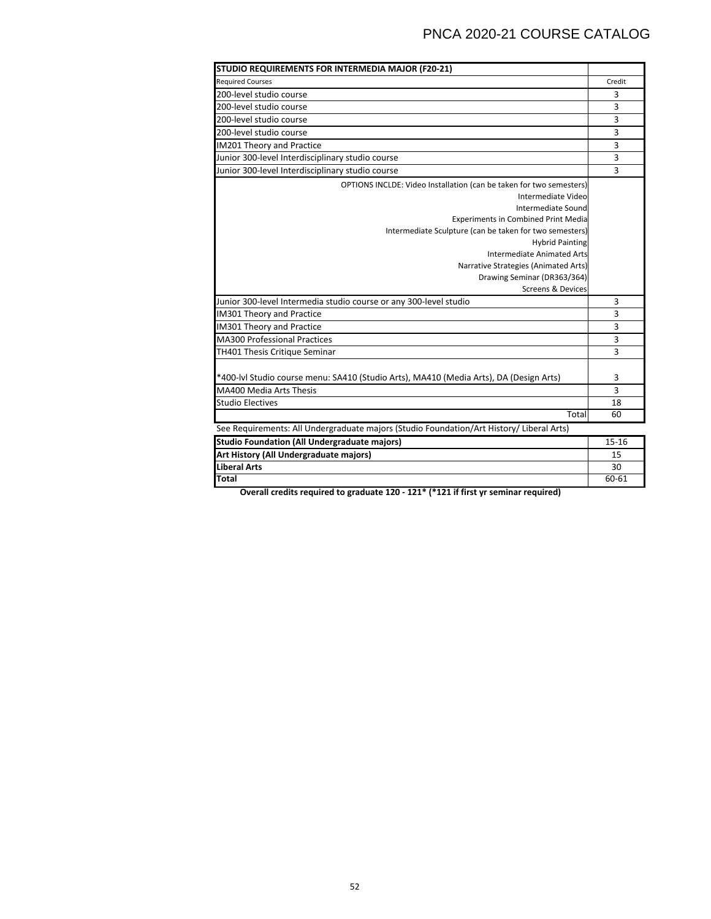| STUDIO REQUIREMENTS FOR INTERMEDIA MAJOR (F20-21) | |
|---|---|
| Required Courses | Credit |
| 200-level studio course | 3 |
| 200-level studio course | 3 |
| 200-level studio course | 3 |
| 200-level studio course | 3 |
| IM201 Theory and Practice | 3 |
| Junior 300-level Interdisciplinary studio course | 3 |
| Junior 300-level Interdisciplinary studio course | 3 |
| OPTIONS INCLDE: Video Installation (can be taken for two semesters)<br>Intermediate Video<br>Intermediate Sound<br>Experiments in Combined Print Media<br>Intermediate Sculpture (can be taken for two semesters)<br>Hybrid Painting<br>Intermediate Animated Arts<br>Narrative Strategies (Animated Arts)<br>Drawing Seminar (DR363/364)<br>Screens & Devices | |
| Junior 300-level Intermedia studio course or any 300-level studio | 3 |
| IM301 Theory and Practice | 3 |
| IM301 Theory and Practice | 3 |
| MA300 Professional Practices | 3 |
| TH401 Thesis Critique Seminar | 3 |
| *400-lvl Studio course menu: SA410 (Studio Arts), MA410 (Media Arts), DA (Design Arts) | 3 |
| MA400 Media Arts Thesis | 3 |
| Studio Electives | 18 |
| Total | 60 |

See Requirements: All Undergraduate majors (Studio Foundation/Art History/ Liberal Arts)

| | |
|---|---|
| **Studio Foundation (All Undergraduate majors)** | 15-16 |
| **Art History (All Undergraduate majors)** | 15 |
| **Liberal Arts** | 30 |
| **Total** | 60-61 |

**Overall credits required to graduate 120 - 121* (*121 if first yr seminar required)**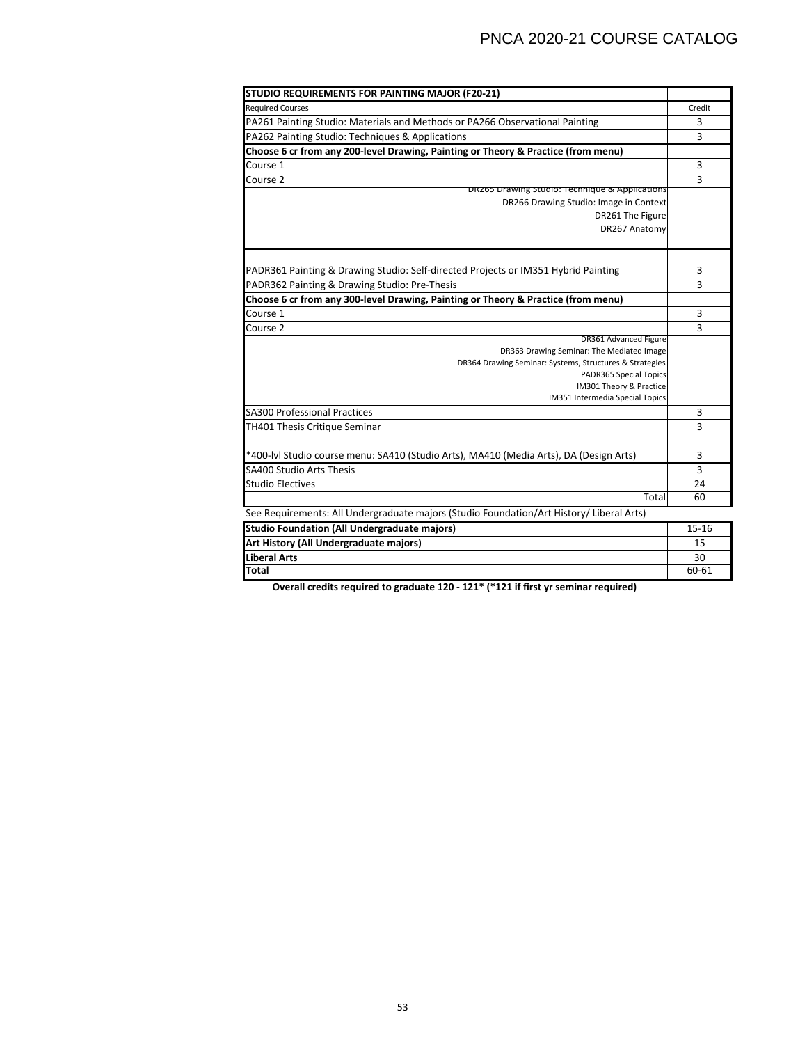| STUDIO REQUIREMENTS FOR PAINTING MAJOR (F20-21) | |
|---|---|
| Required Courses | Credit |
| PA261 Painting Studio: Materials and Methods or PA266 Observational Painting | 3 |
| PA262 Painting Studio: Techniques & Applications | 3 |
| **Choose 6 cr from any 200-level Drawing, Painting or Theory & Practice (from menu)** | |
| Course 1 | 3 |
| Course 2 | 3 |
| DR265 Drawing Studio: Technique & Applications<br>DR266 Drawing Studio: Image in Context<br>DR261 The Figure<br>DR267 Anatomy | |
| PADR361 Painting & Drawing Studio: Self-directed Projects or IM351 Hybrid Painting | 3 |
| PADR362 Painting & Drawing Studio: Pre-Thesis | 3 |
| **Choose 6 cr from any 300-level Drawing, Painting or Theory & Practice (from menu)** | |
| Course 1 | 3 |
| Course 2 | 3 |
| DR361 Advanced Figure<br>DR363 Drawing Seminar: The Mediated Image<br>DR364 Drawing Seminar: Systems, Structures & Strategies<br>PADR365 Special Topics<br>IM301 Theory & Practice<br>IM351 Intermedia Special Topics | |
| SA300 Professional Practices | 3 |
| TH401 Thesis Critique Seminar | 3 |
| *400-lvl Studio course menu: SA410 (Studio Arts), MA410 (Media Arts), DA (Design Arts) | 3 |
| SA400 Studio Arts Thesis | 3 |
| Studio Electives | 24 |
| Total | 60 |

See Requirements: All Undergraduate majors (Studio Foundation/Art History/ Liberal Arts)

| | |
|---|---|
| **Studio Foundation (All Undergraduate majors)** | 15-16 |
| **Art History (All Undergraduate majors)** | 15 |
| **Liberal Arts** | 30 |
| **Total** | 60-61 |

**Overall credits required to graduate 120 - 121* (*121 if first yr seminar required)**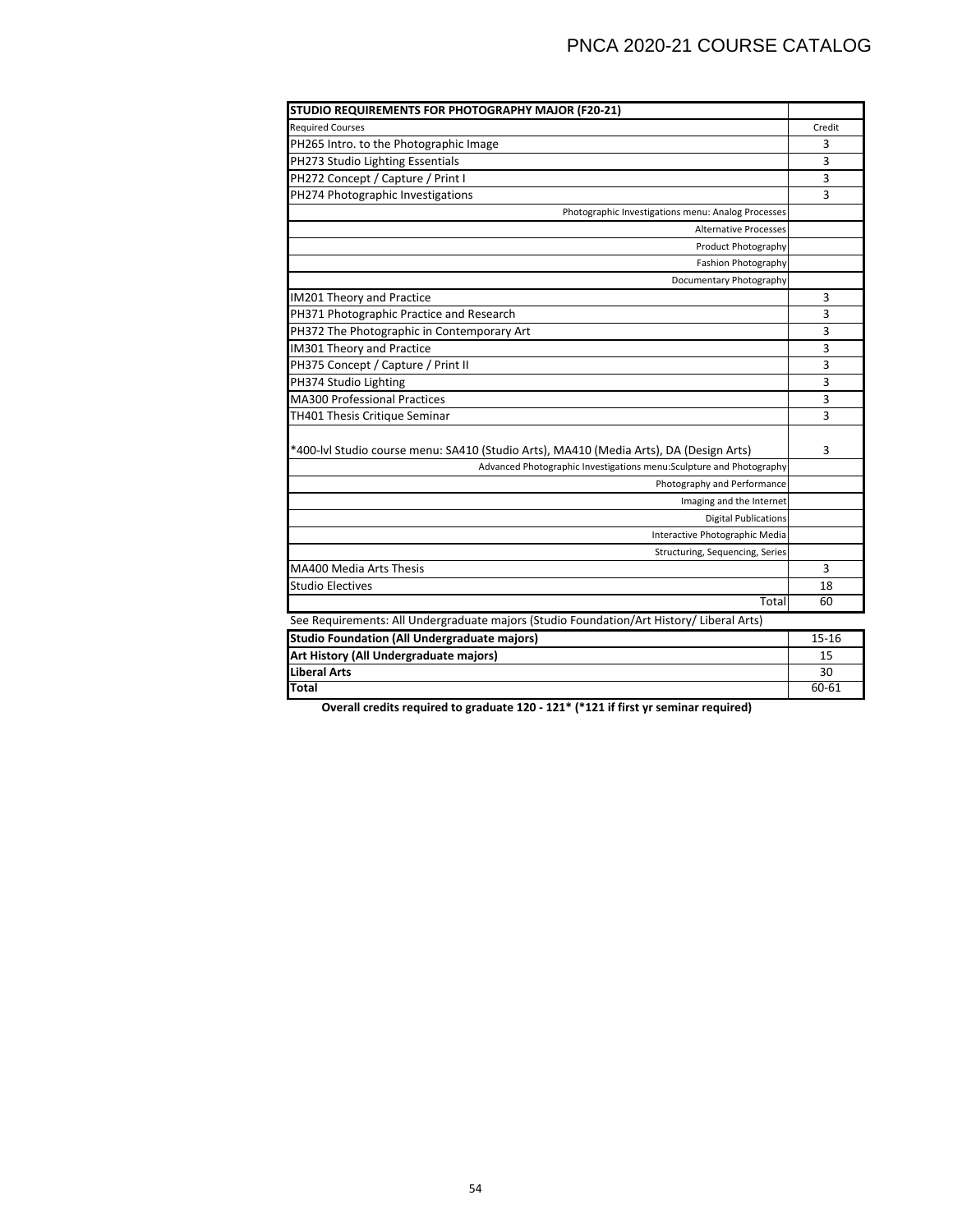| STUDIO REQUIREMENTS FOR PHOTOGRAPHY MAJOR (F20-21) | |
|---|---|
| Required Courses | Credit |
| PH265 Intro. to the Photographic Image | 3 |
| PH273 Studio Lighting Essentials | 3 |
| PH272 Concept / Capture / Print I | 3 |
| PH274 Photographic Investigations | 3 |
| Photographic Investigations menu: Analog Processes | |
| Alternative Processes | |
| Product Photography | |
| Fashion Photography | |
| Documentary Photography | |
| IM201 Theory and Practice | 3 |
| PH371 Photographic Practice and Research | 3 |
| PH372 The Photographic in Contemporary Art | 3 |
| IM301 Theory and Practice | 3 |
| PH375 Concept / Capture / Print II | 3 |
| PH374 Studio Lighting | 3 |
| MA300 Professional Practices | 3 |
| TH401 Thesis Critique Seminar | 3 |
| *400-lvl Studio course menu: SA410 (Studio Arts), MA410 (Media Arts), DA (Design Arts) | 3 |
| Advanced Photographic Investigations menu:Sculpture and Photography | |
| Photography and Performance | |
| Imaging and the Internet | |
| Digital Publications | |
| Interactive Photographic Media | |
| Structuring, Sequencing, Series | |
| MA400 Media Arts Thesis | 3 |
| Studio Electives | 18 |
| Total | 60 |

See Requirements: All Undergraduate majors (Studio Foundation/Art History/ Liberal Arts)

| | |
|---|---|
| **Studio Foundation (All Undergraduate majors)** | 15-16 |
| **Art History (All Undergraduate majors)** | 15 |
| **Liberal Arts** | 30 |
| **Total** | 60-61 |

**Overall credits required to graduate 120 - 121* (*121 if first yr seminar required)**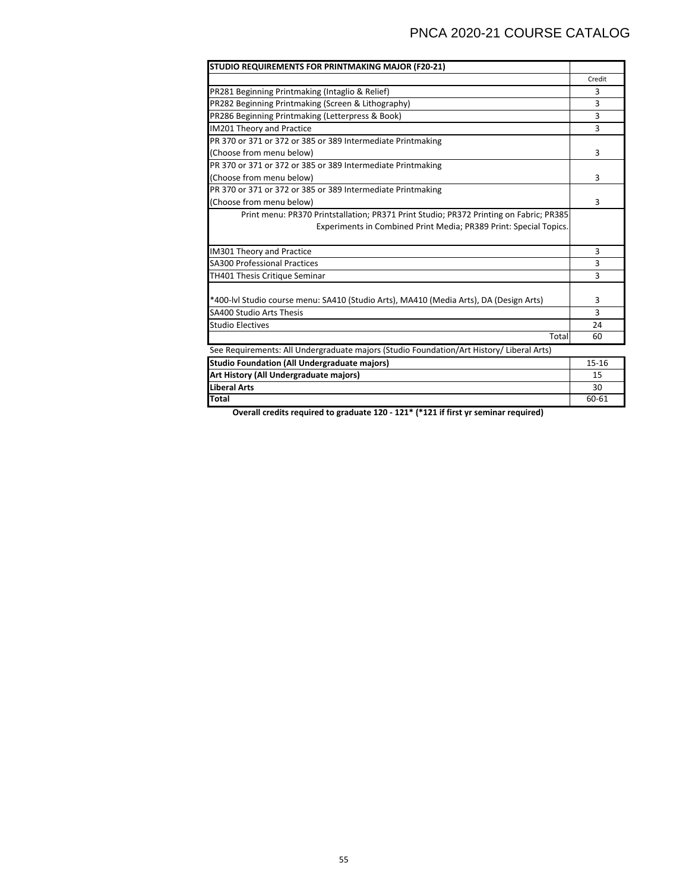| STUDIO REQUIREMENTS FOR PRINTMAKING MAJOR (F20-21) | |
|---|---|
| | Credit |
| PR281 Beginning Printmaking (Intaglio & Relief) | 3 |
| PR282 Beginning Printmaking (Screen & Lithography) | 3 |
| PR286 Beginning Printmaking (Letterpress & Book) | 3 |
| IM201 Theory and Practice | 3 |
| PR 370 or 371 or 372 or 385 or 389 Intermediate Printmaking (Choose from menu below) | 3 |
| PR 370 or 371 or 372 or 385 or 389 Intermediate Printmaking (Choose from menu below) | 3 |
| PR 370 or 371 or 372 or 385 or 389 Intermediate Printmaking (Choose from menu below) | 3 |
| Print menu: PR370 Printstallation; PR371 Print Studio; PR372 Printing on Fabric; PR385 Experiments in Combined Print Media; PR389 Print: Special Topics. | |
| IM301 Theory and Practice | 3 |
| SA300 Professional Practices | 3 |
| TH401 Thesis Critique Seminar | 3 |
| *400-lvl Studio course menu: SA410 (Studio Arts), MA410 (Media Arts), DA (Design Arts) | 3 |
| SA400 Studio Arts Thesis | 3 |
| Studio Electives | 24 |
| Total | 60 |

See Requirements: All Undergraduate majors (Studio Foundation/Art History/ Liberal Arts)

| | |
|---|---|
| **Studio Foundation (All Undergraduate majors)** | 15-16 |
| **Art History (All Undergraduate majors)** | 15 |
| **Liberal Arts** | 30 |
| **Total** | 60-61 |

**Overall credits required to graduate 120 - 121* (*121 if first yr seminar required)**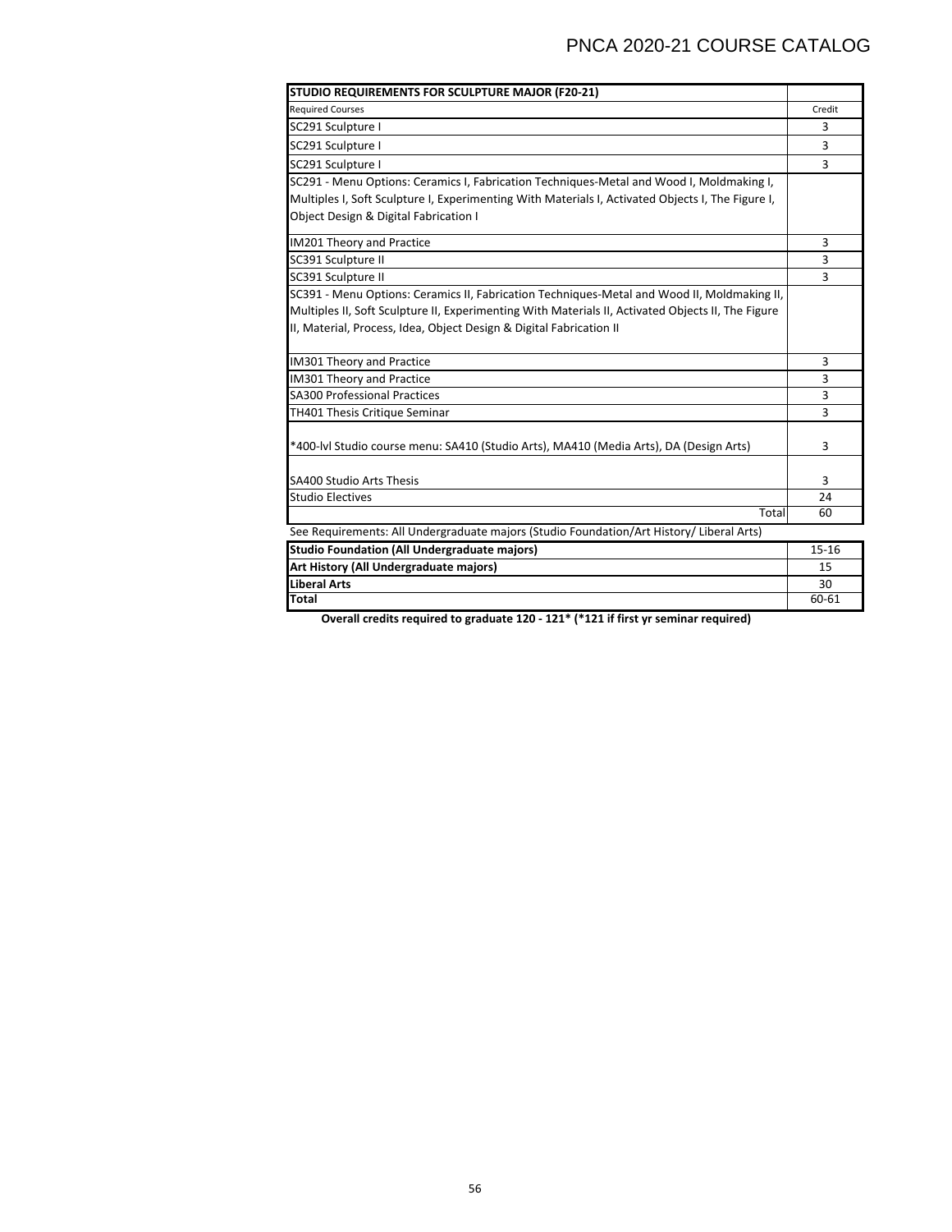| STUDIO REQUIREMENTS FOR SCULPTURE MAJOR (F20-21) | |
|---|---|
| Required Courses | Credit |
| SC291 Sculpture I | 3 |
| SC291 Sculpture I | 3 |
| SC291 Sculpture I | 3 |
| SC291 - Menu Options: Ceramics I, Fabrication Techniques-Metal and Wood I, Moldmaking I, Multiples I, Soft Sculpture I, Experimenting With Materials I, Activated Objects I, The Figure I, Object Design & Digital Fabrication I | |
| IM201 Theory and Practice | 3 |
| SC391 Sculpture II | 3 |
| SC391 Sculpture II | 3 |
| SC391 - Menu Options: Ceramics II, Fabrication Techniques-Metal and Wood II, Moldmaking II, Multiples II, Soft Sculpture II, Experimenting With Materials II, Activated Objects II, The Figure II, Material, Process, Idea, Object Design & Digital Fabrication II | |
| IM301 Theory and Practice | 3 |
| IM301 Theory and Practice | 3 |
| SA300 Professional Practices | 3 |
| TH401 Thesis Critique Seminar | 3 |
| *400-lvl Studio course menu: SA410 (Studio Arts), MA410 (Media Arts), DA (Design Arts) | 3 |
| SA400 Studio Arts Thesis | 3 |
| Studio Electives | 24 |
| Total | 60 |

See Requirements: All Undergraduate majors (Studio Foundation/Art History/ Liberal Arts)

| | |
|---|---|
| **Studio Foundation (All Undergraduate majors)** | 15-16 |
| **Art History (All Undergraduate majors)** | 15 |
| **Liberal Arts** | 30 |
| **Total** | 60-61 |

**Overall credits required to graduate 120 - 121* (*121 if first yr seminar required)**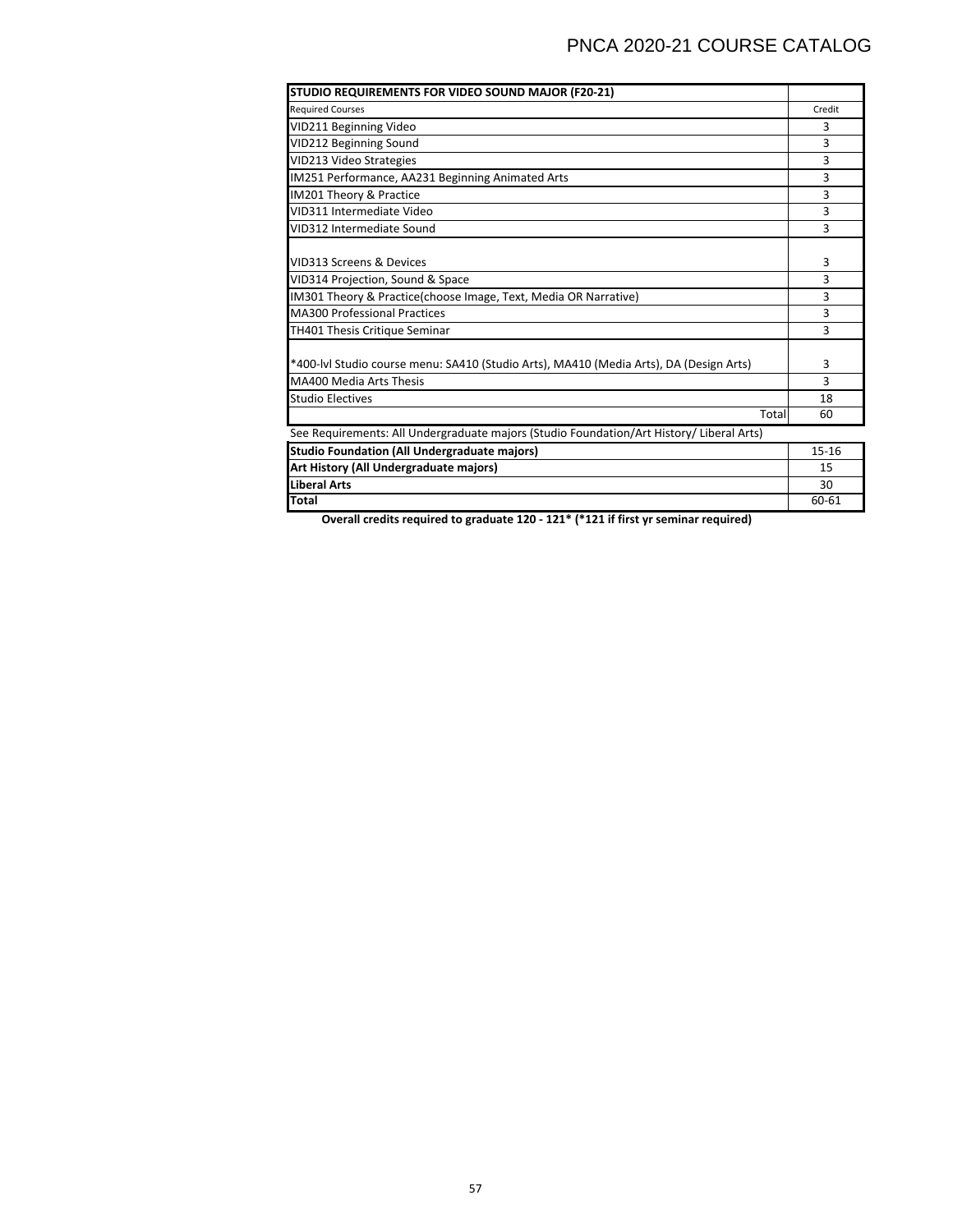| STUDIO REQUIREMENTS FOR VIDEO SOUND MAJOR (F20-21) | |
|---|---|
| Required Courses | Credit |
| VID211 Beginning Video | 3 |
| VID212 Beginning Sound | 3 |
| VID213 Video Strategies | 3 |
| IM251 Performance, AA231 Beginning Animated Arts | 3 |
| IM201 Theory & Practice | 3 |
| VID311 Intermediate Video | 3 |
| VID312 Intermediate Sound | 3 |
| VID313 Screens & Devices | 3 |
| VID314 Projection, Sound & Space | 3 |
| IM301 Theory & Practice(choose Image, Text, Media OR Narrative) | 3 |
| MA300 Professional Practices | 3 |
| TH401 Thesis Critique Seminar | 3 |
| *400-lvl Studio course menu: SA410 (Studio Arts), MA410 (Media Arts), DA (Design Arts) | 3 |
| MA400 Media Arts Thesis | 3 |
| Studio Electives | 18 |
| Total | 60 |

See Requirements: All Undergraduate majors (Studio Foundation/Art History/ Liberal Arts)

| | |
|---|---|
| **Studio Foundation (All Undergraduate majors)** | 15-16 |
| **Art History (All Undergraduate majors)** | 15 |
| **Liberal Arts** | 30 |
| **Total** | 60-61 |

**Overall credits required to graduate 120 - 121* (*121 if first yr seminar required)**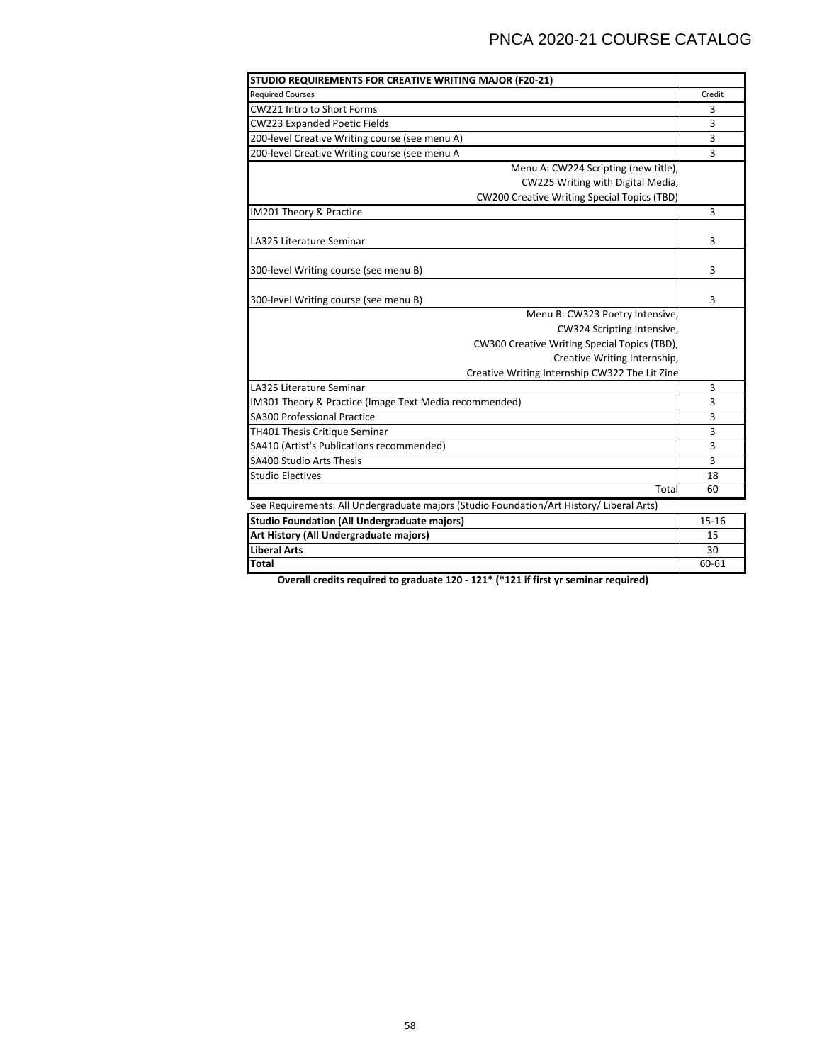| STUDIO REQUIREMENTS FOR CREATIVE WRITING MAJOR (F20-21) | |
|---|---|
| Required Courses | Credit |
| CW221 Intro to Short Forms | 3 |
| CW223 Expanded Poetic Fields | 3 |
| 200-level Creative Writing course (see menu A) | 3 |
| 200-level Creative Writing course (see menu A | 3 |
| Menu A: CW224 Scripting (new title), CW225 Writing with Digital Media, CW200 Creative Writing Special Topics (TBD) | |
| IM201 Theory & Practice | 3 |
| LA325 Literature Seminar | 3 |
| 300-level Writing course (see menu B) | 3 |
| 300-level Writing course (see menu B) | 3 |
| Menu B: CW323 Poetry Intensive, CW324 Scripting Intensive, CW300 Creative Writing Special Topics (TBD), Creative Writing Internship, Creative Writing Internship CW322 The Lit Zine | |
| LA325 Literature Seminar | 3 |
| IM301 Theory & Practice (Image Text Media recommended) | 3 |
| SA300 Professional Practice | 3 |
| TH401 Thesis Critique Seminar | 3 |
| SA410 (Artist's Publications recommended) | 3 |
| SA400 Studio Arts Thesis | 3 |
| Studio Electives | 18 |
| Total | 60 |

See Requirements: All Undergraduate majors (Studio Foundation/Art History/ Liberal Arts)

| | |
|---|---|
| **Studio Foundation (All Undergraduate majors)** | 15-16 |
| **Art History (All Undergraduate majors)** | 15 |
| **Liberal Arts** | 30 |
| **Total** | 60-61 |

**Overall credits required to graduate 120 - 121* (*121 if first yr seminar required)**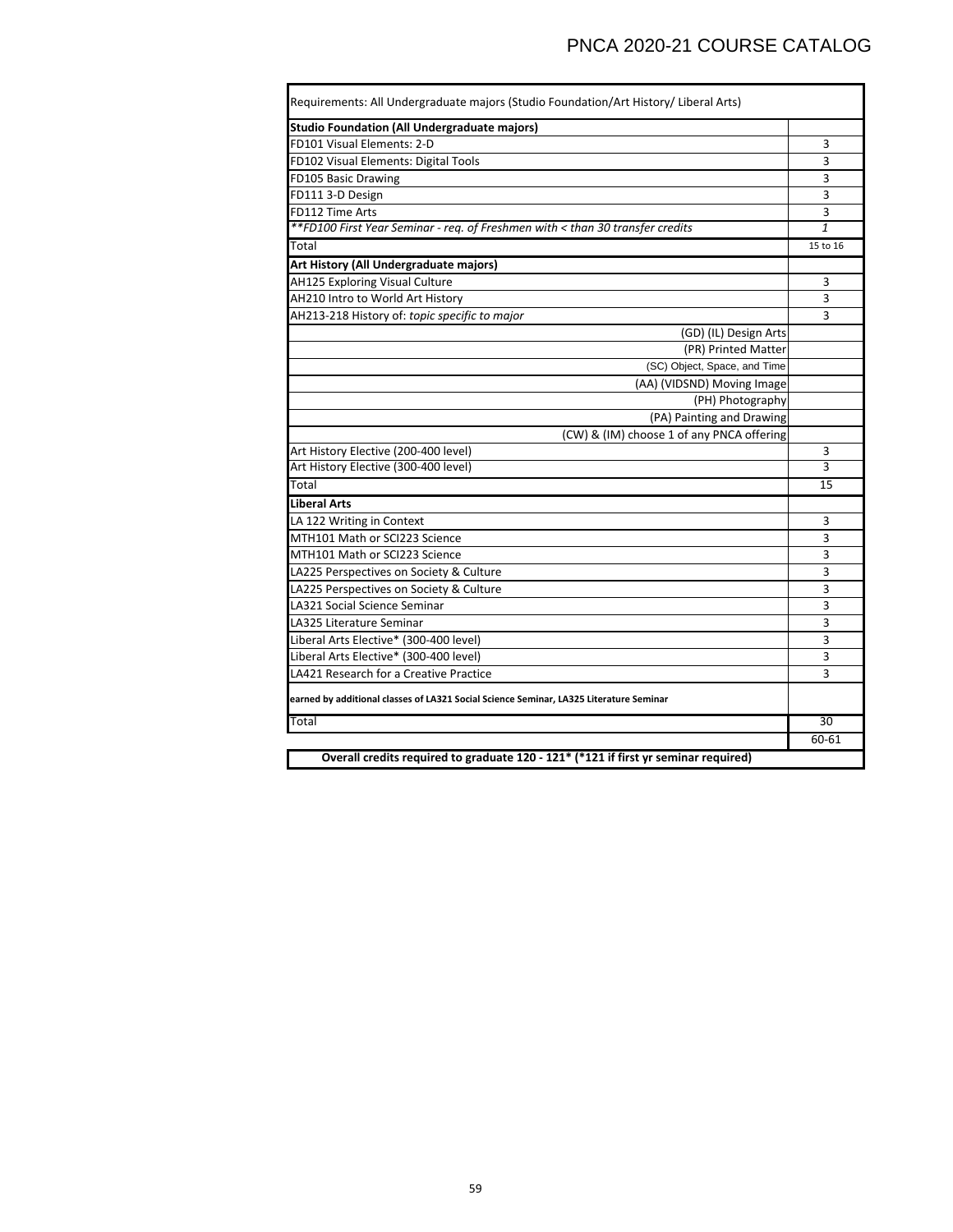| Requirements: All Undergraduate majors (Studio Foundation/Art History/ Liberal Arts) | |
|---|---|
| **Studio Foundation (All Undergraduate majors)** | |
| FD101 Visual Elements: 2-D | 3 |
| FD102 Visual Elements: Digital Tools | 3 |
| FD105 Basic Drawing | 3 |
| FD111 3-D Design | 3 |
| FD112 Time Arts | 3 |
| *\*\*FD100 First Year Seminar - req. of Freshmen with < than 30 transfer credits* | *1* |
| Total | 15 to 16 |
| **Art History (All Undergraduate majors)** | |
| AH125 Exploring Visual Culture | 3 |
| AH210 Intro to World Art History | 3 |
| AH213-218 History of: *topic specific to major* | 3 |
| (GD) (IL) Design Arts | |
| (PR) Printed Matter | |
| (SC) Object, Space, and Time | |
| (AA) (VIDSND) Moving Image | |
| (PH) Photography | |
| (PA) Painting and Drawing | |
| (CW) & (IM) choose 1 of any PNCA offering | |
| Art History Elective (200-400 level) | 3 |
| Art History Elective (300-400 level) | 3 |
| Total | 15 |
| **Liberal Arts** | |
| LA 122 Writing in Context | 3 |
| MTH101 Math or SCI223 Science | 3 |
| MTH101 Math or SCI223 Science | 3 |
| LA225 Perspectives on Society & Culture | 3 |
| LA225 Perspectives on Society & Culture | 3 |
| LA321 Social Science Seminar | 3 |
| LA325 Literature Seminar | 3 |
| Liberal Arts Elective* (300-400 level) | 3 |
| Liberal Arts Elective* (300-400 level) | 3 |
| LA421 Research for a Creative Practice | 3 |
| **earned by additional classes of LA321 Social Science Seminar, LA325 Literature Seminar** | |
| Total | 30 |
| | 60-61 |
| **Overall credits required to graduate 120 - 121\* (\*121 if first yr seminar required)** | |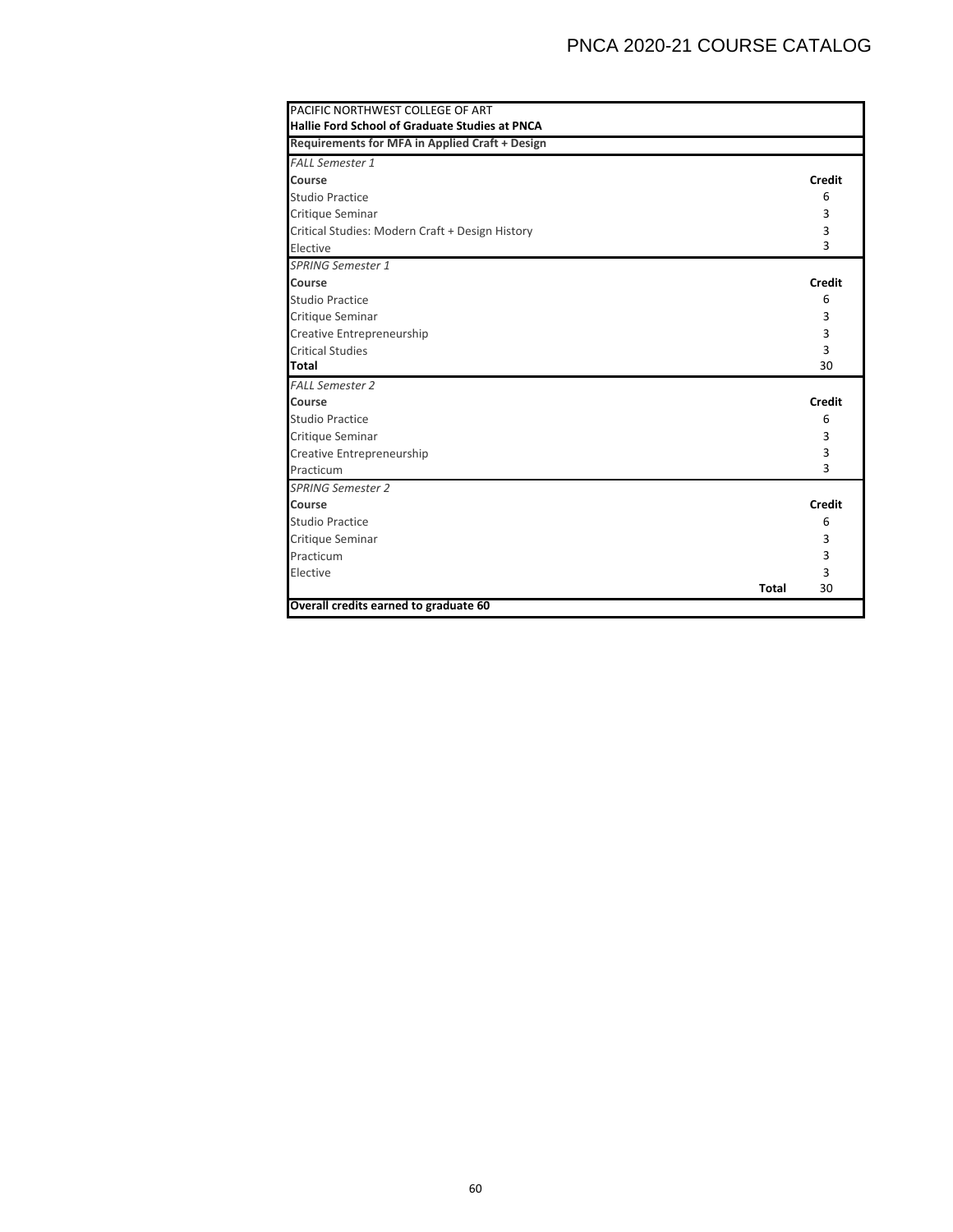| | |
|---|---|
| PACIFIC NORTHWEST COLLEGE OF ART | |
| **Hallie Ford School of Graduate Studies at PNCA** | |
| **Requirements for MFA in Applied Craft + Design** | |
| *FALL Semester 1* | |
| **Course** | **Credit** |
| Studio Practice | 6 |
| Critique Seminar | 3 |
| Critical Studies: Modern Craft + Design History | 3 |
| Elective | 3 |
| *SPRING Semester 1* | |
| **Course** | **Credit** |
| Studio Practice | 6 |
| Critique Seminar | 3 |
| Creative Entrepreneurship | 3 |
| Critical Studies | 3 |
| **Total** | 30 |
| *FALL Semester 2* | |
| **Course** | **Credit** |
| Studio Practice | 6 |
| Critique Seminar | 3 |
| Creative Entrepreneurship | 3 |
| Practicum | 3 |
| *SPRING Semester 2* | |
| **Course** | **Credit** |
| Studio Practice | 6 |
| Critique Seminar | 3 |
| Practicum | 3 |
| Elective | 3 |
| **Total** | 30 |
| **Overall credits earned to graduate 60** | |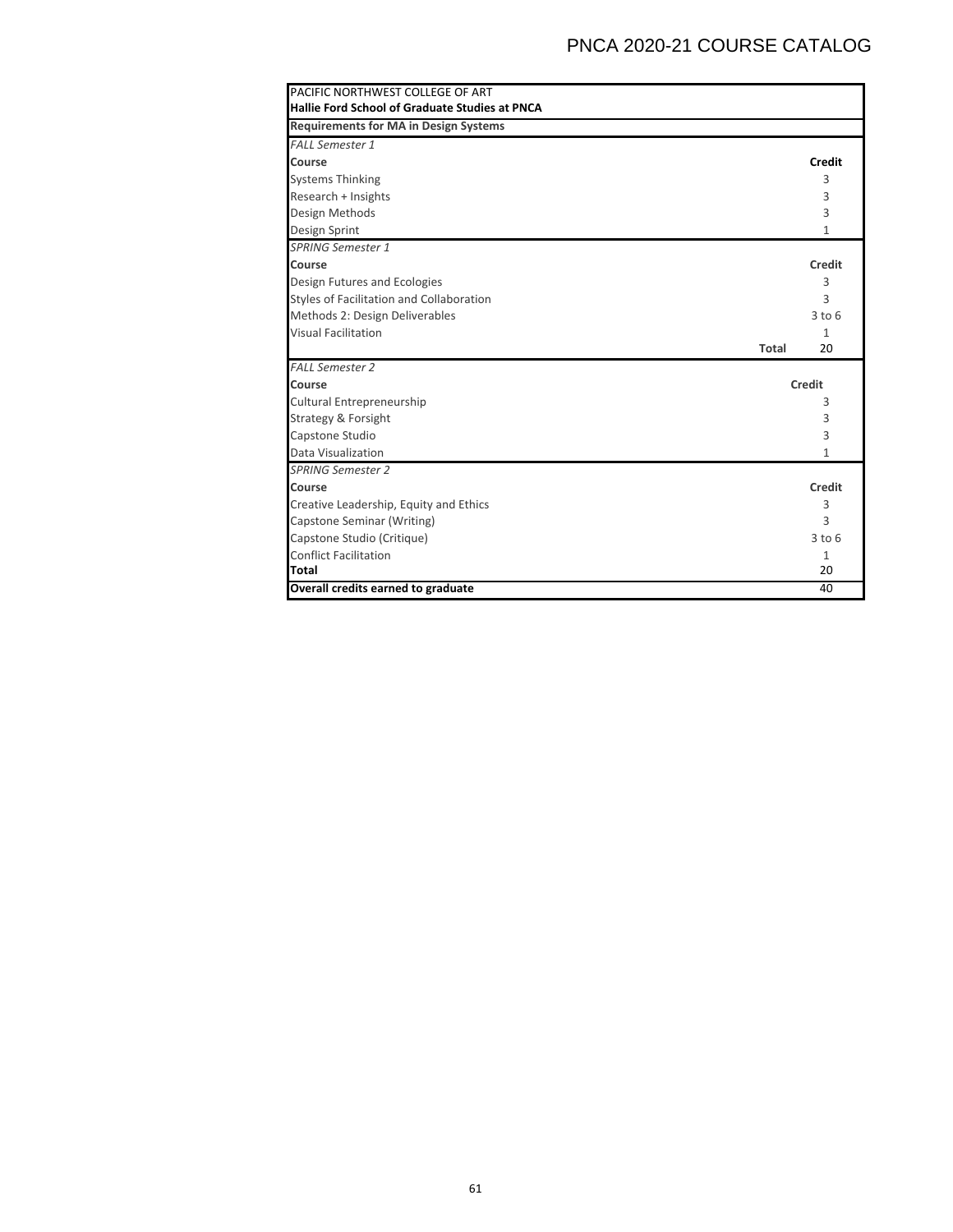| PACIFIC NORTHWEST COLLEGE OF ART | |
|---|---|
| **Hallie Ford School of Graduate Studies at PNCA** | |
| **Requirements for MA in Design Systems** | |
| *FALL Semester 1* | |
| **Course** | **Credit** |
| Systems Thinking | 3 |
| Research + Insights | 3 |
| Design Methods | 3 |
| Design Sprint | 1 |
| *SPRING Semester 1* | |
| **Course** | **Credit** |
| Design Futures and Ecologies | 3 |
| Styles of Facilitation and Collaboration | 3 |
| Methods 2: Design Deliverables | 3 to 6 |
| Visual Facilitation | 1 |
| **Total** | 20 |
| *FALL Semester 2* | |
| **Course** | **Credit** |
| Cultural Entrepreneurship | 3 |
| Strategy & Forsight | 3 |
| Capstone Studio | 3 |
| Data Visualization | 1 |
| *SPRING Semester 2* | |
| **Course** | **Credit** |
| Creative Leadership, Equity and Ethics | 3 |
| Capstone Seminar (Writing) | 3 |
| Capstone Studio (Critique) | 3 to 6 |
| Conflict Facilitation | 1 |
| **Total** | 20 |
| **Overall credits earned to graduate** | 40 |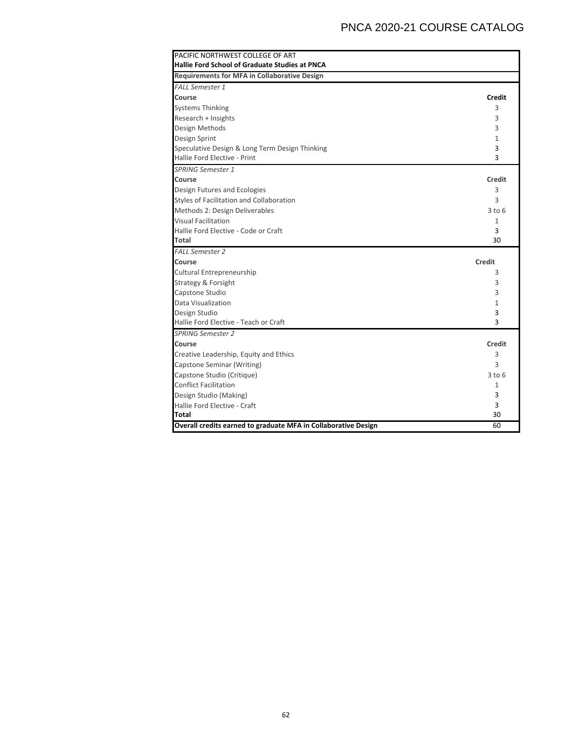| PACIFIC NORTHWEST COLLEGE OF ART | |
|---|---|
| **Hallie Ford School of Graduate Studies at PNCA** | |
| **Requirements for MFA in Collaborative Design** | |
| *FALL Semester 1* | |
| **Course** | **Credit** |
| Systems Thinking | 3 |
| Research + Insights | 3 |
| Design Methods | 3 |
| Design Sprint | 1 |
| Speculative Design & Long Term Design Thinking | 3 |
| Hallie Ford Elective - Print | 3 |
| *SPRING Semester 1* | |
| **Course** | **Credit** |
| Design Futures and Ecologies | 3 |
| Styles of Facilitation and Collaboration | 3 |
| Methods 2: Design Deliverables | 3 to 6 |
| Visual Facilitation | 1 |
| Hallie Ford Elective - Code or Craft | 3 |
| **Total** | 30 |
| *FALL Semester 2* | |
| **Course** | **Credit** |
| Cultural Entrepreneurship | 3 |
| Strategy & Forsight | 3 |
| Capstone Studio | 3 |
| Data Visualization | 1 |
| Design Studio | 3 |
| Hallie Ford Elective - Teach or Craft | 3 |
| *SPRING Semester 2* | |
| **Course** | **Credit** |
| Creative Leadership, Equity and Ethics | 3 |
| Capstone Seminar (Writing) | 3 |
| Capstone Studio (Critique) | 3 to 6 |
| Conflict Facilitation | 1 |
| Design Studio (Making) | 3 |
| Hallie Ford Elective - Craft | 3 |
| **Total** | 30 |
| **Overall credits earned to graduate MFA in Collaborative Design** | 60 |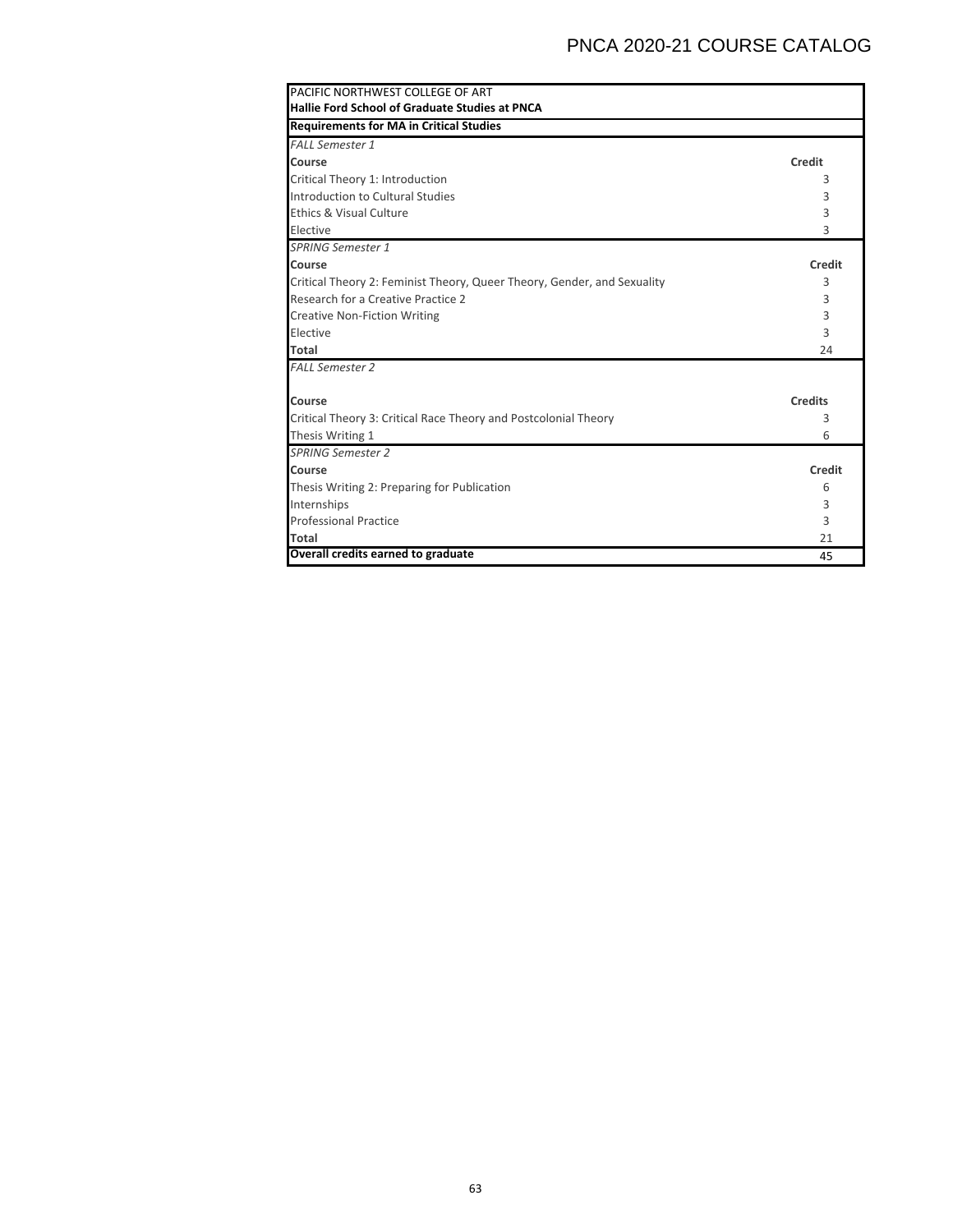| | |
|---|---|
| PACIFIC NORTHWEST COLLEGE OF ART | |
| **Hallie Ford School of Graduate Studies at PNCA** | |
| **Requirements for MA in Critical Studies** | |
| *FALL Semester 1* | |
| **Course** | **Credit** |
| Critical Theory 1: Introduction | 3 |
| Introduction to Cultural Studies | 3 |
| Ethics & Visual Culture | 3 |
| Elective | 3 |
| *SPRING Semester 1* | |
| **Course** | **Credit** |
| Critical Theory 2: Feminist Theory, Queer Theory, Gender, and Sexuality | 3 |
| Research for a Creative Practice 2 | 3 |
| Creative Non-Fiction Writing | 3 |
| Elective | 3 |
| **Total** | 24 |
| *FALL Semester 2* | |
| **Course** | **Credits** |
| Critical Theory 3: Critical Race Theory and Postcolonial Theory | 3 |
| Thesis Writing 1 | 6 |
| *SPRING Semester 2* | |
| **Course** | **Credit** |
| Thesis Writing 2: Preparing for Publication | 6 |
| Internships | 3 |
| Professional Practice | 3 |
| **Total** | 21 |
| **Overall credits earned to graduate** | 45 |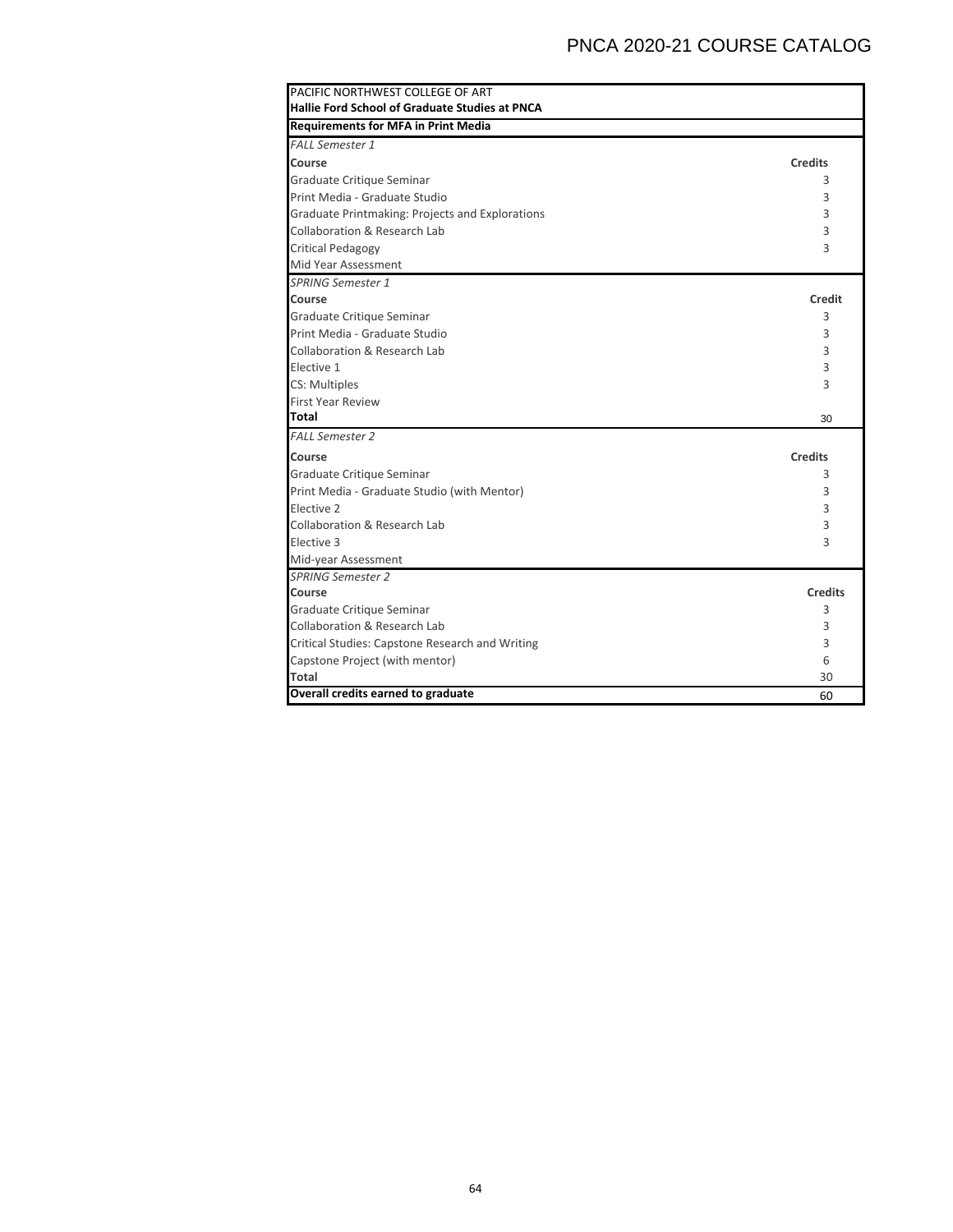PACIFIC NORTHWEST COLLEGE OF ART
**Hallie Ford School of Graduate Studies at PNCA**

**Requirements for MFA in Print Media**

| | |
|---|---|
| *FALL Semester 1* | |
| **Course** | **Credits** |
| Graduate Critique Seminar | 3 |
| Print Media - Graduate Studio | 3 |
| Graduate Printmaking: Projects and Explorations | 3 |
| Collaboration & Research Lab | 3 |
| Critical Pedagogy | 3 |
| Mid Year Assessment | |
| *SPRING Semester 1* | |
| **Course** | **Credit** |
| Graduate Critique Seminar | 3 |
| Print Media - Graduate Studio | 3 |
| Collaboration & Research Lab | 3 |
| Elective 1 | 3 |
| CS: Multiples | 3 |
| First Year Review | |
| **Total** | 30 |
| *FALL Semester 2* | |
| **Course** | **Credits** |
| Graduate Critique Seminar | 3 |
| Print Media - Graduate Studio (with Mentor) | 3 |
| Elective 2 | 3 |
| Collaboration & Research Lab | 3 |
| Elective 3 | 3 |
| Mid-year Assessment | |
| *SPRING Semester 2* | |
| **Course** | **Credits** |
| Graduate Critique Seminar | 3 |
| Collaboration & Research Lab | 3 |
| Critical Studies: Capstone Research and Writing | 3 |
| Capstone Project (with mentor) | 6 |
| **Total** | 30 |
| **Overall credits earned to graduate** | 60 |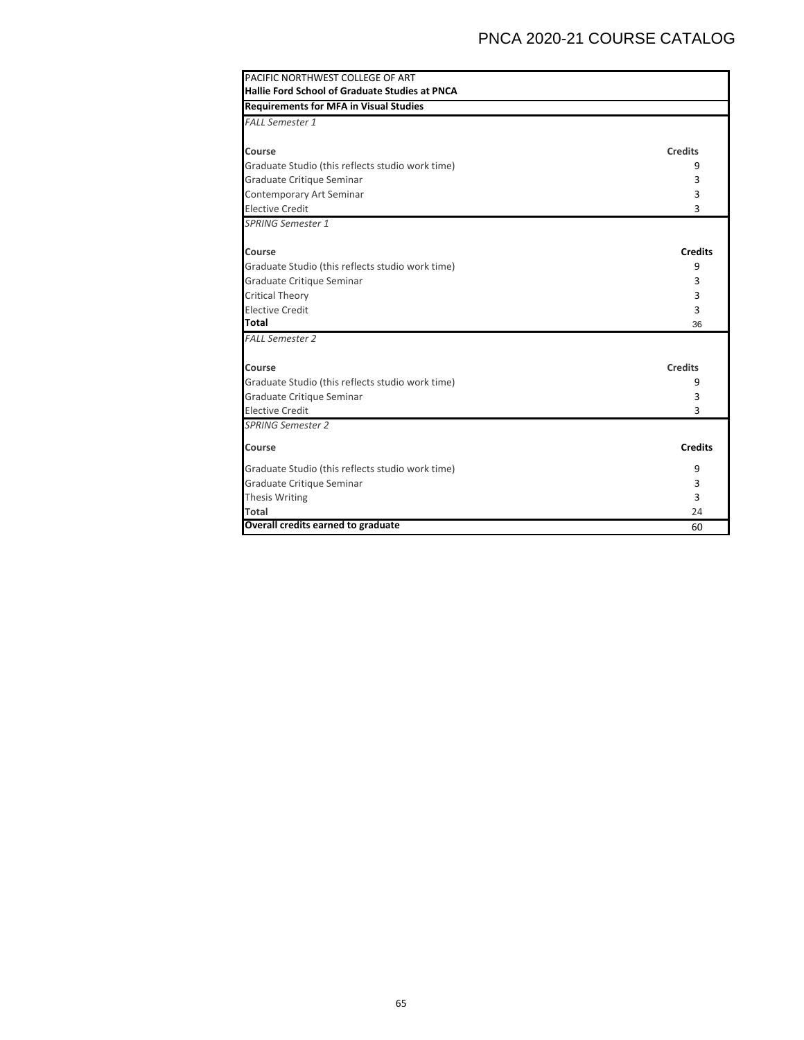PACIFIC NORTHWEST COLLEGE OF ART

**Hallie Ford School of Graduate Studies at PNCA**

**Requirements for MFA in Visual Studies**

*FALL Semester 1*

| Course | Credits |
|---|---|
| Graduate Studio (this reflects studio work time) | 9 |
| Graduate Critique Seminar | 3 |
| Contemporary Art Seminar | 3 |
| Elective Credit | 3 |

*SPRING Semester 1*

| Course | Credits |
|---|---|
| Graduate Studio (this reflects studio work time) | 9 |
| Graduate Critique Seminar | 3 |
| Critical Theory | 3 |
| Elective Credit | 3 |
| **Total** | 36 |

*FALL Semester 2*

| Course | Credits |
|---|---|
| Graduate Studio (this reflects studio work time) | 9 |
| Graduate Critique Seminar | 3 |
| Elective Credit | 3 |

*SPRING Semester 2*

| Course | Credits |
|---|---|
| Graduate Studio (this reflects studio work time) | 9 |
| Graduate Critique Seminar | 3 |
| Thesis Writing | 3 |
| **Total** | 24 |
| **Overall credits earned to graduate** | 60 |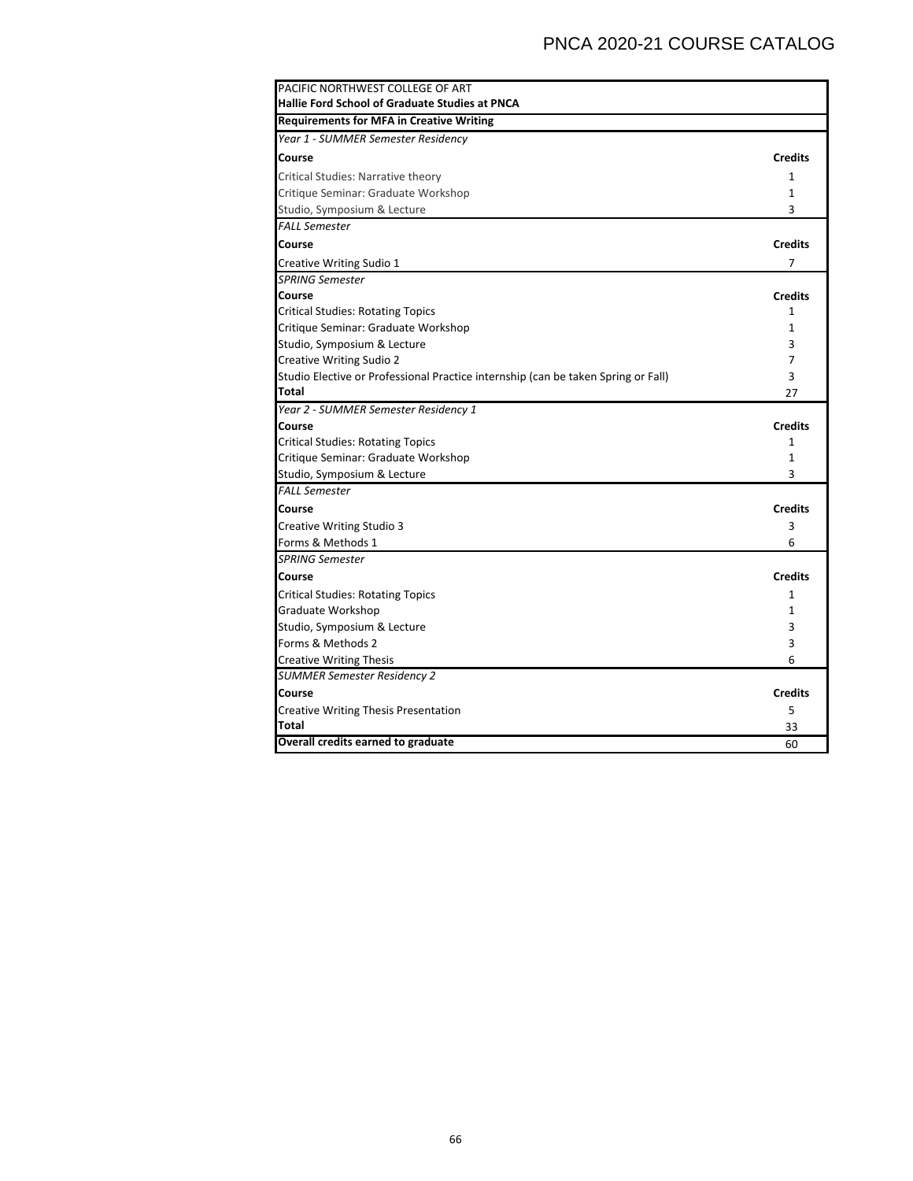| PACIFIC NORTHWEST COLLEGE OF ART | |
| --- | --- |
| **Hallie Ford School of Graduate Studies at PNCA** | |
| **Requirements for MFA in Creative Writing** | |
| *Year 1 - SUMMER Semester Residency* | |
| **Course** | **Credits** |
| Critical Studies: Narrative theory | 1 |
| Critique Seminar: Graduate Workshop | 1 |
| Studio, Symposium & Lecture | 3 |
| *FALL Semester* | |
| **Course** | **Credits** |
| Creative Writing Sudio 1 | 7 |
| *SPRING Semester* | |
| **Course** | **Credits** |
| Critical Studies: Rotating Topics | 1 |
| Critique Seminar: Graduate Workshop | 1 |
| Studio, Symposium & Lecture | 3 |
| Creative Writing Sudio 2 | 7 |
| Studio Elective or Professional Practice internship (can be taken Spring or Fall) | 3 |
| **Total** | 27 |
| *Year 2 - SUMMER Semester Residency 1* | |
| **Course** | **Credits** |
| Critical Studies: Rotating Topics | 1 |
| Critique Seminar: Graduate Workshop | 1 |
| Studio, Symposium & Lecture | 3 |
| *FALL Semester* | |
| **Course** | **Credits** |
| Creative Writing Studio 3 | 3 |
| Forms & Methods 1 | 6 |
| *SPRING Semester* | |
| **Course** | **Credits** |
| Critical Studies: Rotating Topics | 1 |
| Graduate Workshop | 1 |
| Studio, Symposium & Lecture | 3 |
| Forms & Methods 2 | 3 |
| Creative Writing Thesis | 6 |
| *SUMMER Semester Residency 2* | |
| **Course** | **Credits** |
| Creative Writing Thesis Presentation | 5 |
| **Total** | 33 |
| **Overall credits earned to graduate** | 60 |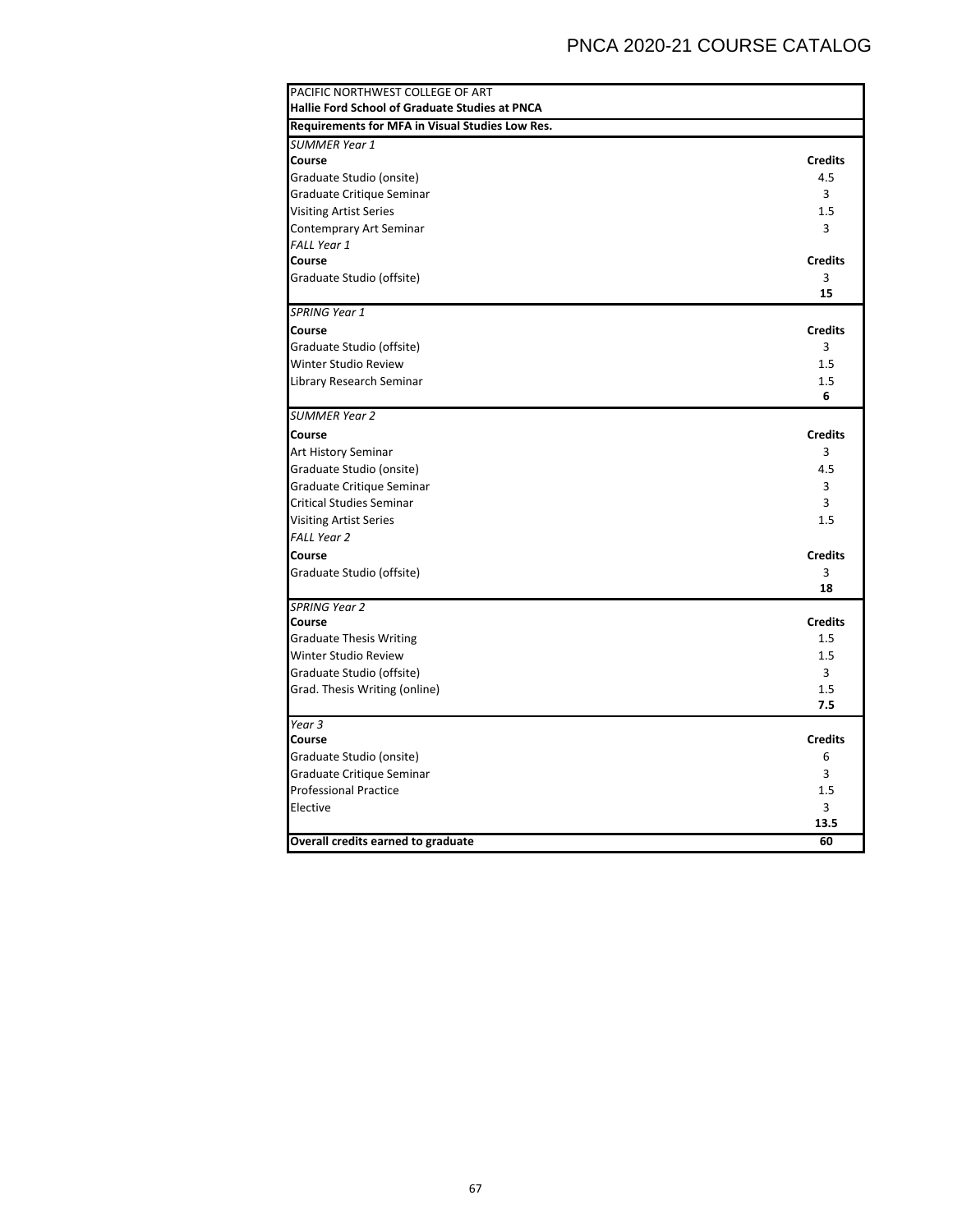PACIFIC NORTHWEST COLLEGE OF ART

**Hallie Ford School of Graduate Studies at PNCA**

**Requirements for MFA in Visual Studies Low Res.**

| | |
|---|---|
| *SUMMER Year 1* | |
| **Course** | **Credits** |
| Graduate Studio (onsite) | 4.5 |
| Graduate Critique Seminar | 3 |
| Visiting Artist Series | 1.5 |
| Contemprary Art Seminar | 3 |
| *FALL Year 1* | |
| **Course** | **Credits** |
| Graduate Studio (offsite) | 3 |
| | **15** |
| *SPRING Year 1* | |
| **Course** | **Credits** |
| Graduate Studio (offsite) | 3 |
| Winter Studio Review | 1.5 |
| Library Research Seminar | 1.5 |
| | **6** |
| *SUMMER Year 2* | |
| **Course** | **Credits** |
| Art History Seminar | 3 |
| Graduate Studio (onsite) | 4.5 |
| Graduate Critique Seminar | 3 |
| Critical Studies Seminar | 3 |
| Visiting Artist Series | 1.5 |
| *FALL Year 2* | |
| **Course** | **Credits** |
| Graduate Studio (offsite) | 3 |
| | **18** |
| *SPRING Year 2* | |
| **Course** | **Credits** |
| Graduate Thesis Writing | 1.5 |
| Winter Studio Review | 1.5 |
| Graduate Studio (offsite) | 3 |
| Grad. Thesis Writing (online) | 1.5 |
| | **7.5** |
| *Year 3* | |
| **Course** | **Credits** |
| Graduate Studio (onsite) | 6 |
| Graduate Critique Seminar | 3 |
| Professional Practice | 1.5 |
| Elective | 3 |
| | **13.5** |
| **Overall credits earned to graduate** | **60** |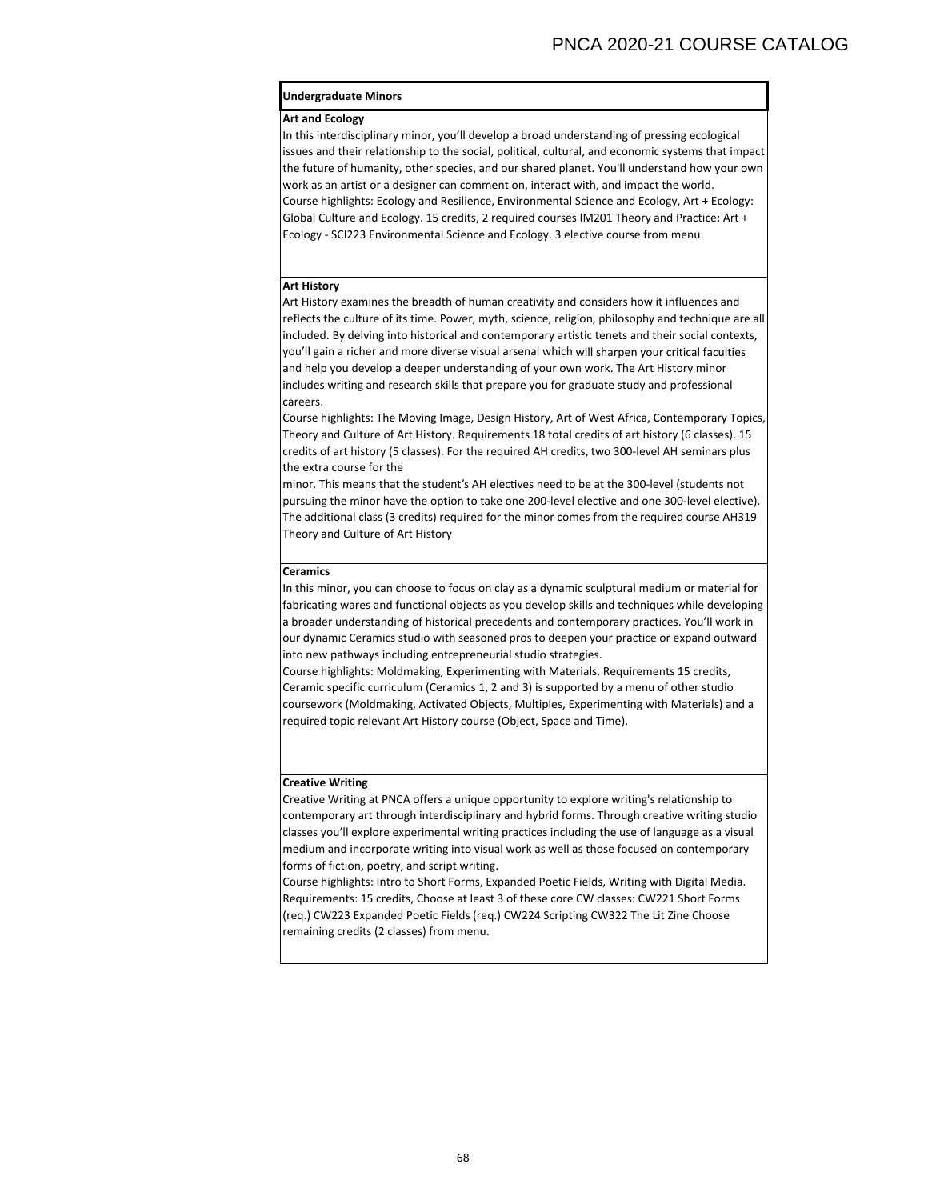## Undergraduate Minors

### Art and Ecology

In this interdisciplinary minor, you'll develop a broad understanding of pressing ecological issues and their relationship to the social, political, cultural, and economic systems that impact the future of humanity, other species, and our shared planet. You'll understand how your own work as an artist or a designer can comment on, interact with, and impact the world.
Course highlights: Ecology and Resilience, Environmental Science and Ecology, Art + Ecology: Global Culture and Ecology. 15 credits, 2 required courses IM201 Theory and Practice: Art + Ecology - SCI223 Environmental Science and Ecology. 3 elective course from menu.

### Art History

Art History examines the breadth of human creativity and considers how it influences and reflects the culture of its time. Power, myth, science, religion, philosophy and technique are all included. By delving into historical and contemporary artistic tenets and their social contexts, you'll gain a richer and more diverse visual arsenal which will sharpen your critical faculties and help you develop a deeper understanding of your own work. The Art History minor includes writing and research skills that prepare you for graduate study and professional careers.
Course highlights: The Moving Image, Design History, Art of West Africa, Contemporary Topics, Theory and Culture of Art History. Requirements 18 total credits of art history (6 classes). 15 credits of art history (5 classes). For the required AH credits, two 300-level AH seminars plus the extra course for the
minor. This means that the student's AH electives need to be at the 300-level (students not pursuing the minor have the option to take one 200-level elective and one 300-level elective). The additional class (3 credits) required for the minor comes from the required course AH319 Theory and Culture of Art History

### Ceramics

In this minor, you can choose to focus on clay as a dynamic sculptural medium or material for fabricating wares and functional objects as you develop skills and techniques while developing a broader understanding of historical precedents and contemporary practices. You'll work in our dynamic Ceramics studio with seasoned pros to deepen your practice or expand outward into new pathways including entrepreneurial studio strategies.
Course highlights: Moldmaking, Experimenting with Materials. Requirements 15 credits, Ceramic specific curriculum (Ceramics 1, 2 and 3) is supported by a menu of other studio coursework (Moldmaking, Activated Objects, Multiples, Experimenting with Materials) and a required topic relevant Art History course (Object, Space and Time).

### Creative Writing

Creative Writing at PNCA offers a unique opportunity to explore writing's relationship to contemporary art through interdisciplinary and hybrid forms. Through creative writing studio classes you'll explore experimental writing practices including the use of language as a visual medium and incorporate writing into visual work as well as those focused on contemporary forms of fiction, poetry, and script writing.
Course highlights: Intro to Short Forms, Expanded Poetic Fields, Writing with Digital Media. Requirements: 15 credits, Choose at least 3 of these core CW classes: CW221 Short Forms (req.) CW223 Expanded Poetic Fields (req.) CW224 Scripting CW322 The Lit Zine Choose remaining credits (2 classes) from menu.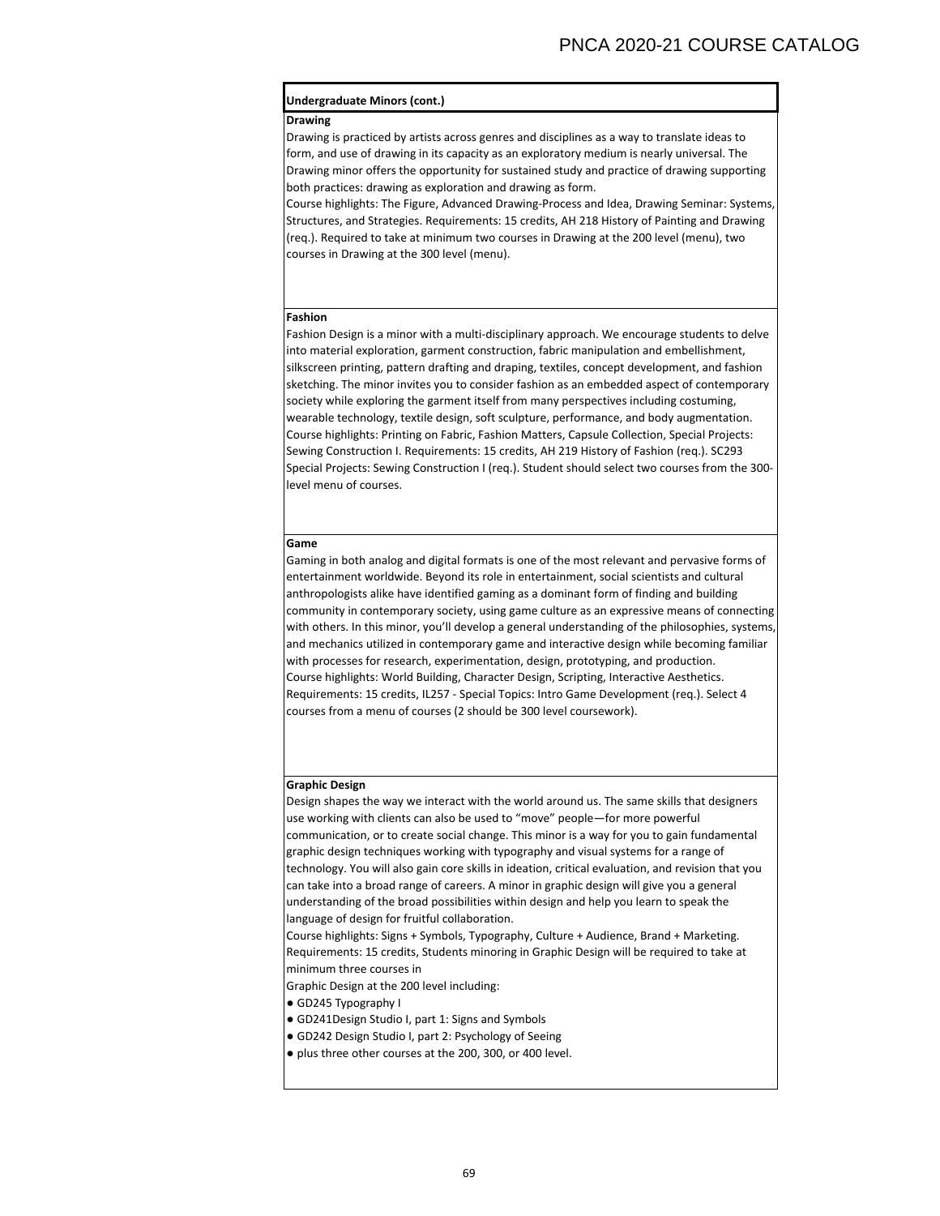**Undergraduate Minors (cont.)**

**Drawing**

Drawing is practiced by artists across genres and disciplines as a way to translate ideas to form, and use of drawing in its capacity as an exploratory medium is nearly universal. The Drawing minor offers the opportunity for sustained study and practice of drawing supporting both practices: drawing as exploration and drawing as form.

Course highlights: The Figure, Advanced Drawing-Process and Idea, Drawing Seminar: Systems, Structures, and Strategies. Requirements: 15 credits, AH 218 History of Painting and Drawing (req.). Required to take at minimum two courses in Drawing at the 200 level (menu), two courses in Drawing at the 300 level (menu).

**Fashion**

Fashion Design is a minor with a multi-disciplinary approach. We encourage students to delve into material exploration, garment construction, fabric manipulation and embellishment, silkscreen printing, pattern drafting and draping, textiles, concept development, and fashion sketching. The minor invites you to consider fashion as an embedded aspect of contemporary society while exploring the garment itself from many perspectives including costuming, wearable technology, textile design, soft sculpture, performance, and body augmentation.

Course highlights: Printing on Fabric, Fashion Matters, Capsule Collection, Special Projects: Sewing Construction I. Requirements: 15 credits, AH 219 History of Fashion (req.). SC293 Special Projects: Sewing Construction I (req.). Student should select two courses from the 300-level menu of courses.

**Game**

Gaming in both analog and digital formats is one of the most relevant and pervasive forms of entertainment worldwide. Beyond its role in entertainment, social scientists and cultural anthropologists alike have identified gaming as a dominant form of finding and building community in contemporary society, using game culture as an expressive means of connecting with others. In this minor, you'll develop a general understanding of the philosophies, systems, and mechanics utilized in contemporary game and interactive design while becoming familiar with processes for research, experimentation, design, prototyping, and production.

Course highlights: World Building, Character Design, Scripting, Interactive Aesthetics. Requirements: 15 credits, IL257 - Special Topics: Intro Game Development (req.). Select 4 courses from a menu of courses (2 should be 300 level coursework).

**Graphic Design**

Design shapes the way we interact with the world around us. The same skills that designers use working with clients can also be used to "move" people—for more powerful communication, or to create social change. This minor is a way for you to gain fundamental graphic design techniques working with typography and visual systems for a range of technology. You will also gain core skills in ideation, critical evaluation, and revision that you can take into a broad range of careers. A minor in graphic design will give you a general understanding of the broad possibilities within design and help you learn to speak the language of design for fruitful collaboration.

Course highlights: Signs + Symbols, Typography, Culture + Audience, Brand + Marketing.
Requirements: 15 credits, Students minoring in Graphic Design will be required to take at minimum three courses in
Graphic Design at the 200 level including:

- GD245 Typography I
- GD241Design Studio I, part 1: Signs and Symbols
- GD242 Design Studio I, part 2: Psychology of Seeing
- plus three other courses at the 200, 300, or 400 level.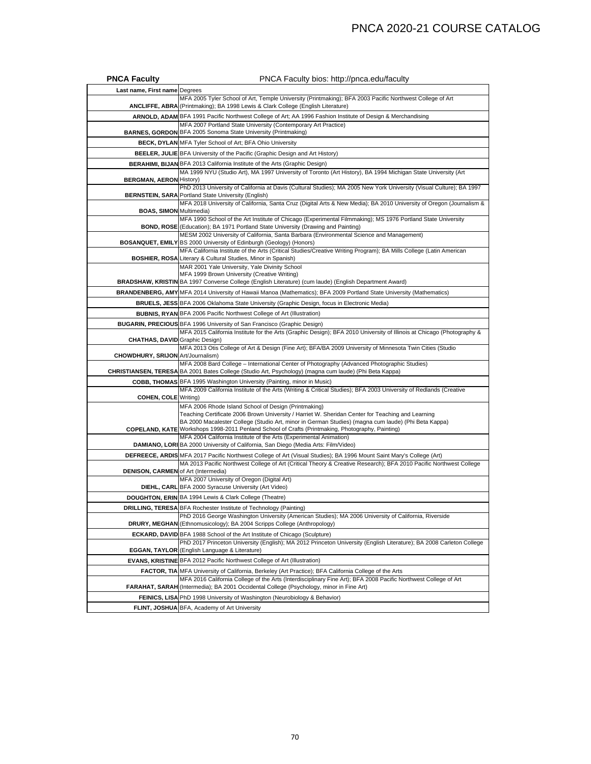**PNCA Faculty** PNCA Faculty bios: http://pnca.edu/faculty

| Last name, First name | Degrees |
|---|---|
| ANCLIFFE, ABRA | MFA 2005 Tyler School of Art, Temple University (Printmaking); BFA 2003 Pacific Northwest College of Art (Printmaking); BA 1998 Lewis & Clark College (English Literature) |
| ARNOLD, ADAM | BFA 1991 Pacific Northwest College of Art; AA 1996 Fashion Institute of Design & Merchandising |
| BARNES, GORDON | MFA 2007 Portland State University (Contemporary Art Practice) BFA 2005 Sonoma State University (Printmaking) |
| BECK, DYLAN | MFA Tyler School of Art; BFA Ohio University |
| BEELER, JULIE | BFA University of the Pacific (Graphic Design and Art History) |
| BERAHIMI, BIJAN | BFA 2013 California Institute of the Arts (Graphic Design) |
| BERGMAN, AERON | MA 1999 NYU (Studio Art), MA 1997 University of Toronto (Art History), BA 1994 Michigan State University (Art History) |
| BERNSTEIN, SARA | PhD 2013 University of California at Davis (Cultural Studies); MA 2005 New York University (Visual Culture); BA 1997 Portland State University (English) |
| BOAS, SIMON | MFA 2018 University of California, Santa Cruz (Digital Arts & New Media); BA 2010 University of Oregon (Journalism & Multimedia) |
| BOND, ROSE | MFA 1990 School of the Art Institute of Chicago (Experimental Filmmaking); MS 1976 Portland State University (Education); BA 1971 Portland State University (Drawing and Painting) |
| BOSANQUET, EMILY | MESM 2002 University of California, Santa Barbara (Environmental Science and Management) BS 2000 University of Edinburgh (Geology) (Honors) |
| BOSHIER, ROSA | MFA California Institute of the Arts (Critical Studies/Creative Writing Program); BA Mills College (Latin American Literary & Cultural Studies, Minor in Spanish) |
| BRADSHAW, KRISTIN | MAR 2001 Yale University, Yale Divinity School<br>MFA 1999 Brown University (Creative Writing)<br>BA 1997 Converse College (English Literature) (cum laude) (English Department Award) |
| BRANDENBERG, AMY | MFA 2014 University of Hawaii Manoa (Mathematics); BFA 2009 Portland State University (Mathematics) |
| BRUELS, JESS | BFA 2006 Oklahoma State University (Graphic Design, focus in Electronic Media) |
| BUBNIS, RYAN | BFA 2006 Pacific Northwest College of Art (Illustration) |
| BUGARIN, PRECIOUS | BFA 1996 University of San Francisco (Graphic Design) |
| CHATHAS, DAVID | MFA 2015 California Institute for the Arts (Graphic Design); BFA 2010 University of Illinois at Chicago (Photography & Graphic Design) |
| CHOWDHURY, SRIJON | MFA 2013 Otis College of Art & Design (Fine Art); BFA/BA 2009 University of Minnesota Twin Cities (Studio Art/Journalism) |
| CHRISTIANSEN, TERESA | MFA 2008 Bard College – International Center of Photography (Advanced Photographic Studies) BA 2001 Bates College (Studio Art, Psychology) (magna cum laude) (Phi Beta Kappa) |
| COBB, THOMAS | BFA 1995 Washington University (Painting, minor in Music) |
| COHEN, COLE | MFA 2009 California Institute of the Arts (Writing & Critical Studies); BFA 2003 University of Redlands (Creative Writing) |
| COPELAND, KATE | MFA 2006 Rhode Island School of Design (Printmaking)<br>Teaching Certificate 2006 Brown University / Harriet W. Sheridan Center for Teaching and Learning<br>BA 2000 Macalester College (Studio Art, minor in German Studies) (magna cum laude) (Phi Beta Kappa)<br>Workshops 1998-2011 Penland School of Crafts (Printmaking, Photography, Painting) |
| DAMIANO, LORI | MFA 2004 California Institute of the Arts (Experimental Animation) BA 2000 University of California, San Diego (Media Arts: Film/Video) |
| DEFREECE, ARDIS | MFA 2017 Pacific Northwest College of Art (Visual Studies); BA 1996 Mount Saint Mary's College (Art) |
| DENISON, CARMEN | MA 2013 Pacific Northwest College of Art (Critical Theory & Creative Research); BFA 2010 Pacific Northwest College of Art (Intermedia) |
| DIEHL, CARL | MFA 2007 University of Oregon (Digital Art) BFA 2000 Syracuse University (Art Video) |
| DOUGHTON, ERIN | BA 1994 Lewis & Clark College (Theatre) |
| DRILLING, TERESA | BFA Rochester Institute of Technology (Painting) |
| DRURY, MEGHAN | PhD 2016 George Washington University (American Studies); MA 2006 University of California, Riverside (Ethnomusicology); BA 2004 Scripps College (Anthropology) |
| ECKARD, DAVID | BFA 1988 School of the Art Institute of Chicago (Sculpture) |
| EGGAN, TAYLOR | PhD 2017 Princeton University (English); MA 2012 Princeton University (English Literature); BA 2008 Carleton College (English Language & Literature) |
| EVANS, KRISTINE | BFA 2012 Pacific Northwest College of Art (Illustration) |
| FACTOR, TIA | MFA University of California, Berkeley (Art Practice); BFA California College of the Arts |
| FARAHAT, SARAH | MFA 2016 California College of the Arts (Interdisciplinary Fine Art); BFA 2008 Pacific Northwest College of Art (Intermedia); BA 2001 Occidental College (Psychology, minor in Fine Art) |
| FEINICS, LISA | PhD 1998 University of Washington (Neurobiology & Behavior) |
| FLINT, JOSHUA | BFA, Academy of Art University |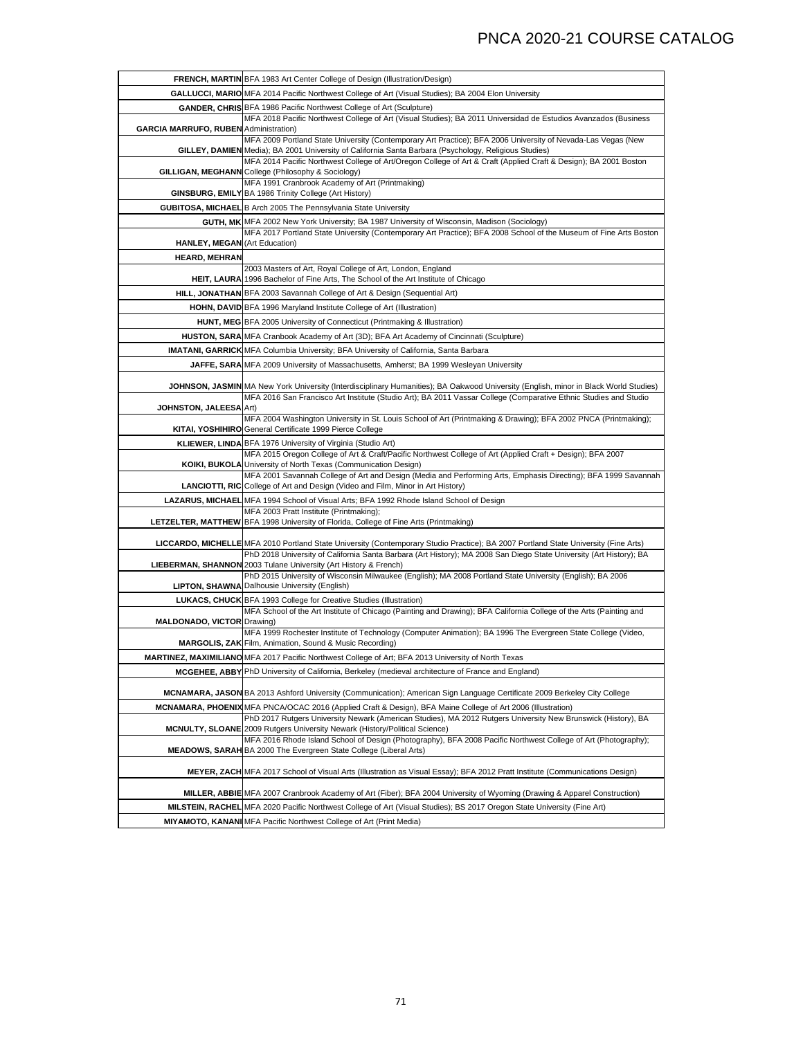| | |
|---|---|
| **FRENCH, MARTIN** | BFA 1983 Art Center College of Design (Illustration/Design) |
| **GALLUCCI, MARIO** | MFA 2014 Pacific Northwest College of Art (Visual Studies); BA 2004 Elon University |
| **GANDER, CHRIS** | BFA 1986 Pacific Northwest College of Art (Sculpture) |
| **GARCIA MARRUFO, RUBEN** | MFA 2018 Pacific Northwest College of Art (Visual Studies); BA 2011 Universidad de Estudios Avanzados (Business Administration) |
| **GILLEY, DAMIEN** | MFA 2009 Portland State University (Contemporary Art Practice); BFA 2006 University of Nevada-Las Vegas (New Media); BA 2001 University of California Santa Barbara (Psychology, Religious Studies) |
| **GILLIGAN, MEGHANN** | MFA 2014 Pacific Northwest College of Art/Oregon College of Art & Craft (Applied Craft & Design); BA 2001 Boston College (Philosophy & Sociology) |
| **GINSBURG, EMILY** | MFA 1991 Cranbrook Academy of Art (Printmaking) BA 1986 Trinity College (Art History) |
| **GUBITOSA, MICHAEL** | B Arch 2005 The Pennsylvania State University |
| **GUTH, MK** | MFA 2002 New York University; BA 1987 University of Wisconsin, Madison (Sociology) |
| **HANLEY, MEGAN** | MFA 2017 Portland State University (Contemporary Art Practice); BFA 2008 School of the Museum of Fine Arts Boston (Art Education) |
| **HEARD, MEHRAN** | |
| **HEIT, LAURA** | 2003 Masters of Art, Royal College of Art, London, England 1996 Bachelor of Fine Arts, The School of the Art Institute of Chicago |
| **HILL, JONATHAN** | BFA 2003 Savannah College of Art & Design (Sequential Art) |
| **HOHN, DAVID** | BFA 1996 Maryland Institute College of Art (Illustration) |
| **HUNT, MEG** | BFA 2005 University of Connecticut (Printmaking & Illustration) |
| **HUSTON, SARA** | MFA Cranbook Academy of Art (3D); BFA Art Academy of Cincinnati (Sculpture) |
| **IMATANI, GARRICK** | MFA Columbia University; BFA University of California, Santa Barbara |
| **JAFFE, SARA** | MFA 2009 University of Massachusetts, Amherst; BA 1999 Wesleyan University |
| **JOHNSON, JASMIN** | MA New York University (Interdisciplinary Humanities); BA Oakwood University (English, minor in Black World Studies) |
| **JOHNSTON, JALEESA** | MFA 2016 San Francisco Art Institute (Studio Art); BA 2011 Vassar College (Comparative Ethnic Studies and Studio Art) |
| **KITAI, YOSHIHIRO** | MFA 2004 Washington University in St. Louis School of Art (Printmaking & Drawing); BFA 2002 PNCA (Printmaking); General Certificate 1999 Pierce College |
| **KLIEWER, LINDA** | BFA 1976 University of Virginia (Studio Art) |
| **KOIKI, BUKOLA** | MFA 2015 Oregon College of Art & Craft/Pacific Northwest College of Art (Applied Craft + Design); BFA 2007 University of North Texas (Communication Design) |
| **LANCIOTTI, RIC** | MFA 2001 Savannah College of Art and Design (Media and Performing Arts, Emphasis Directing); BFA 1999 Savannah College of Art and Design (Video and Film, Minor in Art History) |
| **LAZARUS, MICHAEL** | MFA 1994 School of Visual Arts; BFA 1992 Rhode Island School of Design |
| **LETZELTER, MATTHEW** | MFA 2003 Pratt Institute (Printmaking); BFA 1998 University of Florida, College of Fine Arts (Printmaking) |
| **LICCARDO, MICHELLE** | MFA 2010 Portland State University (Contemporary Studio Practice); BA 2007 Portland State University (Fine Arts) |
| **LIEBERMAN, SHANNON** | PhD 2018 University of California Santa Barbara (Art History); MA 2008 San Diego State University (Art History); BA 2003 Tulane University (Art History & French) |
| **LIPTON, SHAWNA** | PhD 2015 University of Wisconsin Milwaukee (English); MA 2008 Portland State University (English); BA 2006 Dalhousie University (English) |
| **LUKACS, CHUCK** | BFA 1993 College for Creative Studies (Illustration) |
| **MALDONADO, VICTOR** | MFA School of the Art Institute of Chicago (Painting and Drawing); BFA California College of the Arts (Painting and Drawing) |
| **MARGOLIS, ZAK** | MFA 1999 Rochester Institute of Technology (Computer Animation); BA 1996 The Evergreen State College (Video, Film, Animation, Sound & Music Recording) |
| **MARTINEZ, MAXIMILIANO** | MFA 2017 Pacific Northwest College of Art; BFA 2013 University of North Texas |
| **MCGEHEE, ABBY** | PhD University of California, Berkeley (medieval architecture of France and England) |
| **MCNAMARA, JASON** | BA 2013 Ashford University (Communication); American Sign Language Certificate 2009 Berkeley City College |
| **MCNAMARA, PHOENIX** | MFA PNCA/OCAC 2016 (Applied Craft & Design), BFA Maine College of Art 2006 (Illustration) |
| **MCNULTY, SLOANE** | PhD 2017 Rutgers University Newark (American Studies), MA 2012 Rutgers University New Brunswick (History), BA 2009 Rutgers University Newark (History/Political Science) |
| **MEADOWS, SARAH** | MFA 2016 Rhode Island School of Design (Photography), BFA 2008 Pacific Northwest College of Art (Photography); BA 2000 The Evergreen State College (Liberal Arts) |
| **MEYER, ZACH** | MFA 2017 School of Visual Arts (Illustration as Visual Essay); BFA 2012 Pratt Institute (Communications Design) |
| **MILLER, ABBIE** | MFA 2007 Cranbrook Academy of Art (Fiber); BFA 2004 University of Wyoming (Drawing & Apparel Construction) |
| **MILSTEIN, RACHEL** | MFA 2020 Pacific Northwest College of Art (Visual Studies); BS 2017 Oregon State University (Fine Art) |
| **MIYAMOTO, KANANI** | MFA Pacific Northwest College of Art (Print Media) |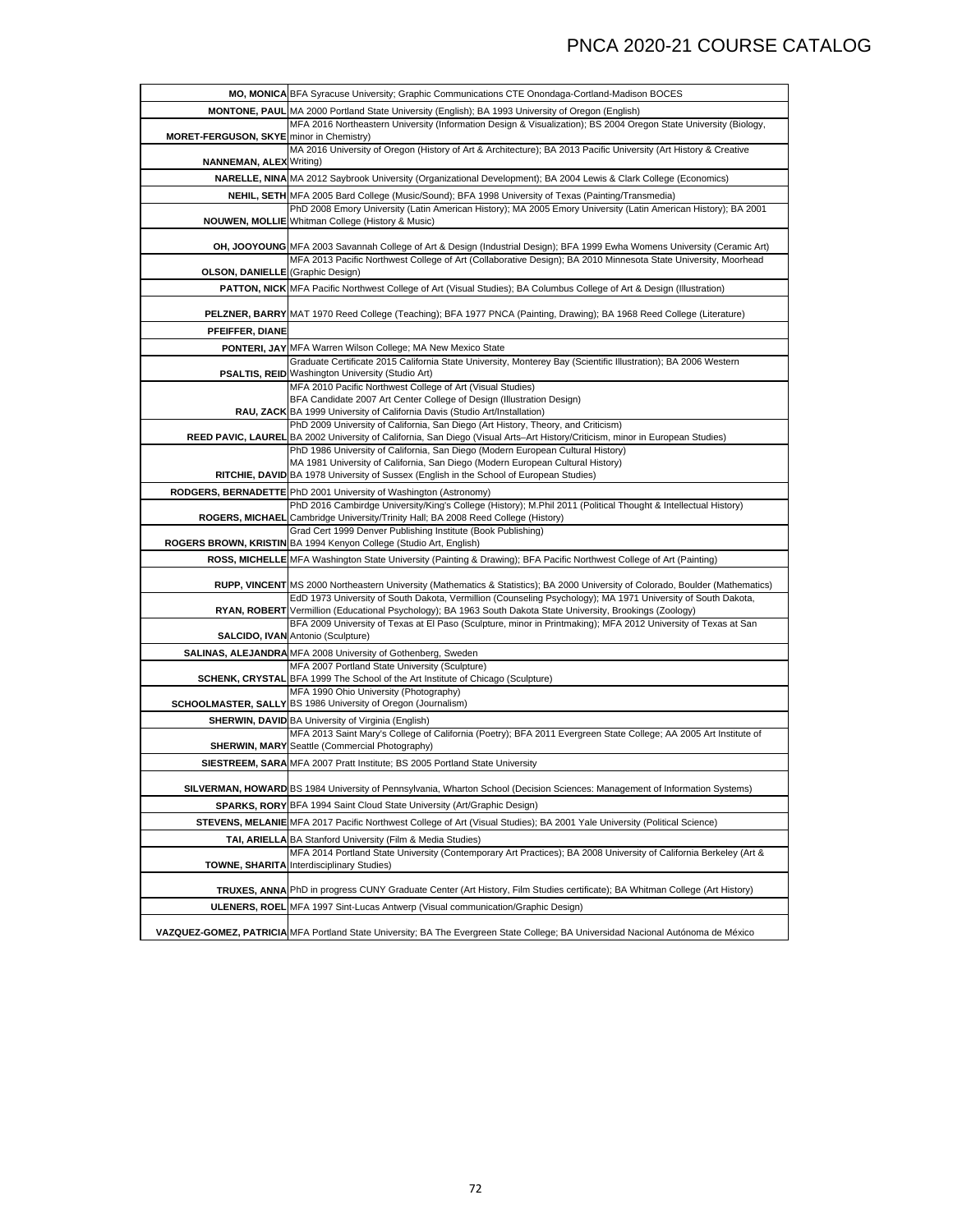| | |
|---|---|
| **MO, MONICA** | BFA Syracuse University; Graphic Communications CTE Onondaga-Cortland-Madison BOCES |
| **MONTONE, PAUL** | MA 2000 Portland State University (English); BA 1993 University of Oregon (English) |
| **MORET-FERGUSON, SKYE** | MFA 2016 Northeastern University (Information Design & Visualization); BS 2004 Oregon State University (Biology, minor in Chemistry) |
| **NANNEMAN, ALEX** | MA 2016 University of Oregon (History of Art & Architecture); BA 2013 Pacific University (Art History & Creative Writing) |
| **NARELLE, NINA** | MA 2012 Saybrook University (Organizational Development); BA 2004 Lewis & Clark College (Economics) |
| **NEHIL, SETH** | MFA 2005 Bard College (Music/Sound); BFA 1998 University of Texas (Painting/Transmedia) |
| **NOUWEN, MOLLIE** | PhD 2008 Emory University (Latin American History); MA 2005 Emory University (Latin American History); BA 2001 Whitman College (History & Music) |
| **OH, JOOYOUNG** | MFA 2003 Savannah College of Art & Design (Industrial Design); BFA 1999 Ewha Womens University (Ceramic Art) |
| **OLSON, DANIELLE** | MFA 2013 Pacific Northwest College of Art (Collaborative Design); BA 2010 Minnesota State University, Moorhead (Graphic Design) |
| **PATTON, NICK** | MFA Pacific Northwest College of Art (Visual Studies); BA Columbus College of Art & Design (Illustration) |
| **PELZNER, BARRY** | MAT 1970 Reed College (Teaching); BFA 1977 PNCA (Painting, Drawing); BA 1968 Reed College (Literature) |
| **PFEIFFER, DIANE** | |
| **PONTERI, JAY** | MFA Warren Wilson College; MA New Mexico State |
| **PSALTIS, REID** | Graduate Certificate 2015 California State University, Monterey Bay (Scientific Illustration); BA 2006 Western Washington University (Studio Art) |
| **RAU, ZACK** | MFA 2010 Pacific Northwest College of Art (Visual Studies)<br>BFA Candidate 2007 Art Center College of Design (Illustration Design)<br>BA 1999 University of California Davis (Studio Art/Installation) |
| **REED PAVIC, LAUREL** | PhD 2009 University of California, San Diego (Art History, Theory, and Criticism)<br>BA 2002 University of California, San Diego (Visual Arts–Art History/Criticism, minor in European Studies) |
| **RITCHIE, DAVID** | PhD 1986 University of California, San Diego (Modern European Cultural History)<br>MA 1981 University of California, San Diego (Modern European Cultural History)<br>BA 1978 University of Sussex (English in the School of European Studies) |
| **RODGERS, BERNADETTE** | PhD 2001 University of Washington (Astronomy) |
| **ROGERS, MICHAEL** | PhD 2016 Cambirdge University/King's College (History); M.Phil 2011 (Political Thought & Intellectual History) Cambridge University/Trinity Hall; BA 2008 Reed College (History) |
| **ROGERS BROWN, KRISTIN** | Grad Cert 1999 Denver Publishing Institute (Book Publishing)<br>BA 1994 Kenyon College (Studio Art, English) |
| **ROSS, MICHELLE** | MFA Washington State University (Painting & Drawing); BFA Pacific Northwest College of Art (Painting) |
| **RUPP, VINCENT** | MS 2000 Northeastern University (Mathematics & Statistics); BA 2000 University of Colorado, Boulder (Mathematics) |
| **RYAN, ROBERT** | EdD 1973 University of South Dakota, Vermillion (Counseling Psychology); MA 1971 University of South Dakota, Vermillion (Educational Psychology); BA 1963 South Dakota State University, Brookings (Zoology) |
| **SALCIDO, IVAN** | BFA 2009 University of Texas at El Paso (Sculpture, minor in Printmaking); MFA 2012 University of Texas at San Antonio (Sculpture) |
| **SALINAS, ALEJANDRA** | MFA 2008 University of Gothenberg, Sweden |
| **SCHENK, CRYSTAL** | MFA 2007 Portland State University (Sculpture)<br>BFA 1999 The School of the Art Institute of Chicago (Sculpture) |
| **SCHOOLMASTER, SALLY** | MFA 1990 Ohio University (Photography)<br>BS 1986 University of Oregon (Journalism) |
| **SHERWIN, DAVID** | BA University of Virginia (English) |
| **SHERWIN, MARY** | MFA 2013 Saint Mary's College of California (Poetry); BFA 2011 Evergreen State College; AA 2005 Art Institute of Seattle (Commercial Photography) |
| **SIESTREEM, SARA** | MFA 2007 Pratt Institute; BS 2005 Portland State University |
| **SILVERMAN, HOWARD** | BS 1984 University of Pennsylvania, Wharton School (Decision Sciences: Management of Information Systems) |
| **SPARKS, RORY** | BFA 1994 Saint Cloud State University (Art/Graphic Design) |
| **STEVENS, MELANIE** | MFA 2017 Pacific Northwest College of Art (Visual Studies); BA 2001 Yale University (Political Science) |
| **TAI, ARIELLA** | BA Stanford University (Film & Media Studies) |
| **TOWNE, SHARITA** | MFA 2014 Portland State University (Contemporary Art Practices); BA 2008 University of California Berkeley (Art & Interdisciplinary Studies) |
| **TRUXES, ANNA** | PhD in progress CUNY Graduate Center (Art History, Film Studies certificate); BA Whitman College (Art History) |
| **ULENERS, ROEL** | MFA 1997 Sint-Lucas Antwerp (Visual communication/Graphic Design) |
| **VAZQUEZ-GOMEZ, PATRICIA** | MFA Portland State University; BA The Evergreen State College; BA Universidad Nacional Autónoma de México |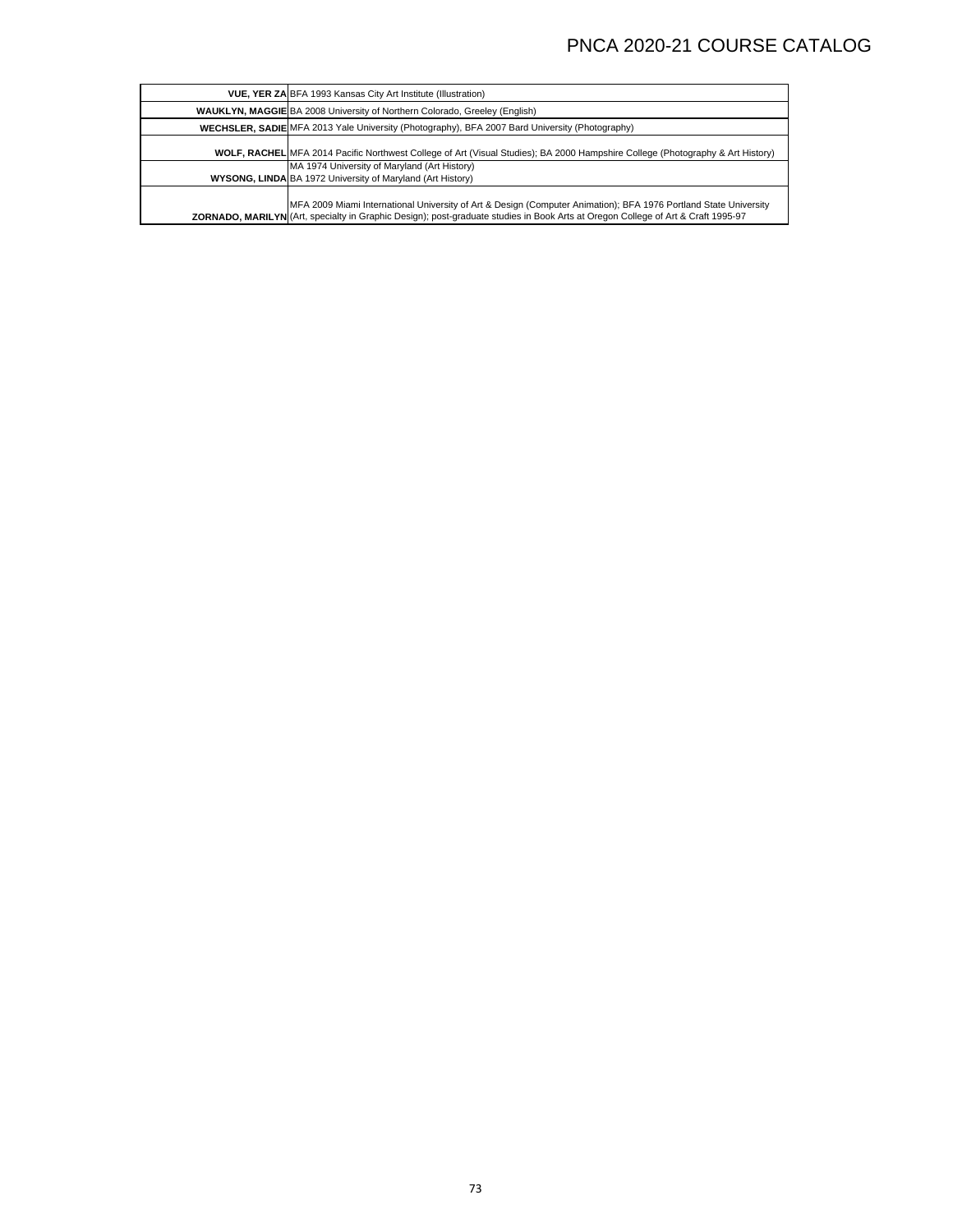| | |
|---|---|
| **VUE, YER ZA** | BFA 1993 Kansas City Art Institute (Illustration) |
| **WAUKLYN, MAGGIE** | BA 2008 University of Northern Colorado, Greeley (English) |
| **WECHSLER, SADIE** | MFA 2013 Yale University (Photography), BFA 2007 Bard University (Photography) |
| **WOLF, RACHEL** | MFA 2014 Pacific Northwest College of Art (Visual Studies); BA 2000 Hampshire College (Photography & Art History) |
| **WYSONG, LINDA** | MA 1974 University of Maryland (Art History) BA 1972 University of Maryland (Art History) |
| **ZORNADO, MARILYN** | MFA 2009 Miami International University of Art & Design (Computer Animation); BFA 1976 Portland State University (Art, specialty in Graphic Design); post-graduate studies in Book Arts at Oregon College of Art & Craft 1995-97 |